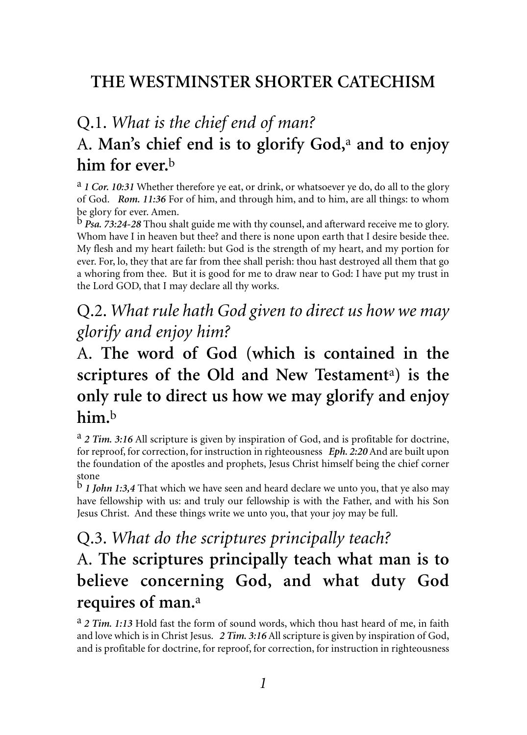# THE WESTMINSTER SHORTER CATECHISM

## Q.1. *What is the chief end of man?*

## A. **Man's chief end is to glorify God,[a] and to enjoy him for ever.[b]**

[a] ***1 Cor. 10:31*** Whether therefore ye eat, or drink, or whatsoever ye do, do all to the glory of God. ***Rom. 11:36*** For of him, and through him, and to him, are all things: to whom be glory for ever. Amen.

[b] ***Psa. 73:24-28*** Thou shalt guide me with thy counsel, and afterward receive me to glory. Whom have I in heaven but thee? and there is none upon earth that I desire beside thee. My flesh and my heart faileth: but God is the strength of my heart, and my portion for ever. For, lo, they that are far from thee shall perish: thou hast destroyed all them that go a whoring from thee. But it is good for me to draw near to God: I have put my trust in the Lord GOD, that I may declare all thy works.

## Q.2. *What rule hath God given to direct us how we may glorify and enjoy him?*

## A. **The word of God (which is contained in the scriptures of the Old and New Testament[a]) is the only rule to direct us how we may glorify and enjoy him.[b]**

[a] ***2 Tim. 3:16*** All scripture is given by inspiration of God, and is profitable for doctrine, for reproof, for correction, for instruction in righteousness ***Eph. 2:20*** And are built upon the foundation of the apostles and prophets, Jesus Christ himself being the chief corner stone

[b] ***1 John 1:3,4*** That which we have seen and heard declare we unto you, that ye also may have fellowship with us: and truly our fellowship is with the Father, and with his Son Jesus Christ. And these things write we unto you, that your joy may be full.

## Q.3. *What do the scriptures principally teach?*

## A. **The scriptures principally teach what man is to believe concerning God, and what duty God requires of man.[a]**

[a] ***2 Tim. 1:13*** Hold fast the form of sound words, which thou hast heard of me, in faith and love which is in Christ Jesus. ***2 Tim. 3:16*** All scripture is given by inspiration of God, and is profitable for doctrine, for reproof, for correction, for instruction in righteousness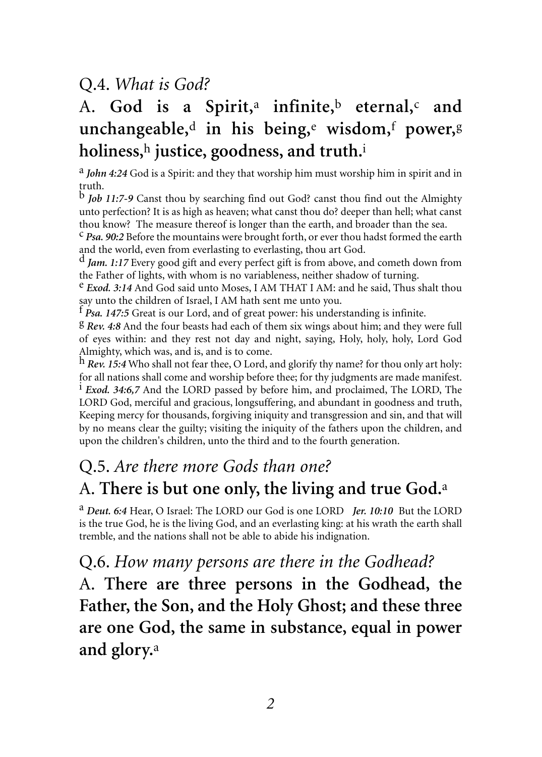## Q.4. *What is God?*

### A. **God is a Spirit,[a] infinite,[b] eternal,[c] and unchangeable,[d] in his being,[e] wisdom,[f] power,[g] holiness,[h] justice, goodness, and truth.[i]**

[a] ***John 4:24*** God is a Spirit: and they that worship him must worship him in spirit and in truth.

[b] ***Job 11:7-9*** Canst thou by searching find out God? canst thou find out the Almighty unto perfection? It is as high as heaven; what canst thou do? deeper than hell; what canst thou know? The measure thereof is longer than the earth, and broader than the sea.

[c] ***Psa. 90:2*** Before the mountains were brought forth, or ever thou hadst formed the earth and the world, even from everlasting to everlasting, thou art God.

[d] ***Jam. 1:17*** Every good gift and every perfect gift is from above, and cometh down from the Father of lights, with whom is no variableness, neither shadow of turning.

[e] ***Exod. 3:14*** And God said unto Moses, I AM THAT I AM: and he said, Thus shalt thou say unto the children of Israel, I AM hath sent me unto you.

[f] ***Psa. 147:5*** Great is our Lord, and of great power: his understanding is infinite.

[g] ***Rev. 4:8*** And the four beasts had each of them six wings about him; and they were full of eyes within: and they rest not day and night, saying, Holy, holy, holy, Lord God Almighty, which was, and is, and is to come.

[h] ***Rev. 15:4*** Who shall not fear thee, O Lord, and glorify thy name? for thou only art holy: for all nations shall come and worship before thee; for thy judgments are made manifest.

[i] ***Exod. 34:6,7*** And the LORD passed by before him, and proclaimed, The LORD, The LORD God, merciful and gracious, longsuffering, and abundant in goodness and truth, Keeping mercy for thousands, forgiving iniquity and transgression and sin, and that will by no means clear the guilty; visiting the iniquity of the fathers upon the children, and upon the children's children, unto the third and to the fourth generation.

## Q.5. *Are there more Gods than one?*

### A. **There is but one only, the living and true God.[a]**

[a] ***Deut. 6:4*** Hear, O Israel: The LORD our God is one LORD ***Jer. 10:10*** But the LORD is the true God, he is the living God, and an everlasting king: at his wrath the earth shall tremble, and the nations shall not be able to abide his indignation.

## Q.6. *How many persons are there in the Godhead?*

### A. **There are three persons in the Godhead, the Father, the Son, and the Holy Ghost; and these three are one God, the same in substance, equal in power and glory.[a]**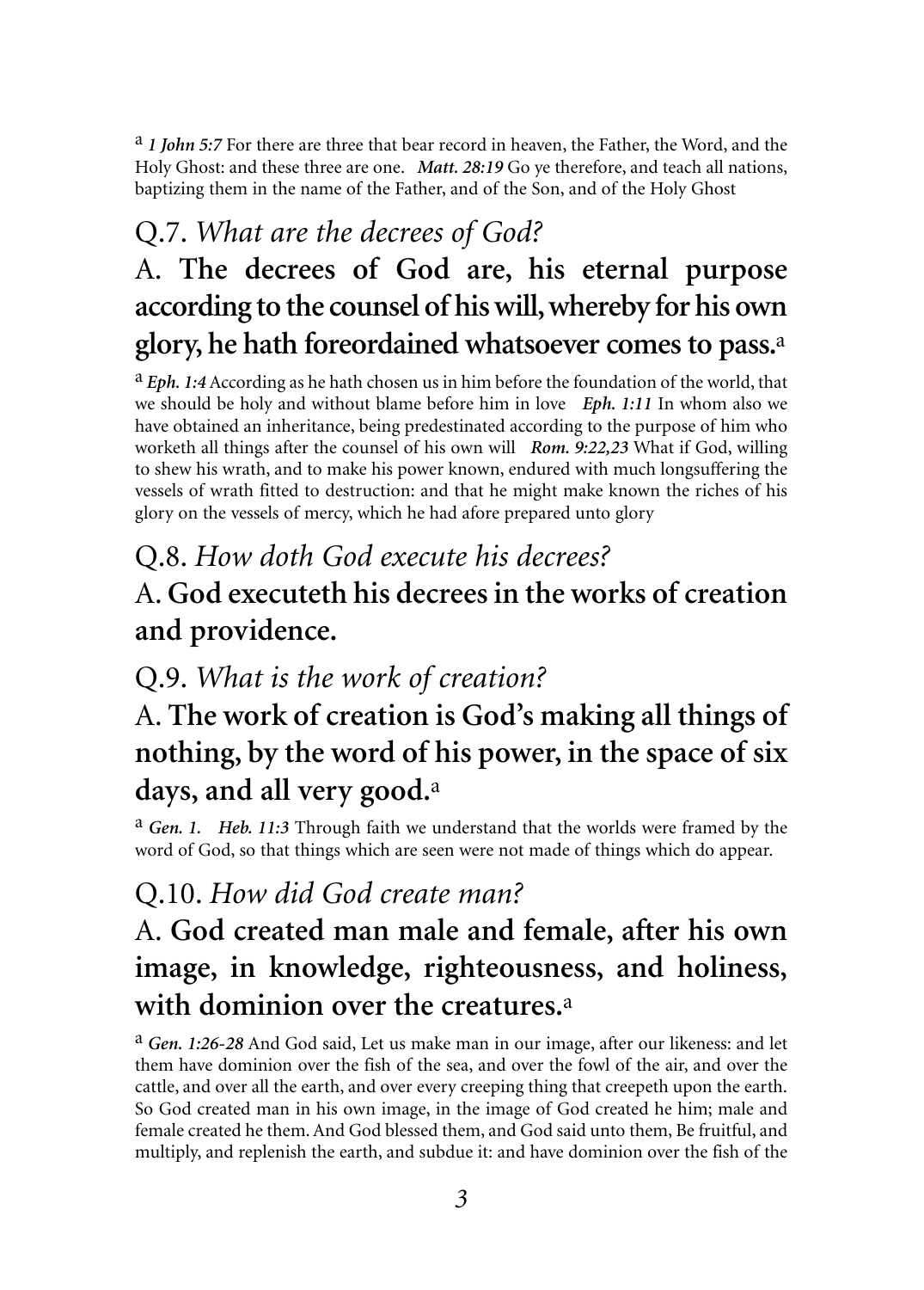[a] ***1 John 5:7*** For there are three that bear record in heaven, the Father, the Word, and the Holy Ghost: and these three are one. ***Matt. 28:19*** Go ye therefore, and teach all nations, baptizing them in the name of the Father, and of the Son, and of the Holy Ghost

## Q.7. *What are the decrees of God?*

## A. **The decrees of God are, his eternal purpose according to the counsel of his will, whereby for his own glory, he hath foreordained whatsoever comes to pass.**[a]

[a] ***Eph. 1:4*** According as he hath chosen us in him before the foundation of the world, that we should be holy and without blame before him in love ***Eph. 1:11*** In whom also we have obtained an inheritance, being predestinated according to the purpose of him who worketh all things after the counsel of his own will ***Rom. 9:22,23*** What if God, willing to shew his wrath, and to make his power known, endured with much longsuffering the vessels of wrath fitted to destruction: and that he might make known the riches of his glory on the vessels of mercy, which he had afore prepared unto glory

## Q.8. *How doth God execute his decrees?*

## A. **God executeth his decrees in the works of creation and providence.**

## Q.9. *What is the work of creation?*

## A. **The work of creation is God's making all things of nothing, by the word of his power, in the space of six days, and all very good.**[a]

[a] ***Gen. 1.*** ***Heb. 11:3*** Through faith we understand that the worlds were framed by the word of God, so that things which are seen were not made of things which do appear.

## Q.10. *How did God create man?*

## A. **God created man male and female, after his own image, in knowledge, righteousness, and holiness, with dominion over the creatures.**[a]

[a] ***Gen. 1:26-28*** And God said, Let us make man in our image, after our likeness: and let them have dominion over the fish of the sea, and over the fowl of the air, and over the cattle, and over all the earth, and over every creeping thing that creepeth upon the earth. So God created man in his own image, in the image of God created he him; male and female created he them. And God blessed them, and God said unto them, Be fruitful, and multiply, and replenish the earth, and subdue it: and have dominion over the fish of the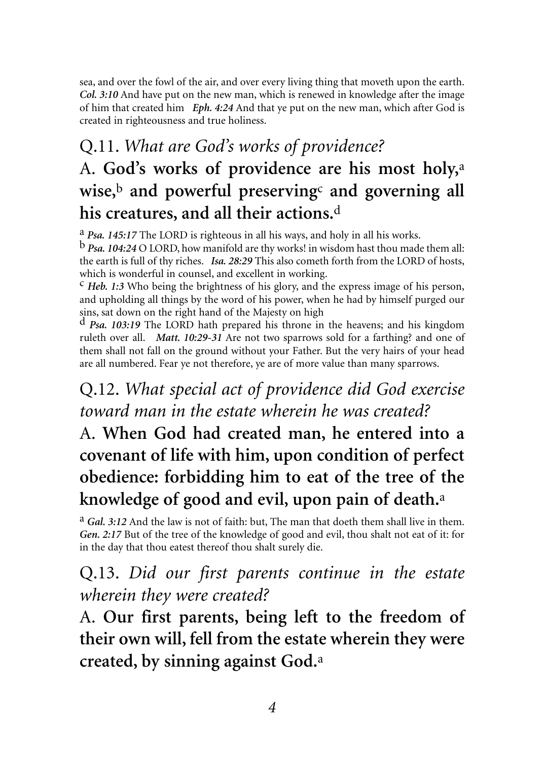sea, and over the fowl of the air, and over every living thing that moveth upon the earth. ***Col. 3:10*** And have put on the new man, which is renewed in knowledge after the image of him that created him ***Eph. 4:24*** And that ye put on the new man, which after God is created in righteousness and true holiness.

## Q.11. *What are God's works of providence?*

## A. **God's works of providence are his most holy,[a] wise,[b] and powerful preserving[c] and governing all his creatures, and all their actions.[d]**

[a] ***Psa. 145:17*** The LORD is righteous in all his ways, and holy in all his works.

[b] ***Psa. 104:24*** O LORD, how manifold are thy works! in wisdom hast thou made them all: the earth is full of thy riches. ***Isa. 28:29*** This also cometh forth from the LORD of hosts, which is wonderful in counsel, and excellent in working.

[c] ***Heb. 1:3*** Who being the brightness of his glory, and the express image of his person, and upholding all things by the word of his power, when he had by himself purged our sins, sat down on the right hand of the Majesty on high

[d] ***Psa. 103:19*** The LORD hath prepared his throne in the heavens; and his kingdom ruleth over all. ***Matt. 10:29-31*** Are not two sparrows sold for a farthing? and one of them shall not fall on the ground without your Father. But the very hairs of your head are all numbered. Fear ye not therefore, ye are of more value than many sparrows.

## Q.12. *What special act of providence did God exercise toward man in the estate wherein he was created?*

## A. **When God had created man, he entered into a covenant of life with him, upon condition of perfect obedience: forbidding him to eat of the tree of the knowledge of good and evil, upon pain of death.[a]**

[a] ***Gal. 3:12*** And the law is not of faith: but, The man that doeth them shall live in them. ***Gen. 2:17*** But of the tree of the knowledge of good and evil, thou shalt not eat of it: for in the day that thou eatest thereof thou shalt surely die.

## Q.13. *Did our first parents continue in the estate wherein they were created?*

## A. **Our first parents, being left to the freedom of their own will, fell from the estate wherein they were created, by sinning against God.[a]**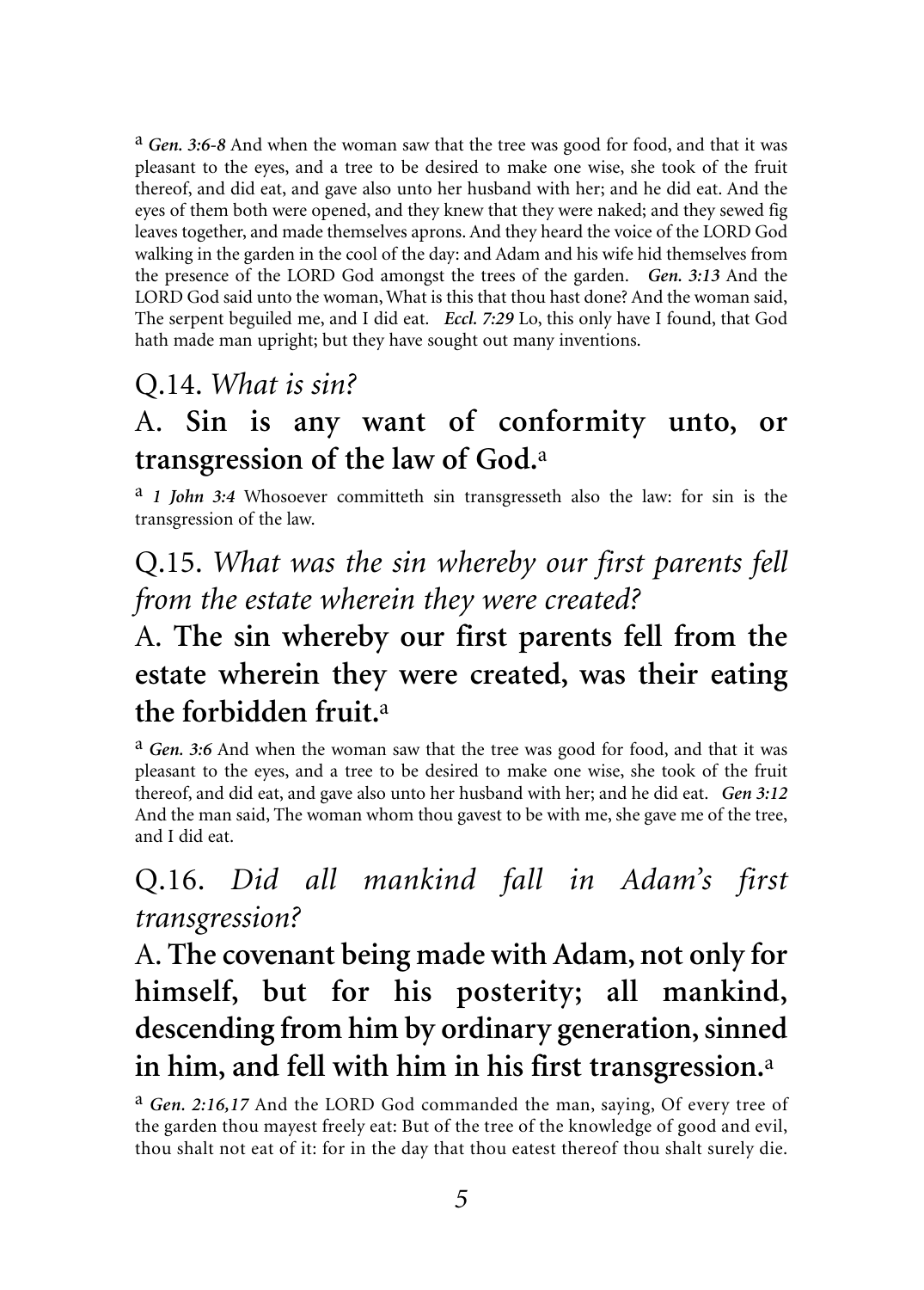[a] ***Gen. 3:6-8*** And when the woman saw that the tree was good for food, and that it was pleasant to the eyes, and a tree to be desired to make one wise, she took of the fruit thereof, and did eat, and gave also unto her husband with her; and he did eat. And the eyes of them both were opened, and they knew that they were naked; and they sewed fig leaves together, and made themselves aprons. And they heard the voice of the LORD God walking in the garden in the cool of the day: and Adam and his wife hid themselves from the presence of the LORD God amongst the trees of the garden. ***Gen. 3:13*** And the LORD God said unto the woman, What is this that thou hast done? And the woman said, The serpent beguiled me, and I did eat. ***Eccl. 7:29*** Lo, this only have I found, that God hath made man upright; but they have sought out many inventions.

## Q.14. *What is sin?*

## A. **Sin is any want of conformity unto, or transgression of the law of God.**[a]

[a] ***1 John 3:4*** Whosoever committeth sin transgresseth also the law: for sin is the transgression of the law.

## Q.15. *What was the sin whereby our first parents fell from the estate wherein they were created?*

## A. **The sin whereby our first parents fell from the estate wherein they were created, was their eating the forbidden fruit.**[a]

[a] ***Gen. 3:6*** And when the woman saw that the tree was good for food, and that it was pleasant to the eyes, and a tree to be desired to make one wise, she took of the fruit thereof, and did eat, and gave also unto her husband with her; and he did eat. ***Gen 3:12*** And the man said, The woman whom thou gavest to be with me, she gave me of the tree, and I did eat.

## Q.16. *Did all mankind fall in Adam's first transgression?*

## A. **The covenant being made with Adam, not only for himself, but for his posterity; all mankind, descending from him by ordinary generation, sinned in him, and fell with him in his first transgression.**[a]

[a] ***Gen. 2:16,17*** And the LORD God commanded the man, saying, Of every tree of the garden thou mayest freely eat: But of the tree of the knowledge of good and evil, thou shalt not eat of it: for in the day that thou eatest thereof thou shalt surely die.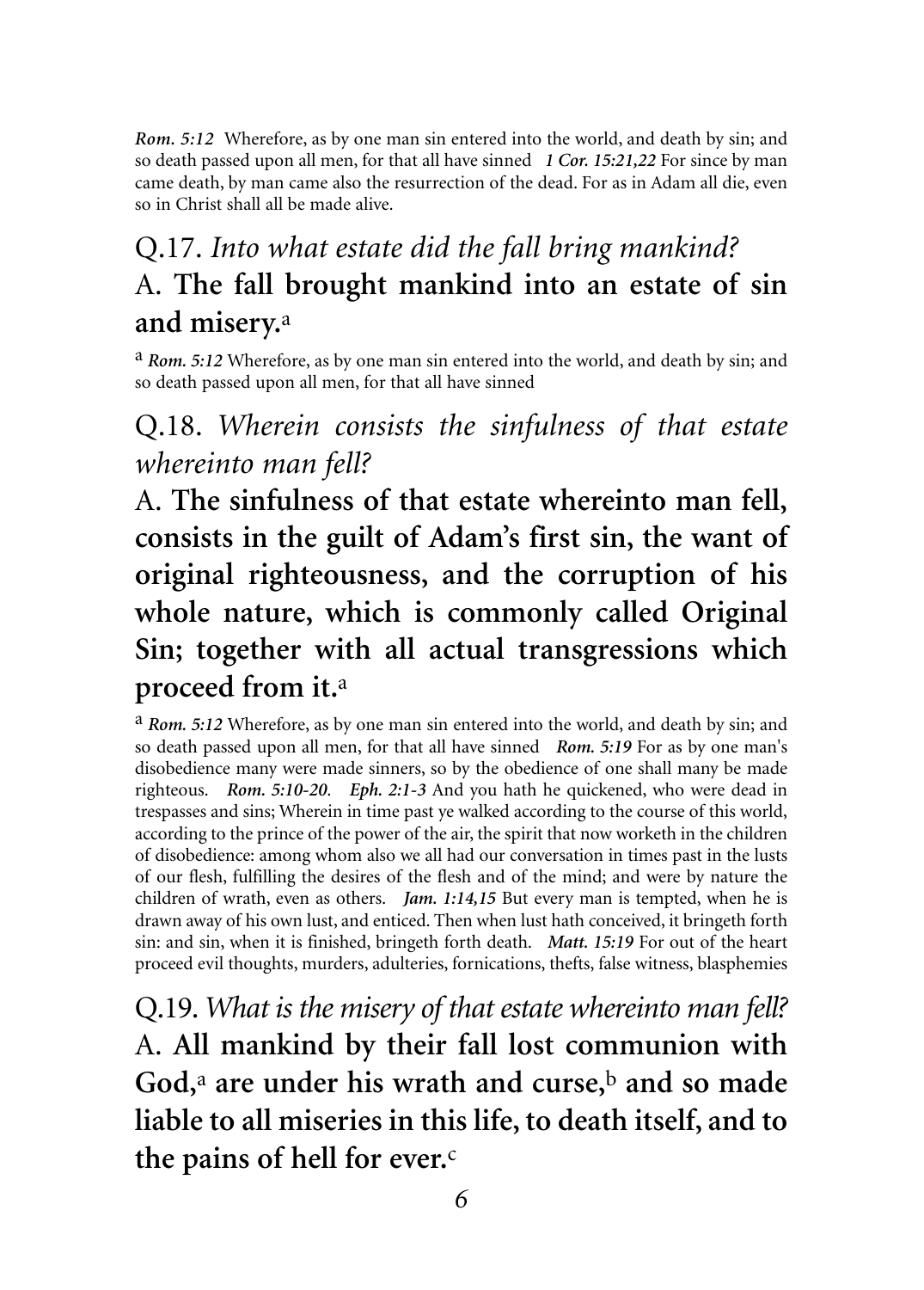*Rom. 5:12* Wherefore, as by one man sin entered into the world, and death by sin; and so death passed upon all men, for that all have sinned *1 Cor. 15:21,22* For since by man came death, by man came also the resurrection of the dead. For as in Adam all die, even so in Christ shall all be made alive.

## Q.17. *Into what estate did the fall bring mankind?*

## A. **The fall brought mankind into an estate of sin and misery.**[a]

[a] ***Rom. 5:12*** Wherefore, as by one man sin entered into the world, and death by sin; and so death passed upon all men, for that all have sinned

## Q.18. *Wherein consists the sinfulness of that estate whereinto man fell?*

## A. **The sinfulness of that estate whereinto man fell, consists in the guilt of Adam's first sin, the want of original righteousness, and the corruption of his whole nature, which is commonly called Original Sin; together with all actual transgressions which proceed from it.**[a]

[a] ***Rom. 5:12*** Wherefore, as by one man sin entered into the world, and death by sin; and so death passed upon all men, for that all have sinned ***Rom. 5:19*** For as by one man's disobedience many were made sinners, so by the obedience of one shall many be made righteous. ***Rom. 5:10-20***. ***Eph. 2:1-3*** And you hath he quickened, who were dead in trespasses and sins; Wherein in time past ye walked according to the course of this world, according to the prince of the power of the air, the spirit that now worketh in the children of disobedience: among whom also we all had our conversation in times past in the lusts of our flesh, fulfilling the desires of the flesh and of the mind; and were by nature the children of wrath, even as others. ***Jam. 1:14,15*** But every man is tempted, when he is drawn away of his own lust, and enticed. Then when lust hath conceived, it bringeth forth sin: and sin, when it is finished, bringeth forth death. ***Matt. 15:19*** For out of the heart proceed evil thoughts, murders, adulteries, fornications, thefts, false witness, blasphemies

## Q.19. *What is the misery of that estate whereinto man fell?*

## A. **All mankind by their fall lost communion with God,**[a] **are under his wrath and curse,**[b] **and so made liable to all miseries in this life, to death itself, and to the pains of hell for ever.**[c]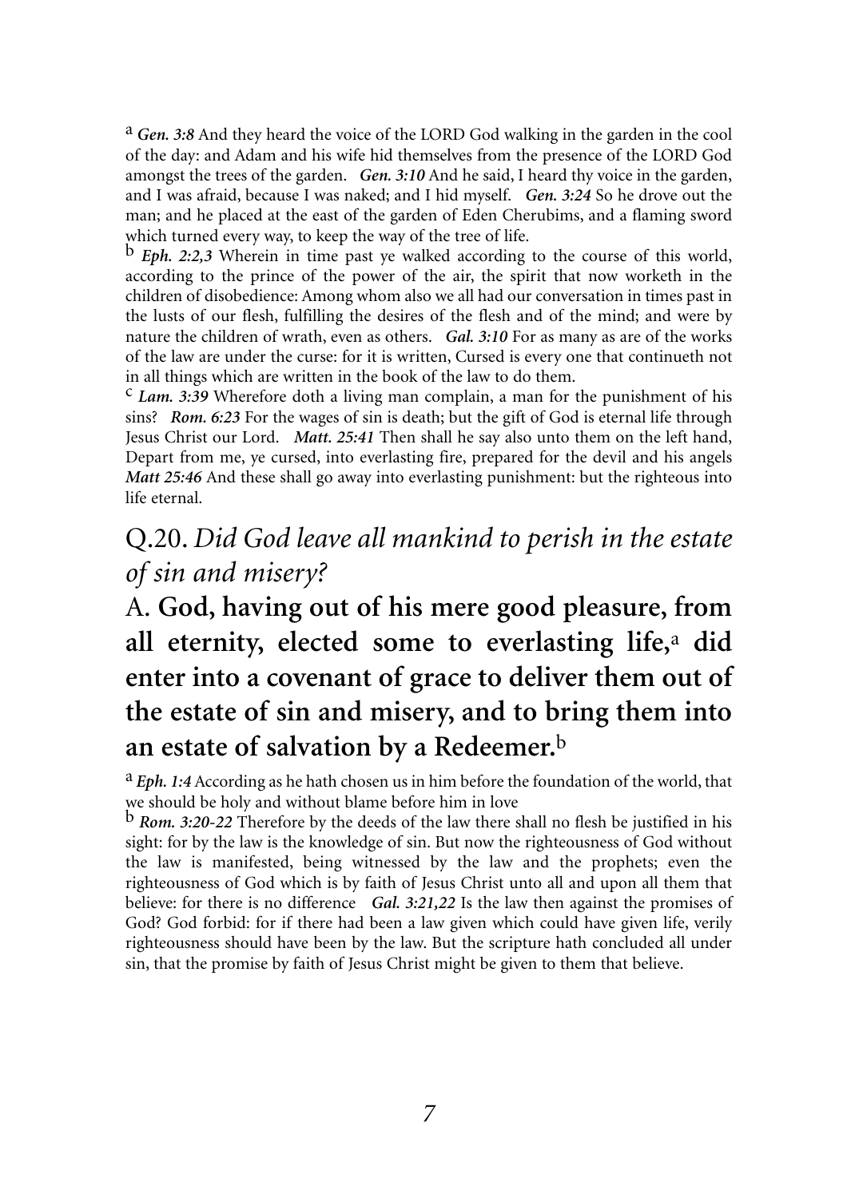[a] ***Gen. 3:8*** And they heard the voice of the LORD God walking in the garden in the cool of the day: and Adam and his wife hid themselves from the presence of the LORD God amongst the trees of the garden. ***Gen. 3:10*** And he said, I heard thy voice in the garden, and I was afraid, because I was naked; and I hid myself. ***Gen. 3:24*** So he drove out the man; and he placed at the east of the garden of Eden Cherubims, and a flaming sword which turned every way, to keep the way of the tree of life.

[b] ***Eph. 2:2,3*** Wherein in time past ye walked according to the course of this world, according to the prince of the power of the air, the spirit that now worketh in the children of disobedience: Among whom also we all had our conversation in times past in the lusts of our flesh, fulfilling the desires of the flesh and of the mind; and were by nature the children of wrath, even as others. ***Gal. 3:10*** For as many as are of the works of the law are under the curse: for it is written, Cursed is every one that continueth not in all things which are written in the book of the law to do them.

[c] ***Lam. 3:39*** Wherefore doth a living man complain, a man for the punishment of his sins? ***Rom. 6:23*** For the wages of sin is death; but the gift of God is eternal life through Jesus Christ our Lord. ***Matt. 25:41*** Then shall he say also unto them on the left hand, Depart from me, ye cursed, into everlasting fire, prepared for the devil and his angels ***Matt 25:46*** And these shall go away into everlasting punishment: but the righteous into life eternal.

## Q.20. *Did God leave all mankind to perish in the estate of sin and misery?*

## A. **God, having out of his mere good pleasure, from all eternity, elected some to everlasting life,[a] did enter into a covenant of grace to deliver them out of the estate of sin and misery, and to bring them into an estate of salvation by a Redeemer.[b]**

[a] ***Eph. 1:4*** According as he hath chosen us in him before the foundation of the world, that we should be holy and without blame before him in love

[b] ***Rom. 3:20-22*** Therefore by the deeds of the law there shall no flesh be justified in his sight: for by the law is the knowledge of sin. But now the righteousness of God without the law is manifested, being witnessed by the law and the prophets; even the righteousness of God which is by faith of Jesus Christ unto all and upon all them that believe: for there is no difference ***Gal. 3:21,22*** Is the law then against the promises of God? God forbid: for if there had been a law given which could have given life, verily righteousness should have been by the law. But the scripture hath concluded all under sin, that the promise by faith of Jesus Christ might be given to them that believe.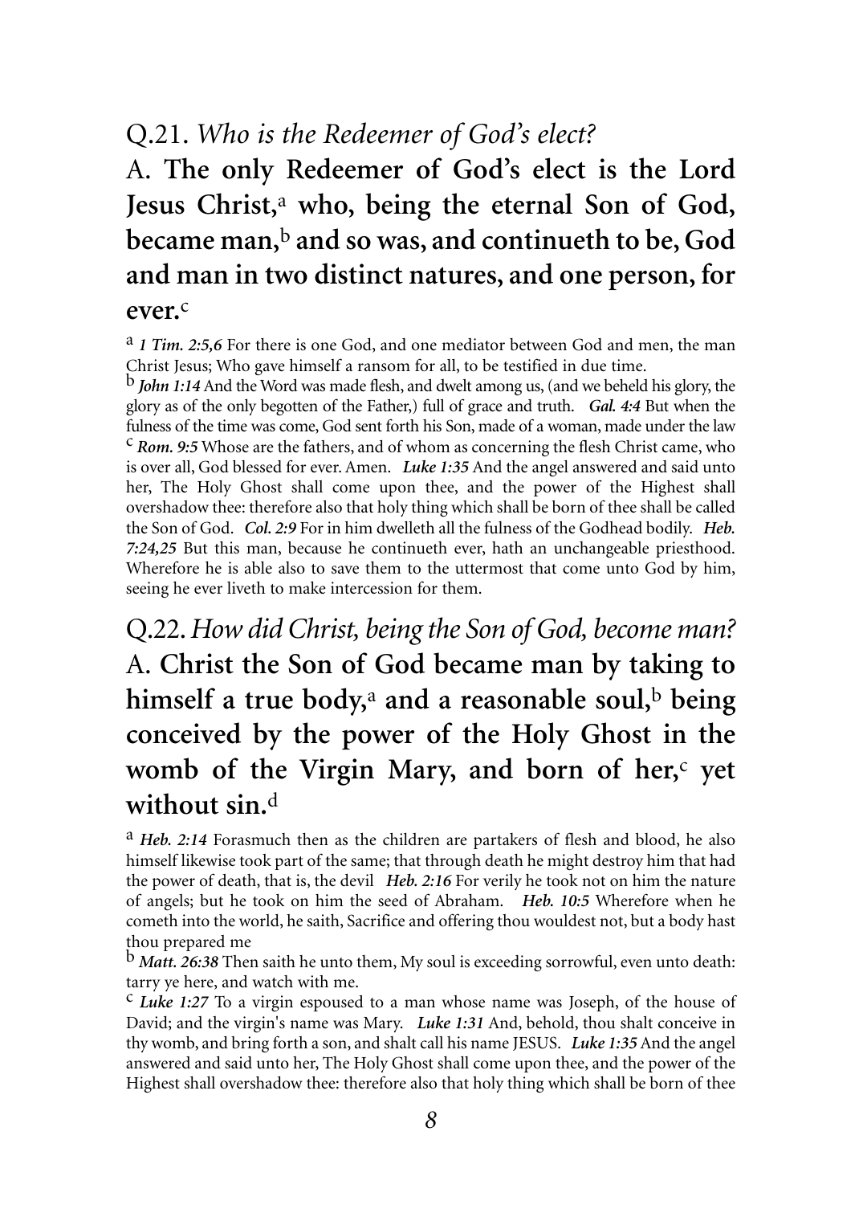## Q.21. *Who is the Redeemer of God's elect?*

A. **The only Redeemer of God's elect is the Lord Jesus Christ,[a] who, being the eternal Son of God, became man,[b] and so was, and continueth to be, God and man in two distinct natures, and one person, for ever.[c]**

[a] ***1 Tim. 2:5,6*** For there is one God, and one mediator between God and men, the man Christ Jesus; Who gave himself a ransom for all, to be testified in due time.

[b] ***John 1:14*** And the Word was made flesh, and dwelt among us, (and we beheld his glory, the glory as of the only begotten of the Father,) full of grace and truth. ***Gal. 4:4*** But when the fulness of the time was come, God sent forth his Son, made of a woman, made under the law

[c] ***Rom. 9:5*** Whose are the fathers, and of whom as concerning the flesh Christ came, who is over all, God blessed for ever. Amen. ***Luke 1:35*** And the angel answered and said unto her, The Holy Ghost shall come upon thee, and the power of the Highest shall overshadow thee: therefore also that holy thing which shall be born of thee shall be called the Son of God. ***Col. 2:9*** For in him dwelleth all the fulness of the Godhead bodily. ***Heb. 7:24,25*** But this man, because he continueth ever, hath an unchangeable priesthood. Wherefore he is able also to save them to the uttermost that come unto God by him, seeing he ever liveth to make intercession for them.

## Q.22. *How did Christ, being the Son of God, become man?*

A. **Christ the Son of God became man by taking to himself a true body,[a] and a reasonable soul,[b] being conceived by the power of the Holy Ghost in the womb of the Virgin Mary, and born of her,[c] yet without sin.[d]**

[a] ***Heb. 2:14*** Forasmuch then as the children are partakers of flesh and blood, he also himself likewise took part of the same; that through death he might destroy him that had the power of death, that is, the devil ***Heb. 2:16*** For verily he took not on him the nature of angels; but he took on him the seed of Abraham. ***Heb. 10:5*** Wherefore when he cometh into the world, he saith, Sacrifice and offering thou wouldest not, but a body hast thou prepared me

[b] ***Matt. 26:38*** Then saith he unto them, My soul is exceeding sorrowful, even unto death: tarry ye here, and watch with me.

[c] ***Luke 1:27*** To a virgin espoused to a man whose name was Joseph, of the house of David; and the virgin's name was Mary. ***Luke 1:31*** And, behold, thou shalt conceive in thy womb, and bring forth a son, and shalt call his name JESUS. ***Luke 1:35*** And the angel answered and said unto her, The Holy Ghost shall come upon thee, and the power of the Highest shall overshadow thee: therefore also that holy thing which shall be born of thee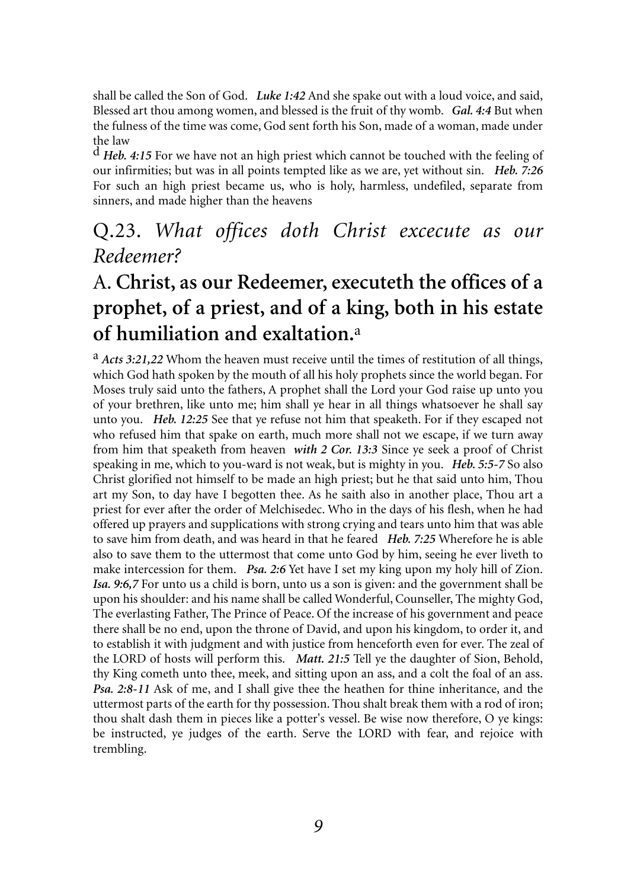shall be called the Son of God. ***Luke 1:42*** And she spake out with a loud voice, and said, Blessed art thou among women, and blessed is the fruit of thy womb. ***Gal. 4:4*** But when the fulness of the time was come, God sent forth his Son, made of a woman, made under the law

[d] ***Heb. 4:15*** For we have not an high priest which cannot be touched with the feeling of our infirmities; but was in all points tempted like as we are, yet without sin. ***Heb. 7:26*** For such an high priest became us, who is holy, harmless, undefiled, separate from sinners, and made higher than the heavens

## Q.23. *What offices doth Christ excecute as our Redeemer?*

## A. **Christ, as our Redeemer, executeth the offices of a prophet, of a priest, and of a king, both in his estate of humiliation and exaltation.**[a]

[a] ***Acts 3:21,22*** Whom the heaven must receive until the times of restitution of all things, which God hath spoken by the mouth of all his holy prophets since the world began. For Moses truly said unto the fathers, A prophet shall the Lord your God raise up unto you of your brethren, like unto me; him shall ye hear in all things whatsoever he shall say unto you. ***Heb. 12:25*** See that ye refuse not him that speaketh. For if they escaped not who refused him that spake on earth, much more shall not we escape, if we turn away from him that speaketh from heaven ***with 2 Cor. 13:3*** Since ye seek a proof of Christ speaking in me, which to you-ward is not weak, but is mighty in you. ***Heb. 5:5-7*** So also Christ glorified not himself to be made an high priest; but he that said unto him, Thou art my Son, to day have I begotten thee. As he saith also in another place, Thou art a priest for ever after the order of Melchisedec. Who in the days of his flesh, when he had offered up prayers and supplications with strong crying and tears unto him that was able to save him from death, and was heard in that he feared ***Heb. 7:25*** Wherefore he is able also to save them to the uttermost that come unto God by him, seeing he ever liveth to make intercession for them. ***Psa. 2:6*** Yet have I set my king upon my holy hill of Zion. ***Isa. 9:6,7*** For unto us a child is born, unto us a son is given: and the government shall be upon his shoulder: and his name shall be called Wonderful, Counseller, The mighty God, The everlasting Father, The Prince of Peace. Of the increase of his government and peace there shall be no end, upon the throne of David, and upon his kingdom, to order it, and to establish it with judgment and with justice from henceforth even for ever. The zeal of the LORD of hosts will perform this. ***Matt. 21:5*** Tell ye the daughter of Sion, Behold, thy King cometh unto thee, meek, and sitting upon an ass, and a colt the foal of an ass. ***Psa. 2:8-11*** Ask of me, and I shall give thee the heathen for thine inheritance, and the uttermost parts of the earth for thy possession. Thou shalt break them with a rod of iron; thou shalt dash them in pieces like a potter's vessel. Be wise now therefore, O ye kings: be instructed, ye judges of the earth. Serve the LORD with fear, and rejoice with trembling.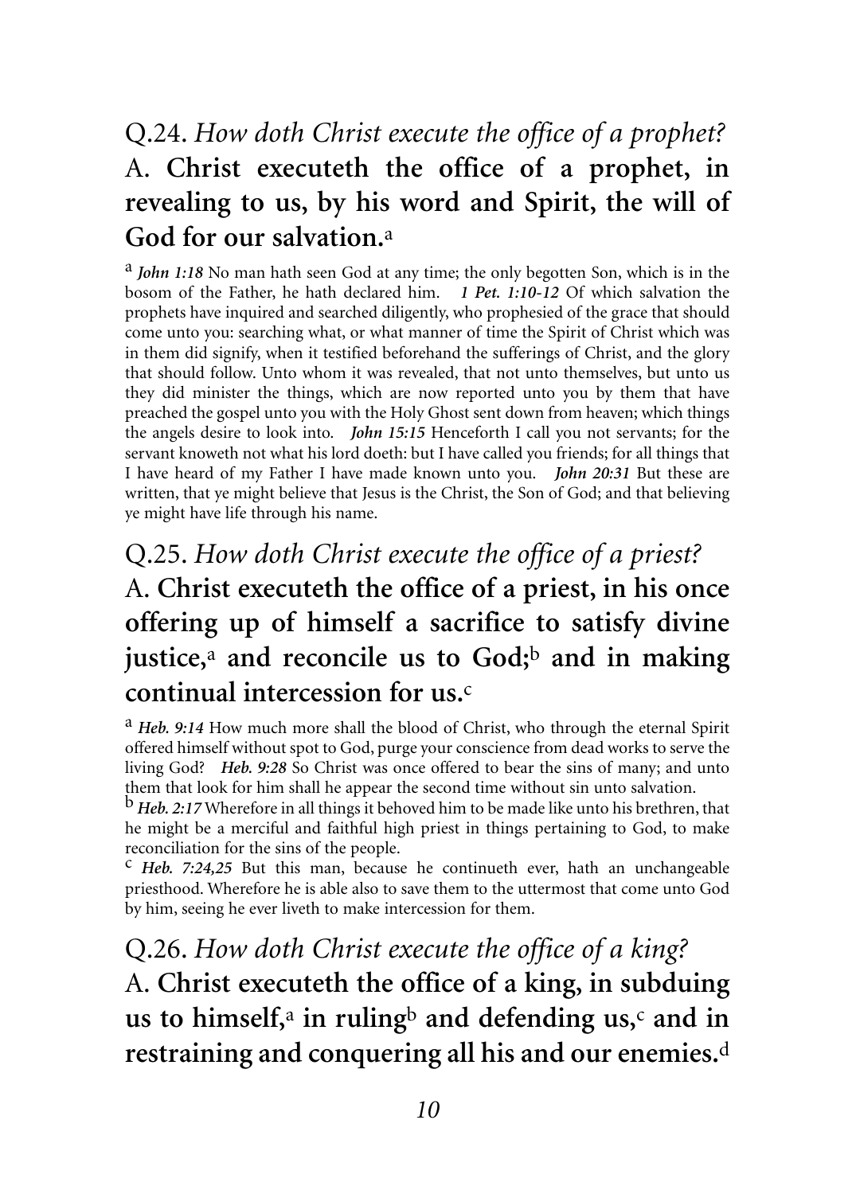## Q.24. *How doth Christ execute the office of a prophet?*

## A. **Christ executeth the office of a prophet, in revealing to us, by his word and Spirit, the will of God for our salvation.**[a]

[a] ***John 1:18*** No man hath seen God at any time; the only begotten Son, which is in the bosom of the Father, he hath declared him. ***1 Pet. 1:10-12*** Of which salvation the prophets have inquired and searched diligently, who prophesied of the grace that should come unto you: searching what, or what manner of time the Spirit of Christ which was in them did signify, when it testified beforehand the sufferings of Christ, and the glory that should follow. Unto whom it was revealed, that not unto themselves, but unto us they did minister the things, which are now reported unto you by them that have preached the gospel unto you with the Holy Ghost sent down from heaven; which things the angels desire to look into. ***John 15:15*** Henceforth I call you not servants; for the servant knoweth not what his lord doeth: but I have called you friends; for all things that I have heard of my Father I have made known unto you. ***John 20:31*** But these are written, that ye might believe that Jesus is the Christ, the Son of God; and that believing ye might have life through his name.

## Q.25. *How doth Christ execute the office of a priest?*

## A. **Christ executeth the office of a priest, in his once offering up of himself a sacrifice to satisfy divine justice,**[a] **and reconcile us to God;**[b] **and in making continual intercession for us.**[c]

[a] ***Heb. 9:14*** How much more shall the blood of Christ, who through the eternal Spirit offered himself without spot to God, purge your conscience from dead works to serve the living God? ***Heb. 9:28*** So Christ was once offered to bear the sins of many; and unto them that look for him shall he appear the second time without sin unto salvation.

[b] ***Heb. 2:17*** Wherefore in all things it behoved him to be made like unto his brethren, that he might be a merciful and faithful high priest in things pertaining to God, to make reconciliation for the sins of the people.

[c] ***Heb. 7:24,25*** But this man, because he continueth ever, hath an unchangeable priesthood. Wherefore he is able also to save them to the uttermost that come unto God by him, seeing he ever liveth to make intercession for them.

## Q.26. *How doth Christ execute the office of a king?*

## A. **Christ executeth the office of a king, in subduing us to himself,**[a] **in ruling**[b] **and defending us,**[c] **and in restraining and conquering all his and our enemies.**[d]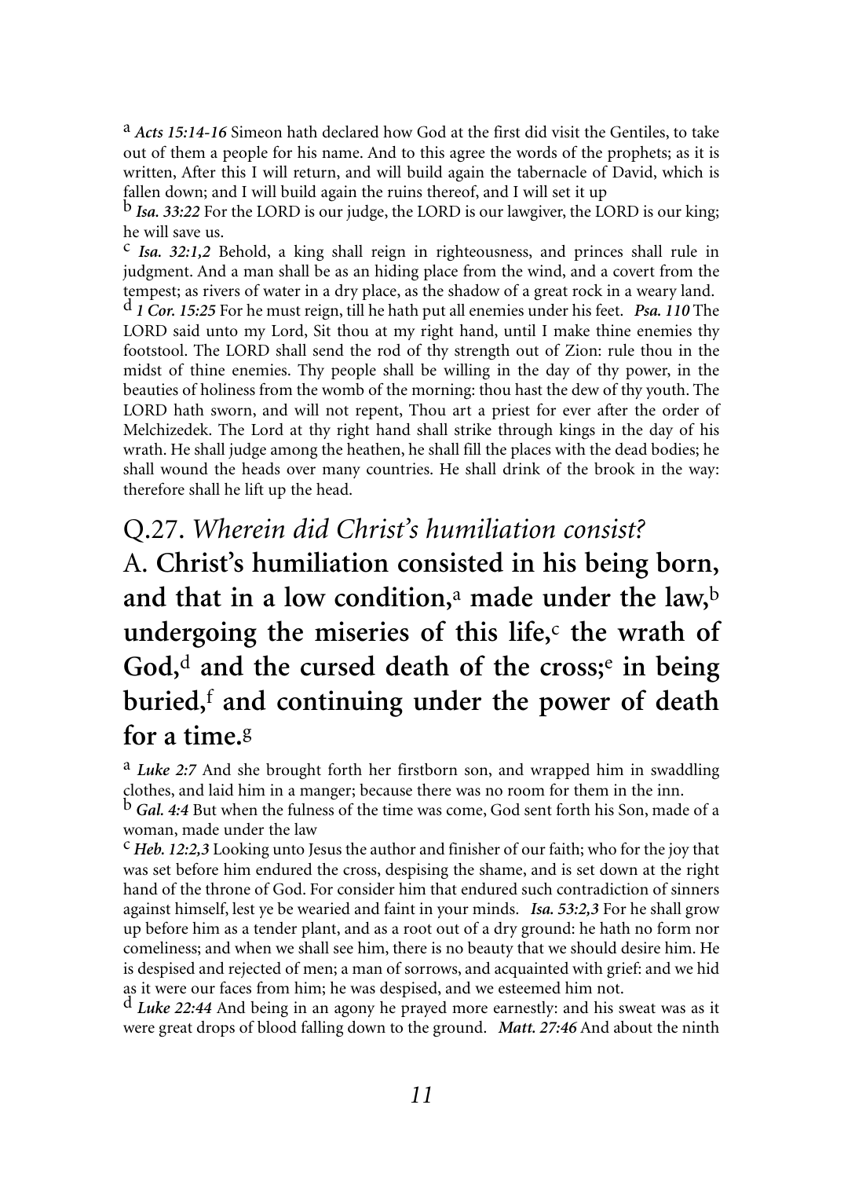[a] ***Acts 15:14-16*** Simeon hath declared how God at the first did visit the Gentiles, to take out of them a people for his name. And to this agree the words of the prophets; as it is written, After this I will return, and will build again the tabernacle of David, which is fallen down; and I will build again the ruins thereof, and I will set it up

[b] ***Isa. 33:22*** For the LORD is our judge, the LORD is our lawgiver, the LORD is our king; he will save us.

[c] ***Isa. 32:1,2*** Behold, a king shall reign in righteousness, and princes shall rule in judgment. And a man shall be as an hiding place from the wind, and a covert from the tempest; as rivers of water in a dry place, as the shadow of a great rock in a weary land.

[d] ***1 Cor. 15:25*** For he must reign, till he hath put all enemies under his feet. ***Psa. 110*** The LORD said unto my Lord, Sit thou at my right hand, until I make thine enemies thy footstool. The LORD shall send the rod of thy strength out of Zion: rule thou in the midst of thine enemies. Thy people shall be willing in the day of thy power, in the beauties of holiness from the womb of the morning: thou hast the dew of thy youth. The LORD hath sworn, and will not repent, Thou art a priest for ever after the order of Melchizedek. The Lord at thy right hand shall strike through kings in the day of his wrath. He shall judge among the heathen, he shall fill the places with the dead bodies; he shall wound the heads over many countries. He shall drink of the brook in the way: therefore shall he lift up the head.

## Q.27. *Wherein did Christ's humiliation consist?*

## A. **Christ's humiliation consisted in his being born, and that in a low condition,[a] made under the law,[b] undergoing the miseries of this life,[c] the wrath of God,[d] and the cursed death of the cross;[e] in being buried,[f] and continuing under the power of death for a time.[g]**

[a] ***Luke 2:7*** And she brought forth her firstborn son, and wrapped him in swaddling clothes, and laid him in a manger; because there was no room for them in the inn.

[b] ***Gal. 4:4*** But when the fulness of the time was come, God sent forth his Son, made of a woman, made under the law

[c] ***Heb. 12:2,3*** Looking unto Jesus the author and finisher of our faith; who for the joy that was set before him endured the cross, despising the shame, and is set down at the right hand of the throne of God. For consider him that endured such contradiction of sinners against himself, lest ye be wearied and faint in your minds. ***Isa. 53:2,3*** For he shall grow up before him as a tender plant, and as a root out of a dry ground: he hath no form nor comeliness; and when we shall see him, there is no beauty that we should desire him. He is despised and rejected of men; a man of sorrows, and acquainted with grief: and we hid as it were our faces from him; he was despised, and we esteemed him not.

[d] ***Luke 22:44*** And being in an agony he prayed more earnestly: and his sweat was as it were great drops of blood falling down to the ground. ***Matt. 27:46*** And about the ninth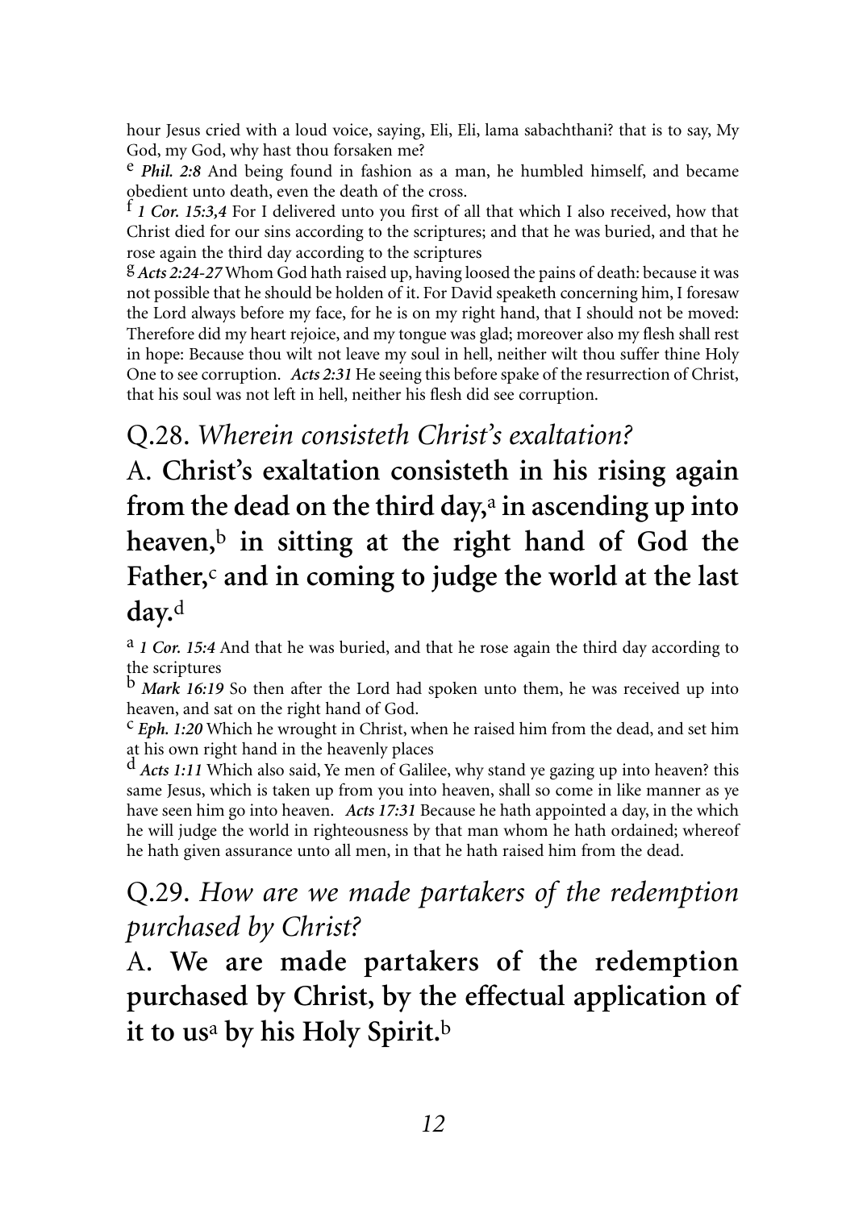hour Jesus cried with a loud voice, saying, Eli, Eli, lama sabachthani? that is to say, My God, my God, why hast thou forsaken me?

[e] ***Phil. 2:8*** And being found in fashion as a man, he humbled himself, and became obedient unto death, even the death of the cross.

[f] ***1 Cor. 15:3,4*** For I delivered unto you first of all that which I also received, how that Christ died for our sins according to the scriptures; and that he was buried, and that he rose again the third day according to the scriptures

[g] ***Acts 2:24-27*** Whom God hath raised up, having loosed the pains of death: because it was not possible that he should be holden of it. For David speaketh concerning him, I foresaw the Lord always before my face, for he is on my right hand, that I should not be moved: Therefore did my heart rejoice, and my tongue was glad; moreover also my flesh shall rest in hope: Because thou wilt not leave my soul in hell, neither wilt thou suffer thine Holy One to see corruption. ***Acts 2:31*** He seeing this before spake of the resurrection of Christ, that his soul was not left in hell, neither his flesh did see corruption.

## Q.28. *Wherein consisteth Christ's exaltation?*

## A. **Christ's exaltation consisteth in his rising again from the dead on the third day,[a] in ascending up into heaven,[b] in sitting at the right hand of God the Father,[c] and in coming to judge the world at the last day.[d]**

[a] ***1 Cor. 15:4*** And that he was buried, and that he rose again the third day according to the scriptures

[b] ***Mark 16:19*** So then after the Lord had spoken unto them, he was received up into heaven, and sat on the right hand of God.

[c] ***Eph. 1:20*** Which he wrought in Christ, when he raised him from the dead, and set him at his own right hand in the heavenly places

[d] ***Acts 1:11*** Which also said, Ye men of Galilee, why stand ye gazing up into heaven? this same Jesus, which is taken up from you into heaven, shall so come in like manner as ye have seen him go into heaven. ***Acts 17:31*** Because he hath appointed a day, in the which he will judge the world in righteousness by that man whom he hath ordained; whereof he hath given assurance unto all men, in that he hath raised him from the dead.

## Q.29. *How are we made partakers of the redemption purchased by Christ?*

## A. **We are made partakers of the redemption purchased by Christ, by the effectual application of it to us[a] by his Holy Spirit.[b]**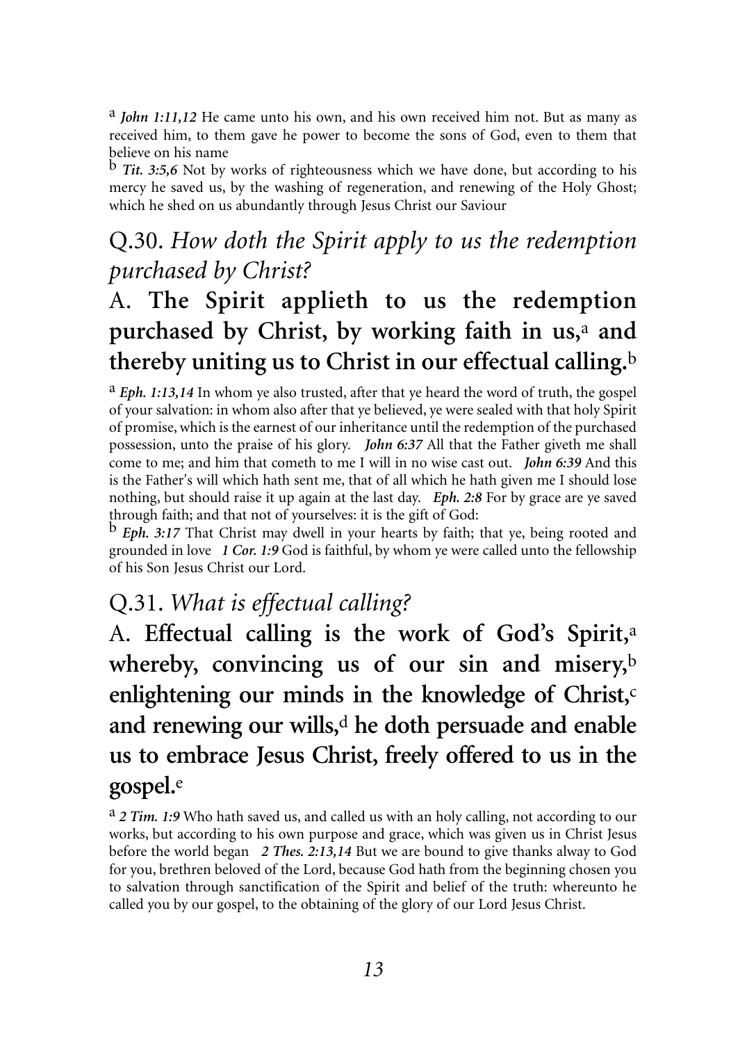[a] ***John 1:11,12*** He came unto his own, and his own received him not. But as many as received him, to them gave he power to become the sons of God, even to them that believe on his name

[b] ***Tit. 3:5,6*** Not by works of righteousness which we have done, but according to his mercy he saved us, by the washing of regeneration, and renewing of the Holy Ghost; which he shed on us abundantly through Jesus Christ our Saviour

## Q.30. *How doth the Spirit apply to us the redemption purchased by Christ?*

## A. **The Spirit applieth to us the redemption purchased by Christ, by working faith in us,[a] and thereby uniting us to Christ in our effectual calling.[b]**

[a] ***Eph. 1:13,14*** In whom ye also trusted, after that ye heard the word of truth, the gospel of your salvation: in whom also after that ye believed, ye were sealed with that holy Spirit of promise, which is the earnest of our inheritance until the redemption of the purchased possession, unto the praise of his glory. ***John 6:37*** All that the Father giveth me shall come to me; and him that cometh to me I will in no wise cast out. ***John 6:39*** And this is the Father's will which hath sent me, that of all which he hath given me I should lose nothing, but should raise it up again at the last day. ***Eph. 2:8*** For by grace are ye saved through faith; and that not of yourselves: it is the gift of God:

[b] ***Eph. 3:17*** That Christ may dwell in your hearts by faith; that ye, being rooted and grounded in love ***1 Cor. 1:9*** God is faithful, by whom ye were called unto the fellowship of his Son Jesus Christ our Lord.

## Q.31. *What is effectual calling?*

## A. **Effectual calling is the work of God's Spirit,[a] whereby, convincing us of our sin and misery,[b] enlightening our minds in the knowledge of Christ,[c] and renewing our wills,[d] he doth persuade and enable us to embrace Jesus Christ, freely offered to us in the gospel.[e]**

[a] ***2 Tim. 1:9*** Who hath saved us, and called us with an holy calling, not according to our works, but according to his own purpose and grace, which was given us in Christ Jesus before the world began ***2 Thes. 2:13,14*** But we are bound to give thanks alway to God for you, brethren beloved of the Lord, because God hath from the beginning chosen you to salvation through sanctification of the Spirit and belief of the truth: whereunto he called you by our gospel, to the obtaining of the glory of our Lord Jesus Christ.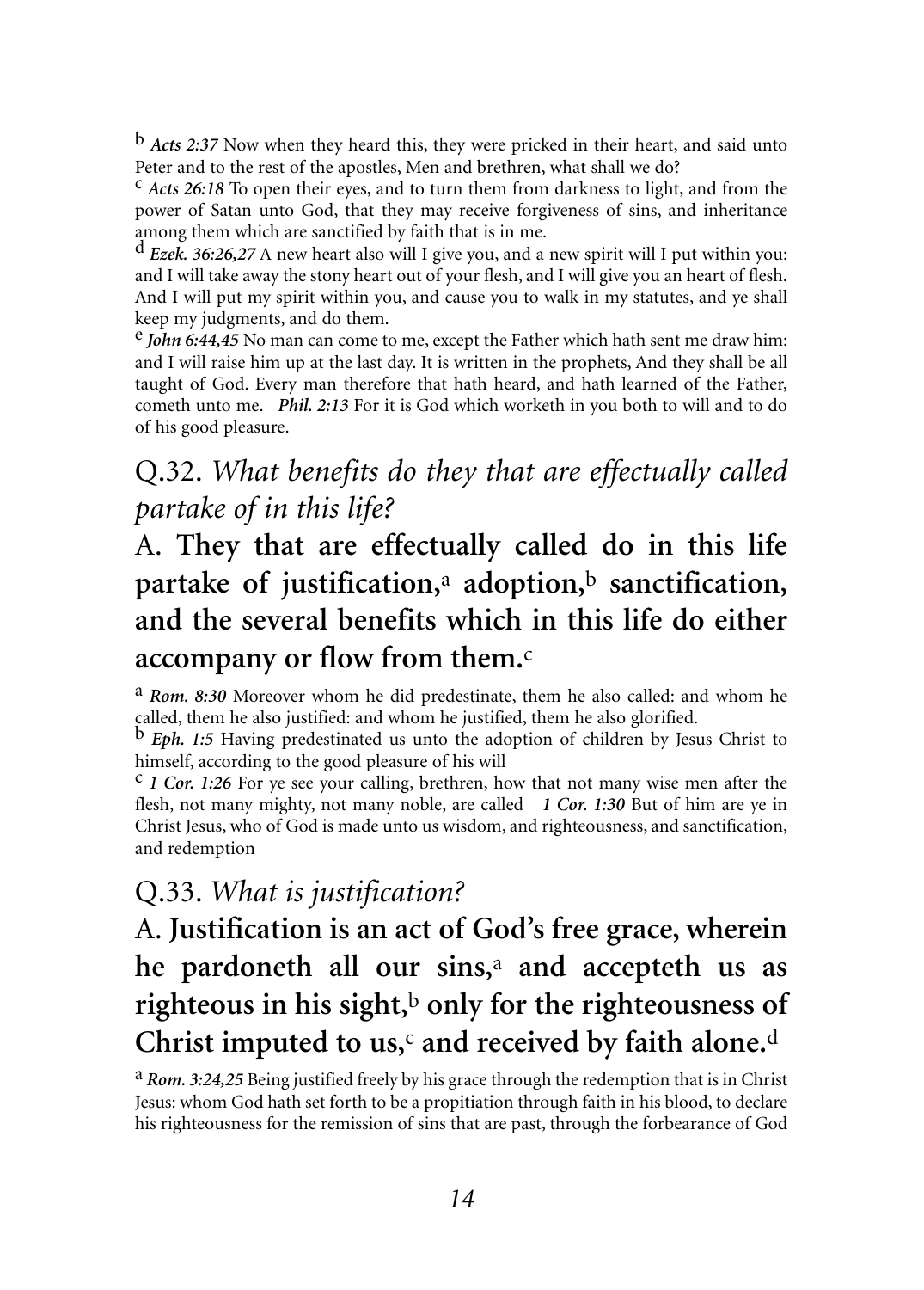[b] ***Acts 2:37*** Now when they heard this, they were pricked in their heart, and said unto Peter and to the rest of the apostles, Men and brethren, what shall we do?

[c] ***Acts 26:18*** To open their eyes, and to turn them from darkness to light, and from the power of Satan unto God, that they may receive forgiveness of sins, and inheritance among them which are sanctified by faith that is in me.

[d] ***Ezek. 36:26,27*** A new heart also will I give you, and a new spirit will I put within you: and I will take away the stony heart out of your flesh, and I will give you an heart of flesh. And I will put my spirit within you, and cause you to walk in my statutes, and ye shall keep my judgments, and do them.

[e] ***John 6:44,45*** No man can come to me, except the Father which hath sent me draw him: and I will raise him up at the last day. It is written in the prophets, And they shall be all taught of God. Every man therefore that hath heard, and hath learned of the Father, cometh unto me. ***Phil. 2:13*** For it is God which worketh in you both to will and to do of his good pleasure.

## Q.32. *What benefits do they that are effectually called partake of in this life?*

## A. **They that are effectually called do in this life partake of justification,[a] adoption,[b] sanctification, and the several benefits which in this life do either accompany or flow from them.[c]**

[a] ***Rom. 8:30*** Moreover whom he did predestinate, them he also called: and whom he called, them he also justified: and whom he justified, them he also glorified.

[b] ***Eph. 1:5*** Having predestinated us unto the adoption of children by Jesus Christ to himself, according to the good pleasure of his will

[c] ***1 Cor. 1:26*** For ye see your calling, brethren, how that not many wise men after the flesh, not many mighty, not many noble, are called ***1 Cor. 1:30*** But of him are ye in Christ Jesus, who of God is made unto us wisdom, and righteousness, and sanctification, and redemption

## Q.33. *What is justification?*

## A. **Justification is an act of God's free grace, wherein he pardoneth all our sins,[a] and accepteth us as righteous in his sight,[b] only for the righteousness of Christ imputed to us,[c] and received by faith alone.[d]**

[a] ***Rom. 3:24,25*** Being justified freely by his grace through the redemption that is in Christ Jesus: whom God hath set forth to be a propitiation through faith in his blood, to declare his righteousness for the remission of sins that are past, through the forbearance of God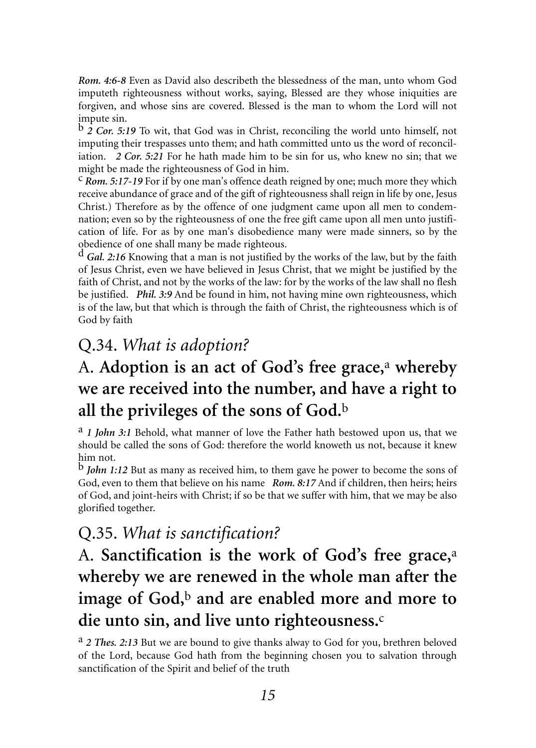***Rom. 4:6-8*** Even as David also describeth the blessedness of the man, unto whom God imputeth righteousness without works, saying, Blessed are they whose iniquities are forgiven, and whose sins are covered. Blessed is the man to whom the Lord will not impute sin.

[b] ***2 Cor. 5:19*** To wit, that God was in Christ, reconciling the world unto himself, not imputing their trespasses unto them; and hath committed unto us the word of reconciliation. ***2 Cor. 5:21*** For he hath made him to be sin for us, who knew no sin; that we might be made the righteousness of God in him.

[c] ***Rom. 5:17-19*** For if by one man's offence death reigned by one; much more they which receive abundance of grace and of the gift of righteousness shall reign in life by one, Jesus Christ.) Therefore as by the offence of one judgment came upon all men to condemnation; even so by the righteousness of one the free gift came upon all men unto justification of life. For as by one man's disobedience many were made sinners, so by the obedience of one shall many be made righteous.

[d] ***Gal. 2:16*** Knowing that a man is not justified by the works of the law, but by the faith of Jesus Christ, even we have believed in Jesus Christ, that we might be justified by the faith of Christ, and not by the works of the law: for by the works of the law shall no flesh be justified. ***Phil. 3:9*** And be found in him, not having mine own righteousness, which is of the law, but that which is through the faith of Christ, the righteousness which is of God by faith

## Q.34. *What is adoption?*

## A. **Adoption is an act of God's free grace,**[a] **whereby we are received into the number, and have a right to all the privileges of the sons of God.**[b]

[a] ***1 John 3:1*** Behold, what manner of love the Father hath bestowed upon us, that we should be called the sons of God: therefore the world knoweth us not, because it knew him not.

[b] ***John 1:12*** But as many as received him, to them gave he power to become the sons of God, even to them that believe on his name ***Rom. 8:17*** And if children, then heirs; heirs of God, and joint-heirs with Christ; if so be that we suffer with him, that we may be also glorified together.

## Q.35. *What is sanctification?*

## A. **Sanctification is the work of God's free grace,**[a] **whereby we are renewed in the whole man after the image of God,**[b] **and are enabled more and more to die unto sin, and live unto righteousness.**[c]

[a] ***2 Thes. 2:13*** But we are bound to give thanks alway to God for you, brethren beloved of the Lord, because God hath from the beginning chosen you to salvation through sanctification of the Spirit and belief of the truth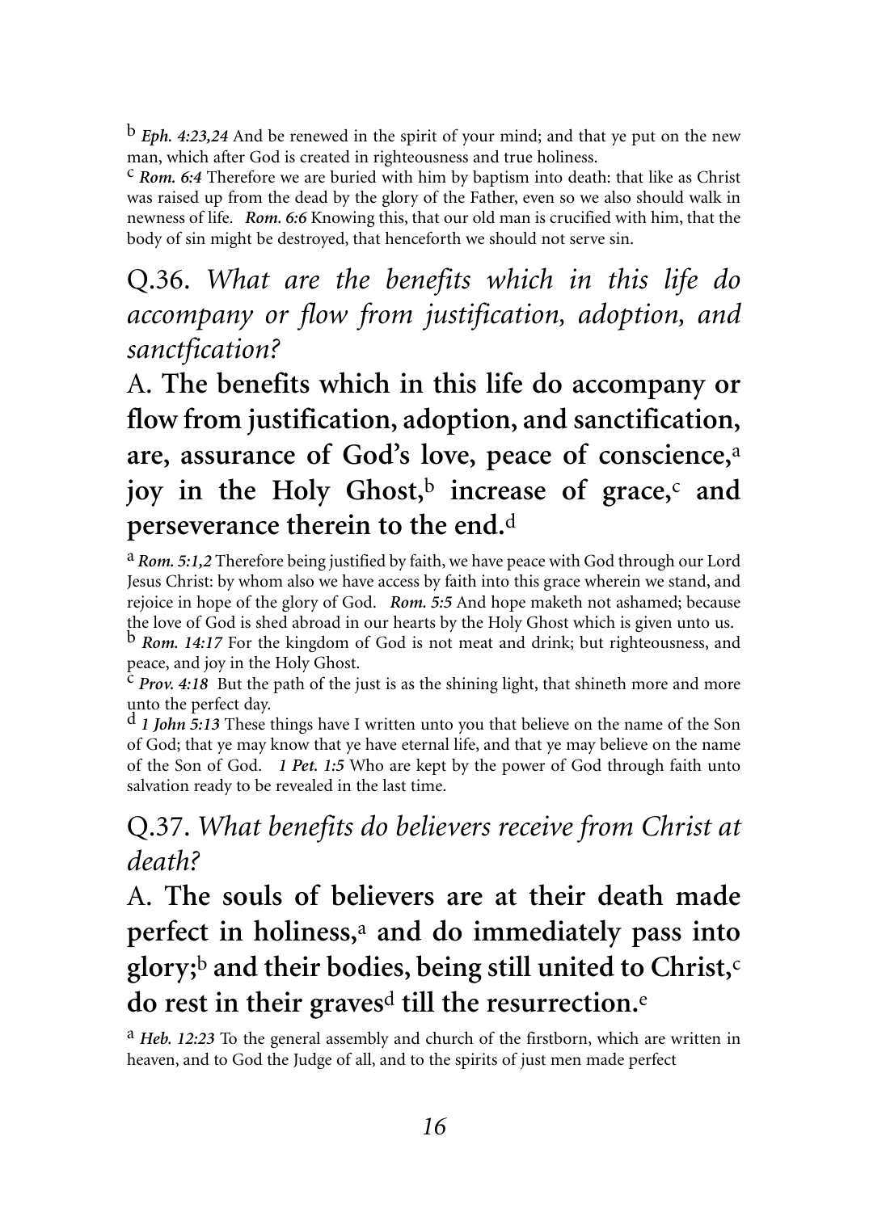[b] ***Eph. 4:23,24*** And be renewed in the spirit of your mind; and that ye put on the new man, which after God is created in righteousness and true holiness.
[c] ***Rom. 6:4*** Therefore we are buried with him by baptism into death: that like as Christ was raised up from the dead by the glory of the Father, even so we also should walk in newness of life. ***Rom. 6:6*** Knowing this, that our old man is crucified with him, that the body of sin might be destroyed, that henceforth we should not serve sin.

## Q.36. *What are the benefits which in this life do accompany or flow from justification, adoption, and sanctfication?*

## A. **The benefits which in this life do accompany or flow from justification, adoption, and sanctification, are, assurance of God's love, peace of conscience,[a] joy in the Holy Ghost,[b] increase of grace,[c] and perseverance therein to the end.[d]**

[a] ***Rom. 5:1,2*** Therefore being justified by faith, we have peace with God through our Lord Jesus Christ: by whom also we have access by faith into this grace wherein we stand, and rejoice in hope of the glory of God. ***Rom. 5:5*** And hope maketh not ashamed; because the love of God is shed abroad in our hearts by the Holy Ghost which is given unto us.
[b] ***Rom. 14:17*** For the kingdom of God is not meat and drink; but righteousness, and peace, and joy in the Holy Ghost.
[c] ***Prov. 4:18*** But the path of the just is as the shining light, that shineth more and more unto the perfect day.
[d] ***1 John 5:13*** These things have I written unto you that believe on the name of the Son of God; that ye may know that ye have eternal life, and that ye may believe on the name of the Son of God. ***1 Pet. 1:5*** Who are kept by the power of God through faith unto salvation ready to be revealed in the last time.

## Q.37. *What benefits do believers receive from Christ at death?*

## A. **The souls of believers are at their death made perfect in holiness,[a] and do immediately pass into glory;[b] and their bodies, being still united to Christ,[c] do rest in their graves[d] till the resurrection.[e]**

[a] ***Heb. 12:23*** To the general assembly and church of the firstborn, which are written in heaven, and to God the Judge of all, and to the spirits of just men made perfect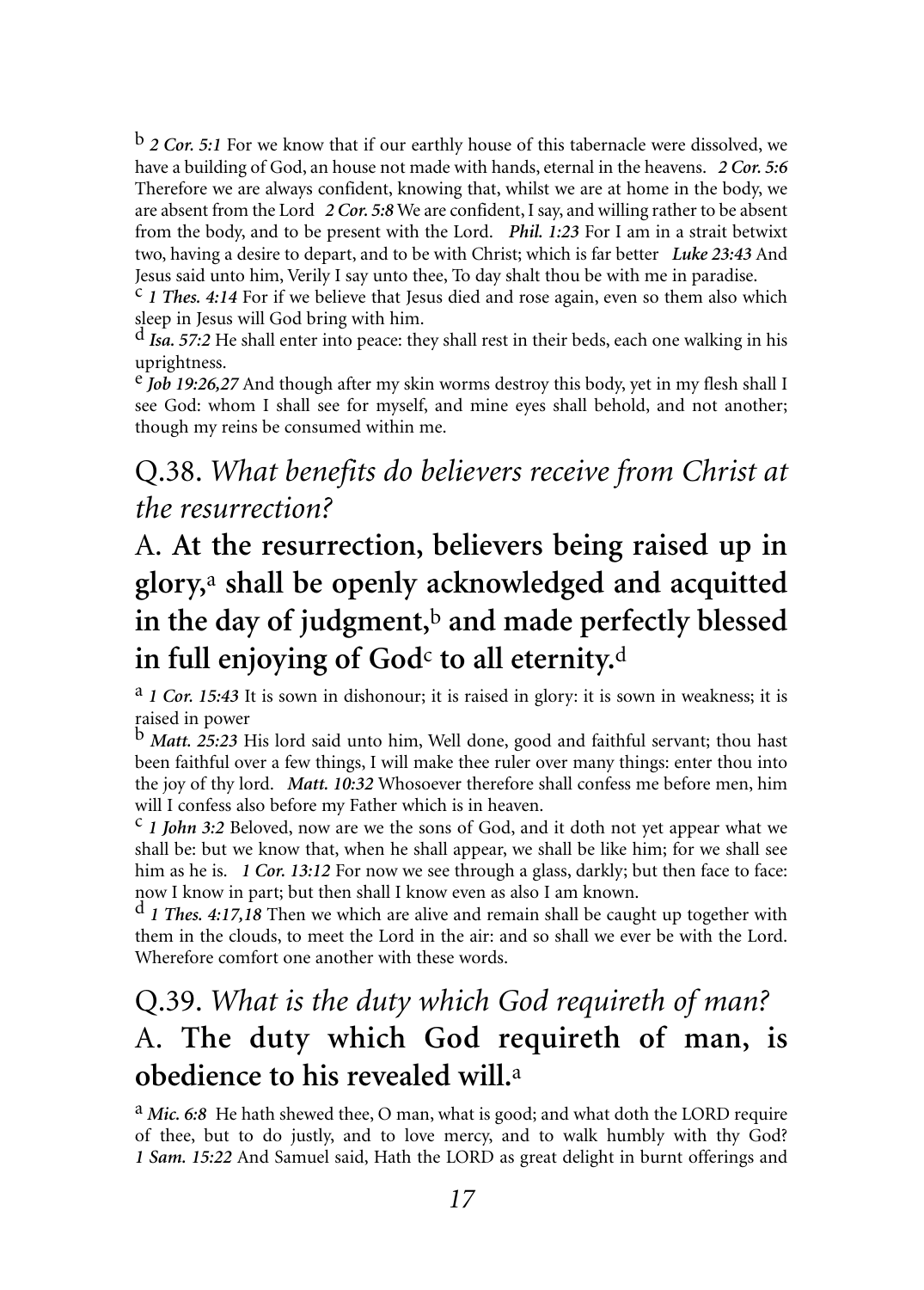[b] ***2 Cor. 5:1*** For we know that if our earthly house of this tabernacle were dissolved, we have a building of God, an house not made with hands, eternal in the heavens. ***2 Cor. 5:6*** Therefore we are always confident, knowing that, whilst we are at home in the body, we are absent from the Lord ***2 Cor. 5:8*** We are confident, I say, and willing rather to be absent from the body, and to be present with the Lord. ***Phil. 1:23*** For I am in a strait betwixt two, having a desire to depart, and to be with Christ; which is far better ***Luke 23:43*** And Jesus said unto him, Verily I say unto thee, To day shalt thou be with me in paradise.

[c] ***1 Thes. 4:14*** For if we believe that Jesus died and rose again, even so them also which sleep in Jesus will God bring with him.

[d] ***Isa. 57:2*** He shall enter into peace: they shall rest in their beds, each one walking in his uprightness.

[e] ***Job 19:26,27*** And though after my skin worms destroy this body, yet in my flesh shall I see God: whom I shall see for myself, and mine eyes shall behold, and not another; though my reins be consumed within me.

## Q.38. *What benefits do believers receive from Christ at the resurrection?*

## A. **At the resurrection, believers being raised up in glory,[a] shall be openly acknowledged and acquitted in the day of judgment,[b] and made perfectly blessed in full enjoying of God[c] to all eternity.[d]**

[a] ***1 Cor. 15:43*** It is sown in dishonour; it is raised in glory: it is sown in weakness; it is raised in power

[b] ***Matt. 25:23*** His lord said unto him, Well done, good and faithful servant; thou hast been faithful over a few things, I will make thee ruler over many things: enter thou into the joy of thy lord. ***Matt. 10:32*** Whosoever therefore shall confess me before men, him will I confess also before my Father which is in heaven.

[c] ***1 John 3:2*** Beloved, now are we the sons of God, and it doth not yet appear what we shall be: but we know that, when he shall appear, we shall be like him; for we shall see him as he is. ***1 Cor. 13:12*** For now we see through a glass, darkly; but then face to face: now I know in part; but then shall I know even as also I am known.

[d] ***1 Thes. 4:17,18*** Then we which are alive and remain shall be caught up together with them in the clouds, to meet the Lord in the air: and so shall we ever be with the Lord. Wherefore comfort one another with these words.

## Q.39. *What is the duty which God requireth of man?*

## A. **The duty which God requireth of man, is obedience to his revealed will.[a]**

[a] ***Mic. 6:8*** He hath shewed thee, O man, what is good; and what doth the LORD require of thee, but to do justly, and to love mercy, and to walk humbly with thy God? ***1 Sam. 15:22*** And Samuel said, Hath the LORD as great delight in burnt offerings and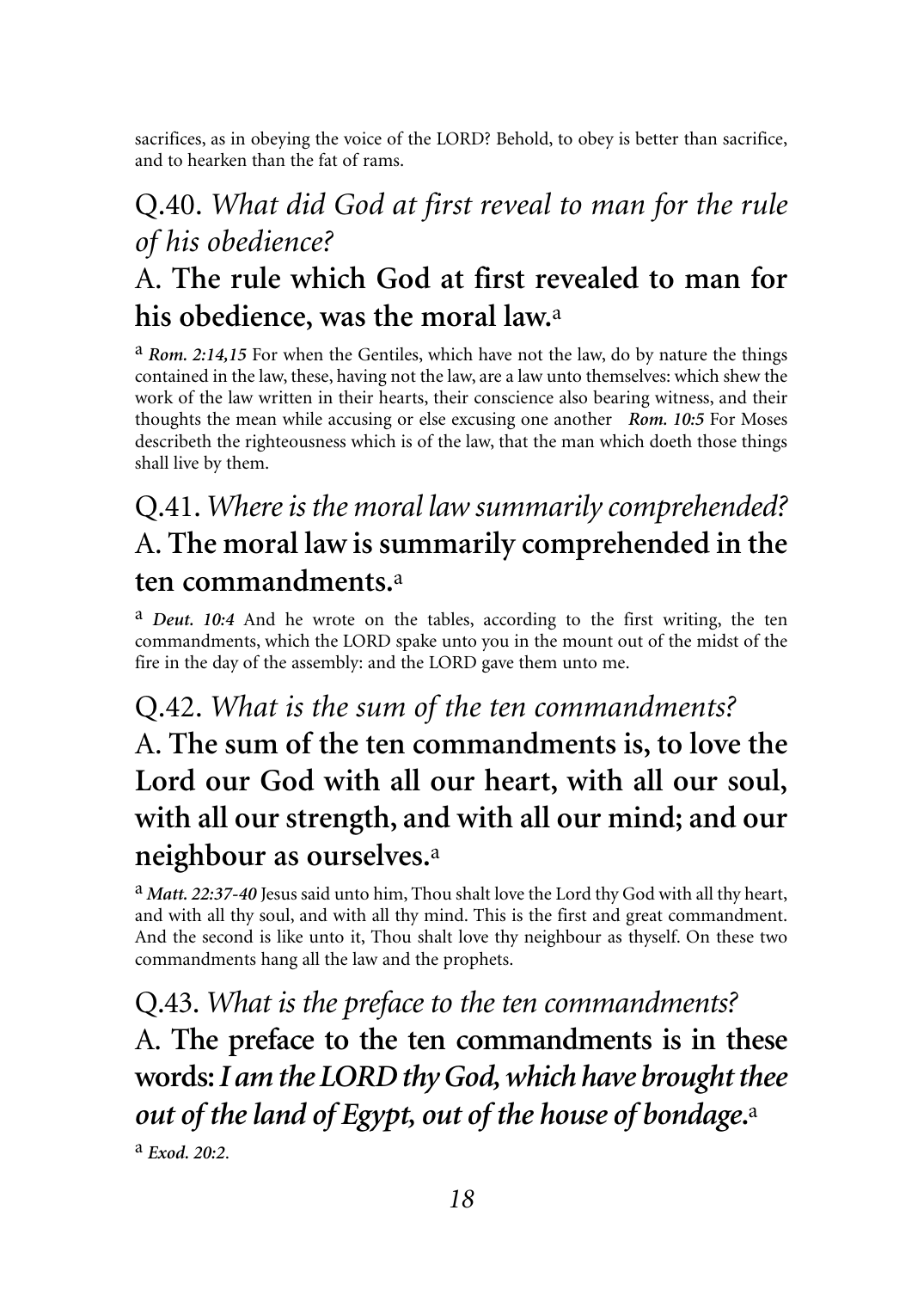sacrifices, as in obeying the voice of the LORD? Behold, to obey is better than sacrifice, and to hearken than the fat of rams.

## Q.40. *What did God at first reveal to man for the rule of his obedience?*

## A. **The rule which God at first revealed to man for his obedience, was the moral law.**[a]

[a] ***Rom. 2:14,15*** For when the Gentiles, which have not the law, do by nature the things contained in the law, these, having not the law, are a law unto themselves: which shew the work of the law written in their hearts, their conscience also bearing witness, and their thoughts the mean while accusing or else excusing one another ***Rom. 10:5*** For Moses describeth the righteousness which is of the law, that the man which doeth those things shall live by them.

## Q.41. *Where is the moral law summarily comprehended?*

## A. **The moral law is summarily comprehended in the ten commandments.**[a]

[a] ***Deut. 10:4*** And he wrote on the tables, according to the first writing, the ten commandments, which the LORD spake unto you in the mount out of the midst of the fire in the day of the assembly: and the LORD gave them unto me.

## Q.42. *What is the sum of the ten commandments?*

## A. **The sum of the ten commandments is, to love the Lord our God with all our heart, with all our soul, with all our strength, and with all our mind; and our neighbour as ourselves.**[a]

[a] ***Matt. 22:37-40*** Jesus said unto him, Thou shalt love the Lord thy God with all thy heart, and with all thy soul, and with all thy mind. This is the first and great commandment. And the second is like unto it, Thou shalt love thy neighbour as thyself. On these two commandments hang all the law and the prophets.

## Q.43. *What is the preface to the ten commandments?*

## A. **The preface to the ten commandments is in these words: *I am the LORD thy God, which have brought thee out of the land of Egypt, out of the house of bondage.***[a]

[a] ***Exod. 20:2***.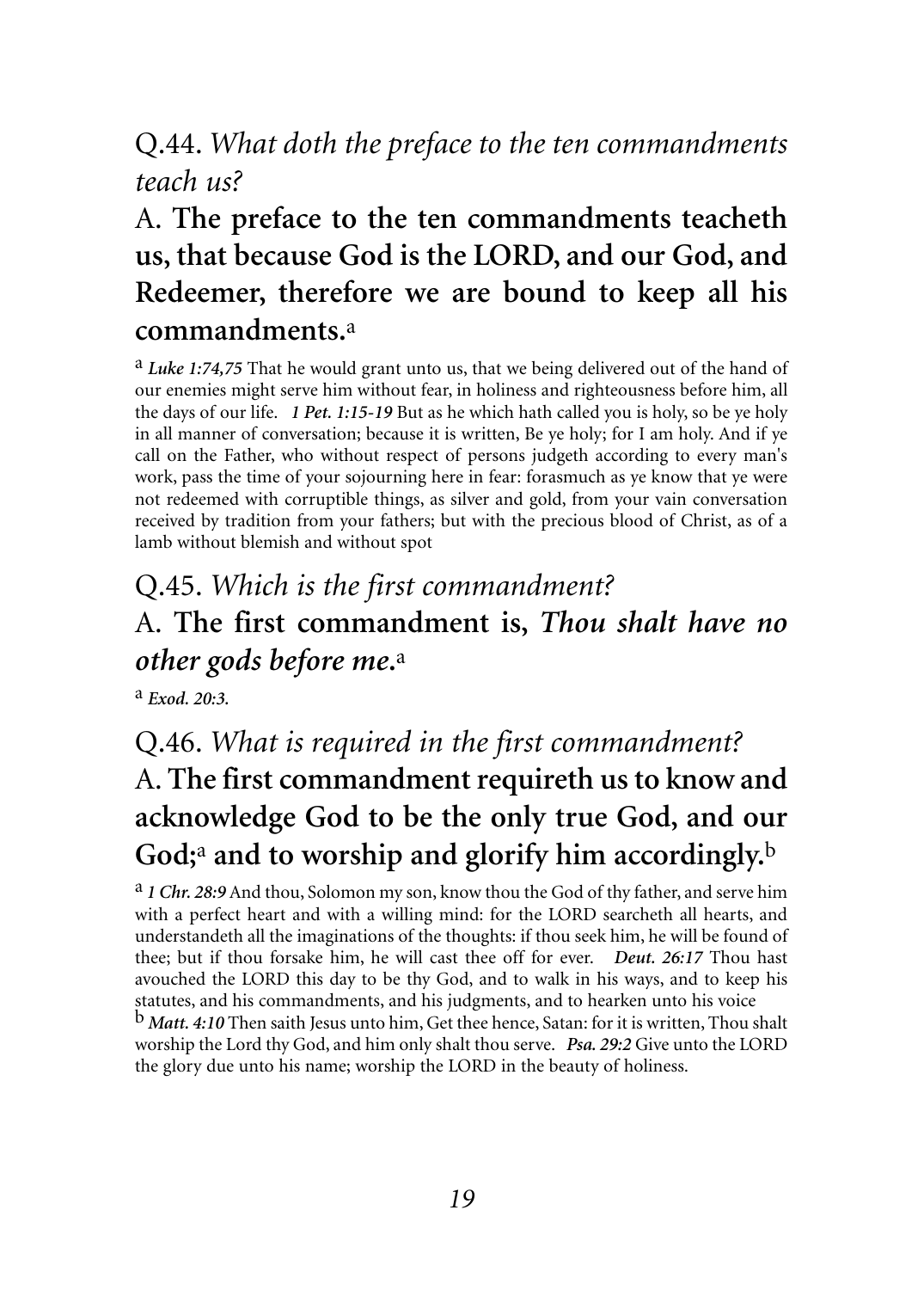## Q.44. *What doth the preface to the ten commandments teach us?*

## A. **The preface to the ten commandments teacheth us, that because God is the LORD, and our God, and Redeemer, therefore we are bound to keep all his commandments.**[a]

[a] ***Luke 1:74,75*** That he would grant unto us, that we being delivered out of the hand of our enemies might serve him without fear, in holiness and righteousness before him, all the days of our life. ***1 Pet. 1:15-19*** But as he which hath called you is holy, so be ye holy in all manner of conversation; because it is written, Be ye holy; for I am holy. And if ye call on the Father, who without respect of persons judgeth according to every man's work, pass the time of your sojourning here in fear: forasmuch as ye know that ye were not redeemed with corruptible things, as silver and gold, from your vain conversation received by tradition from your fathers; but with the precious blood of Christ, as of a lamb without blemish and without spot

## Q.45. *Which is the first commandment?*

## A. **The first commandment is, *Thou shalt have no other gods before me*.**[a]

[a] ***Exod. 20:3.***

## Q.46. *What is required in the first commandment?*

## A. **The first commandment requireth us to know and acknowledge God to be the only true God, and our God;**[a] **and to worship and glorify him accordingly.**[b]

[a] ***1 Chr. 28:9*** And thou, Solomon my son, know thou the God of thy father, and serve him with a perfect heart and with a willing mind: for the LORD searcheth all hearts, and understandeth all the imaginations of the thoughts: if thou seek him, he will be found of thee; but if thou forsake him, he will cast thee off for ever. ***Deut. 26:17*** Thou hast avouched the LORD this day to be thy God, and to walk in his ways, and to keep his statutes, and his commandments, and his judgments, and to hearken unto his voice

[b] ***Matt. 4:10*** Then saith Jesus unto him, Get thee hence, Satan: for it is written, Thou shalt worship the Lord thy God, and him only shalt thou serve. ***Psa. 29:2*** Give unto the LORD the glory due unto his name; worship the LORD in the beauty of holiness.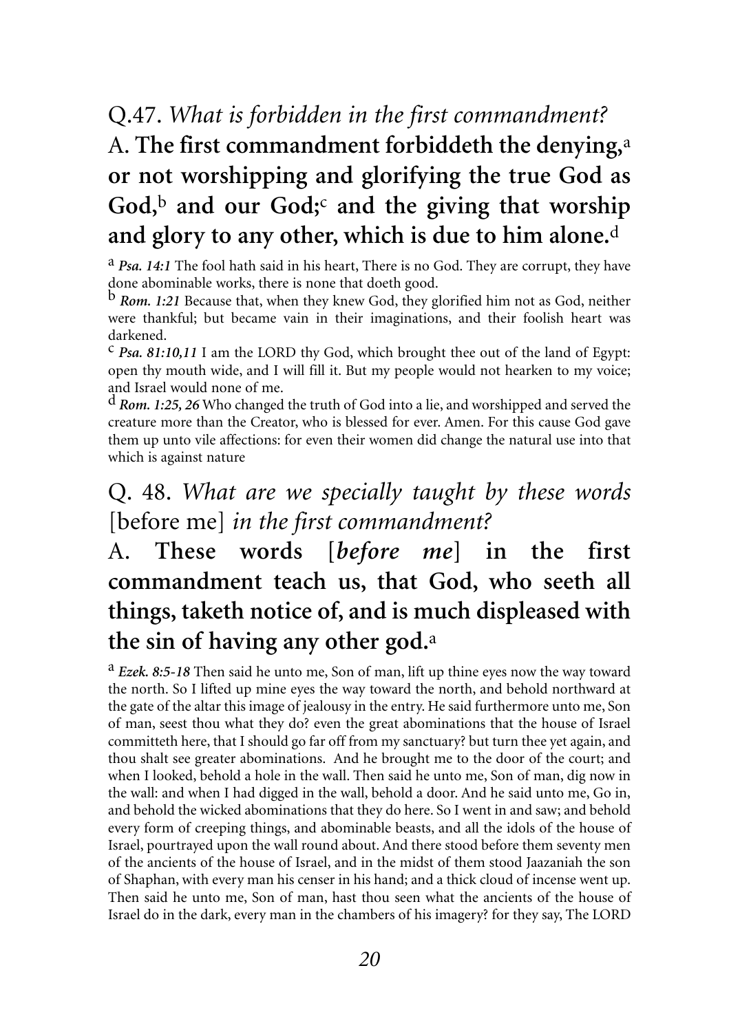## Q.47. *What is forbidden in the first commandment?*

## A. **The first commandment forbiddeth the denying,**[a] **or not worshipping and glorifying the true God as God,**[b] **and our God;**[c] **and the giving that worship and glory to any other, which is due to him alone.**[d]

[a] ***Psa. 14:1*** The fool hath said in his heart, There is no God. They are corrupt, they have done abominable works, there is none that doeth good.

[b] ***Rom. 1:21*** Because that, when they knew God, they glorified him not as God, neither were thankful; but became vain in their imaginations, and their foolish heart was darkened.

[c] ***Psa. 81:10,11*** I am the LORD thy God, which brought thee out of the land of Egypt: open thy mouth wide, and I will fill it. But my people would not hearken to my voice; and Israel would none of me.

[d] ***Rom. 1:25, 26*** Who changed the truth of God into a lie, and worshipped and served the creature more than the Creator, who is blessed for ever. Amen. For this cause God gave them up unto vile affections: for even their women did change the natural use into that which is against nature

## Q. 48. *What are we specially taught by these words* [before me] *in the first commandment?*

## A. **These words [*before me*] in the first commandment teach us, that God, who seeth all things, taketh notice of, and is much displeased with the sin of having any other god.**[a]

[a] ***Ezek. 8:5-18*** Then said he unto me, Son of man, lift up thine eyes now the way toward the north. So I lifted up mine eyes the way toward the north, and behold northward at the gate of the altar this image of jealousy in the entry. He said furthermore unto me, Son of man, seest thou what they do? even the great abominations that the house of Israel committeth here, that I should go far off from my sanctuary? but turn thee yet again, and thou shalt see greater abominations. And he brought me to the door of the court; and when I looked, behold a hole in the wall. Then said he unto me, Son of man, dig now in the wall: and when I had digged in the wall, behold a door. And he said unto me, Go in, and behold the wicked abominations that they do here. So I went in and saw; and behold every form of creeping things, and abominable beasts, and all the idols of the house of Israel, pourtrayed upon the wall round about. And there stood before them seventy men of the ancients of the house of Israel, and in the midst of them stood Jaazaniah the son of Shaphan, with every man his censer in his hand; and a thick cloud of incense went up. Then said he unto me, Son of man, hast thou seen what the ancients of the house of Israel do in the dark, every man in the chambers of his imagery? for they say, The LORD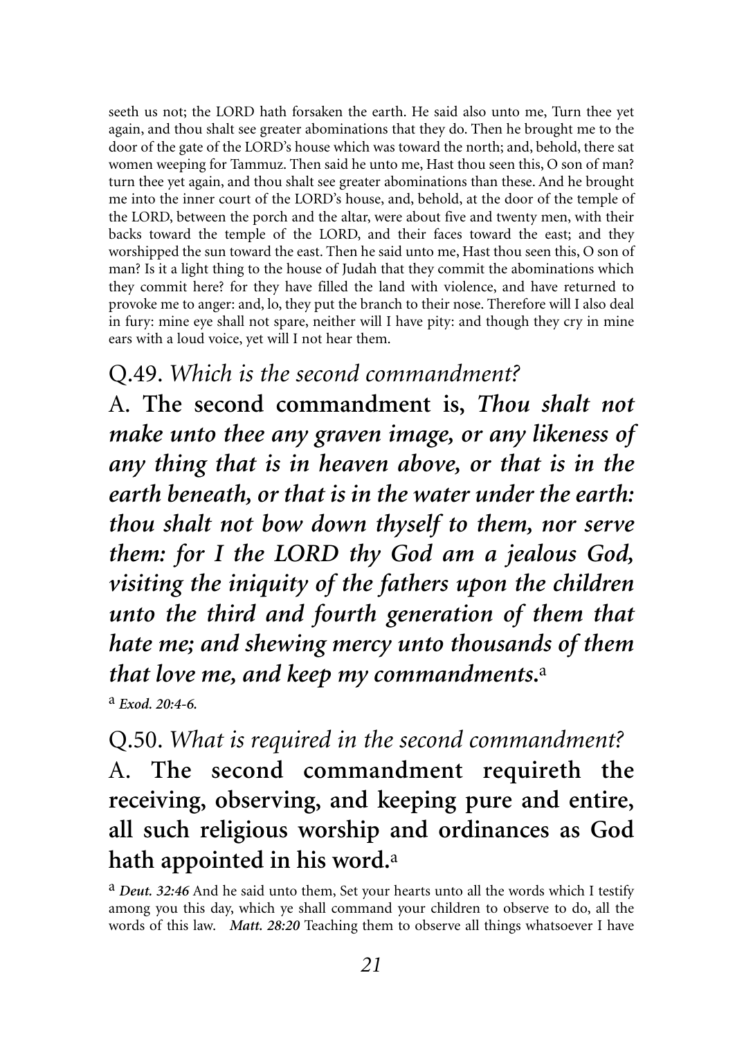seeth us not; the LORD hath forsaken the earth. He said also unto me, Turn thee yet again, and thou shalt see greater abominations that they do. Then he brought me to the door of the gate of the LORD's house which was toward the north; and, behold, there sat women weeping for Tammuz. Then said he unto me, Hast thou seen this, O son of man? turn thee yet again, and thou shalt see greater abominations than these. And he brought me into the inner court of the LORD's house, and, behold, at the door of the temple of the LORD, between the porch and the altar, were about five and twenty men, with their backs toward the temple of the LORD, and their faces toward the east; and they worshipped the sun toward the east. Then he said unto me, Hast thou seen this, O son of man? Is it a light thing to the house of Judah that they commit the abominations which they commit here? for they have filled the land with violence, and have returned to provoke me to anger: and, lo, they put the branch to their nose. Therefore will I also deal in fury: mine eye shall not spare, neither will I have pity: and though they cry in mine ears with a loud voice, yet will I not hear them.

## Q.49. *Which is the second commandment?*

A. **The second commandment is, *Thou shalt not make unto thee any graven image, or any likeness of any thing that is in heaven above, or that is in the earth beneath, or that is in the water under the earth: thou shalt not bow down thyself to them, nor serve them: for I the LORD thy God am a jealous God, visiting the iniquity of the fathers upon the children unto the third and fourth generation of them that hate me; and shewing mercy unto thousands of them that love me, and keep my commandments*.**[a]

[a] ***Exod. 20:4-6.***

## Q.50. *What is required in the second commandment?*

A. **The second commandment requireth the receiving, observing, and keeping pure and entire, all such religious worship and ordinances as God hath appointed in his word.**[a]

[a] ***Deut. 32:46*** And he said unto them, Set your hearts unto all the words which I testify among you this day, which ye shall command your children to observe to do, all the words of this law. ***Matt. 28:20*** Teaching them to observe all things whatsoever I have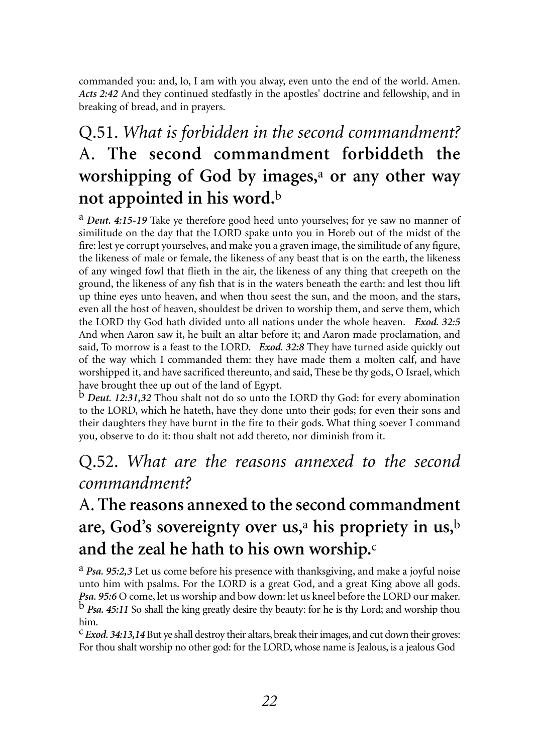commanded you: and, lo, I am with you alway, even unto the end of the world. Amen. ***Acts 2:42*** And they continued stedfastly in the apostles' doctrine and fellowship, and in breaking of bread, and in prayers.

## Q.51. *What is forbidden in the second commandment?* A. **The second commandment forbiddeth the worshipping of God by images,**[a] **or any other way not appointed in his word.**[b]

[a] ***Deut. 4:15-19*** Take ye therefore good heed unto yourselves; for ye saw no manner of similitude on the day that the LORD spake unto you in Horeb out of the midst of the fire: lest ye corrupt yourselves, and make you a graven image, the similitude of any figure, the likeness of male or female, the likeness of any beast that is on the earth, the likeness of any winged fowl that flieth in the air, the likeness of any thing that creepeth on the ground, the likeness of any fish that is in the waters beneath the earth: and lest thou lift up thine eyes unto heaven, and when thou seest the sun, and the moon, and the stars, even all the host of heaven, shouldest be driven to worship them, and serve them, which the LORD thy God hath divided unto all nations under the whole heaven. ***Exod. 32:5*** And when Aaron saw it, he built an altar before it; and Aaron made proclamation, and said, To morrow is a feast to the LORD. ***Exod. 32:8*** They have turned aside quickly out of the way which I commanded them: they have made them a molten calf, and have worshipped it, and have sacrificed thereunto, and said, These be thy gods, O Israel, which have brought thee up out of the land of Egypt.

[b] ***Deut. 12:31,32*** Thou shalt not do so unto the LORD thy God: for every abomination to the LORD, which he hateth, have they done unto their gods; for even their sons and their daughters they have burnt in the fire to their gods. What thing soever I command you, observe to do it: thou shalt not add thereto, nor diminish from it.

## Q.52. *What are the reasons annexed to the second commandment?*

## A. **The reasons annexed to the second commandment are, God's sovereignty over us,**[a] **his propriety in us,**[b] **and the zeal he hath to his own worship.**[c]

[a] ***Psa. 95:2,3*** Let us come before his presence with thanksgiving, and make a joyful noise unto him with psalms. For the LORD is a great God, and a great King above all gods. ***Psa. 95:6*** O come, let us worship and bow down: let us kneel before the LORD our maker.

[b] ***Psa. 45:11*** So shall the king greatly desire thy beauty: for he is thy Lord; and worship thou him.

[c] ***Exod. 34:13,14*** But ye shall destroy their altars, break their images, and cut down their groves: For thou shalt worship no other god: for the LORD, whose name is Jealous, is a jealous God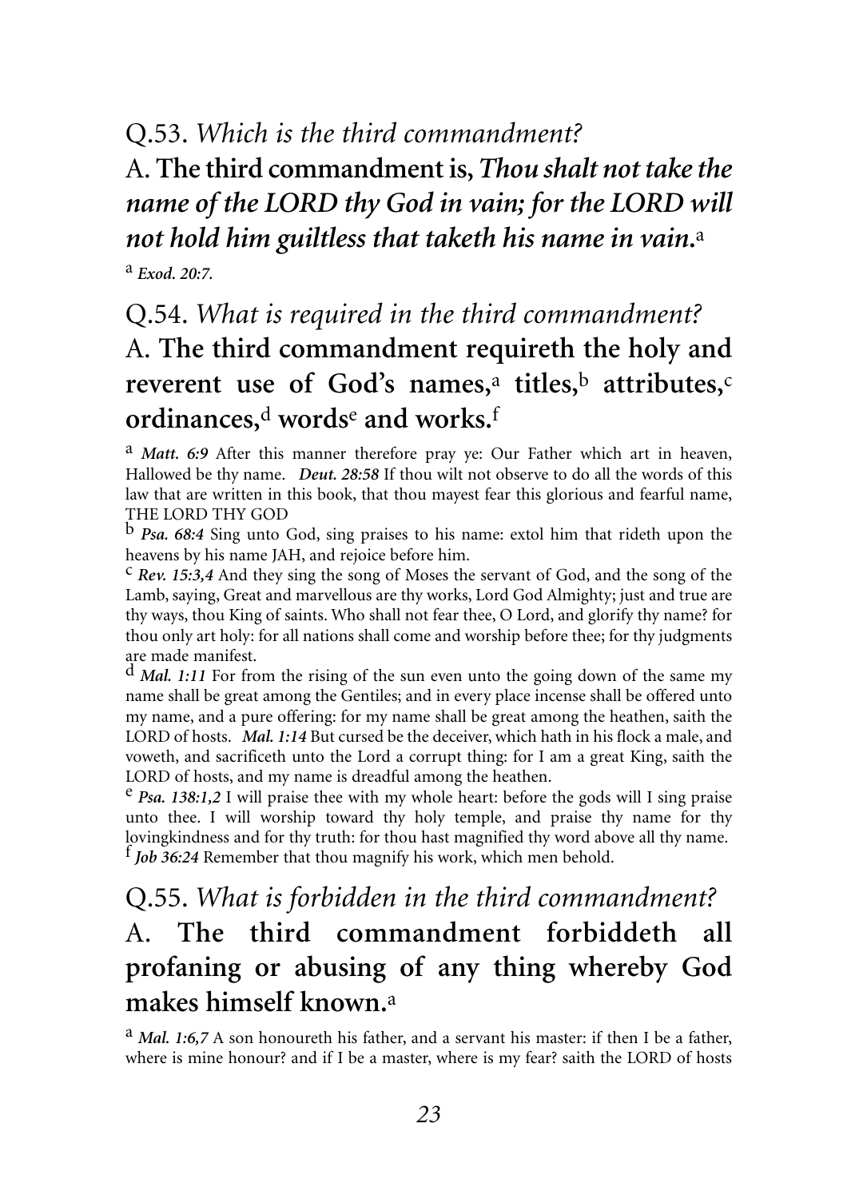Q.53. *Which is the third commandment?*

A. **The third commandment is, *Thou shalt not take the name of the LORD thy God in vain; for the LORD will not hold him guiltless that taketh his name in vain.*** [a]

[a] ***Exod. 20:7.***

Q.54. *What is required in the third commandment?*

A. **The third commandment requireth the holy and reverent use of God's names,[a] titles,[b] attributes,[c] ordinances,[d] words[e] and works.[f]**

[a] ***Matt. 6:9*** After this manner therefore pray ye: Our Father which art in heaven, Hallowed be thy name. ***Deut. 28:58*** If thou wilt not observe to do all the words of this law that are written in this book, that thou mayest fear this glorious and fearful name, THE LORD THY GOD

[b] ***Psa. 68:4*** Sing unto God, sing praises to his name: extol him that rideth upon the heavens by his name JAH, and rejoice before him.

[c] ***Rev. 15:3,4*** And they sing the song of Moses the servant of God, and the song of the Lamb, saying, Great and marvellous are thy works, Lord God Almighty; just and true are thy ways, thou King of saints. Who shall not fear thee, O Lord, and glorify thy name? for thou only art holy: for all nations shall come and worship before thee; for thy judgments are made manifest.

[d] ***Mal. 1:11*** For from the rising of the sun even unto the going down of the same my name shall be great among the Gentiles; and in every place incense shall be offered unto my name, and a pure offering: for my name shall be great among the heathen, saith the LORD of hosts. ***Mal. 1:14*** But cursed be the deceiver, which hath in his flock a male, and voweth, and sacrificeth unto the Lord a corrupt thing: for I am a great King, saith the LORD of hosts, and my name is dreadful among the heathen.

[e] ***Psa. 138:1,2*** I will praise thee with my whole heart: before the gods will I sing praise unto thee. I will worship toward thy holy temple, and praise thy name for thy lovingkindness and for thy truth: for thou hast magnified thy word above all thy name.

[f] ***Job 36:24*** Remember that thou magnify his work, which men behold.

Q.55. *What is forbidden in the third commandment?*

A. **The third commandment forbiddeth all profaning or abusing of any thing whereby God makes himself known.**[a]

[a] ***Mal. 1:6,7*** A son honoureth his father, and a servant his master: if then I be a father, where is mine honour? and if I be a master, where is my fear? saith the LORD of hosts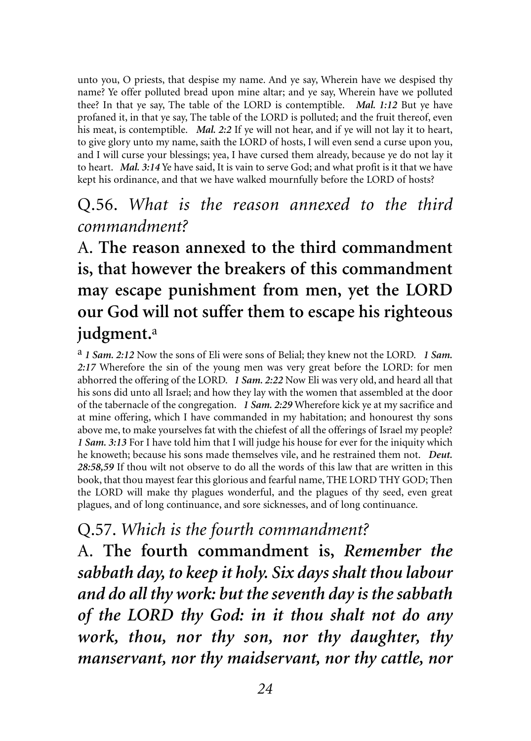unto you, O priests, that despise my name. And ye say, Wherein have we despised thy name? Ye offer polluted bread upon mine altar; and ye say, Wherein have we polluted thee? In that ye say, The table of the LORD is contemptible. ***Mal. 1:12*** But ye have profaned it, in that ye say, The table of the LORD is polluted; and the fruit thereof, even his meat, is contemptible. ***Mal. 2:2*** If ye will not hear, and if ye will not lay it to heart, to give glory unto my name, saith the LORD of hosts, I will even send a curse upon you, and I will curse your blessings; yea, I have cursed them already, because ye do not lay it to heart. ***Mal. 3:14*** Ye have said, It is vain to serve God; and what profit is it that we have kept his ordinance, and that we have walked mournfully before the LORD of hosts?

## Q.56. *What is the reason annexed to the third commandment?*

## A. **The reason annexed to the third commandment is, that however the breakers of this commandment may escape punishment from men, yet the LORD our God will not suffer them to escape his righteous judgment.**[a]

[a] ***1 Sam. 2:12*** Now the sons of Eli were sons of Belial; they knew not the LORD. ***1 Sam. 2:17*** Wherefore the sin of the young men was very great before the LORD: for men abhorred the offering of the LORD. ***1 Sam. 2:22*** Now Eli was very old, and heard all that his sons did unto all Israel; and how they lay with the women that assembled at the door of the tabernacle of the congregation. ***1 Sam. 2:29*** Wherefore kick ye at my sacrifice and at mine offering, which I have commanded in my habitation; and honourest thy sons above me, to make yourselves fat with the chiefest of all the offerings of Israel my people? ***1 Sam. 3:13*** For I have told him that I will judge his house for ever for the iniquity which he knoweth; because his sons made themselves vile, and he restrained them not. ***Deut. 28:58,59*** If thou wilt not observe to do all the words of this law that are written in this book, that thou mayest fear this glorious and fearful name, THE LORD THY GOD; Then the LORD will make thy plagues wonderful, and the plagues of thy seed, even great plagues, and of long continuance, and sore sicknesses, and of long continuance.

## Q.57. *Which is the fourth commandment?*

## A. **The fourth commandment is,** ***Remember the sabbath day, to keep it holy. Six days shalt thou labour and do all thy work: but the seventh day is the sabbath of the LORD thy God: in it thou shalt not do any work, thou, nor thy son, nor thy daughter, thy manservant, nor thy maidservant, nor thy cattle, nor***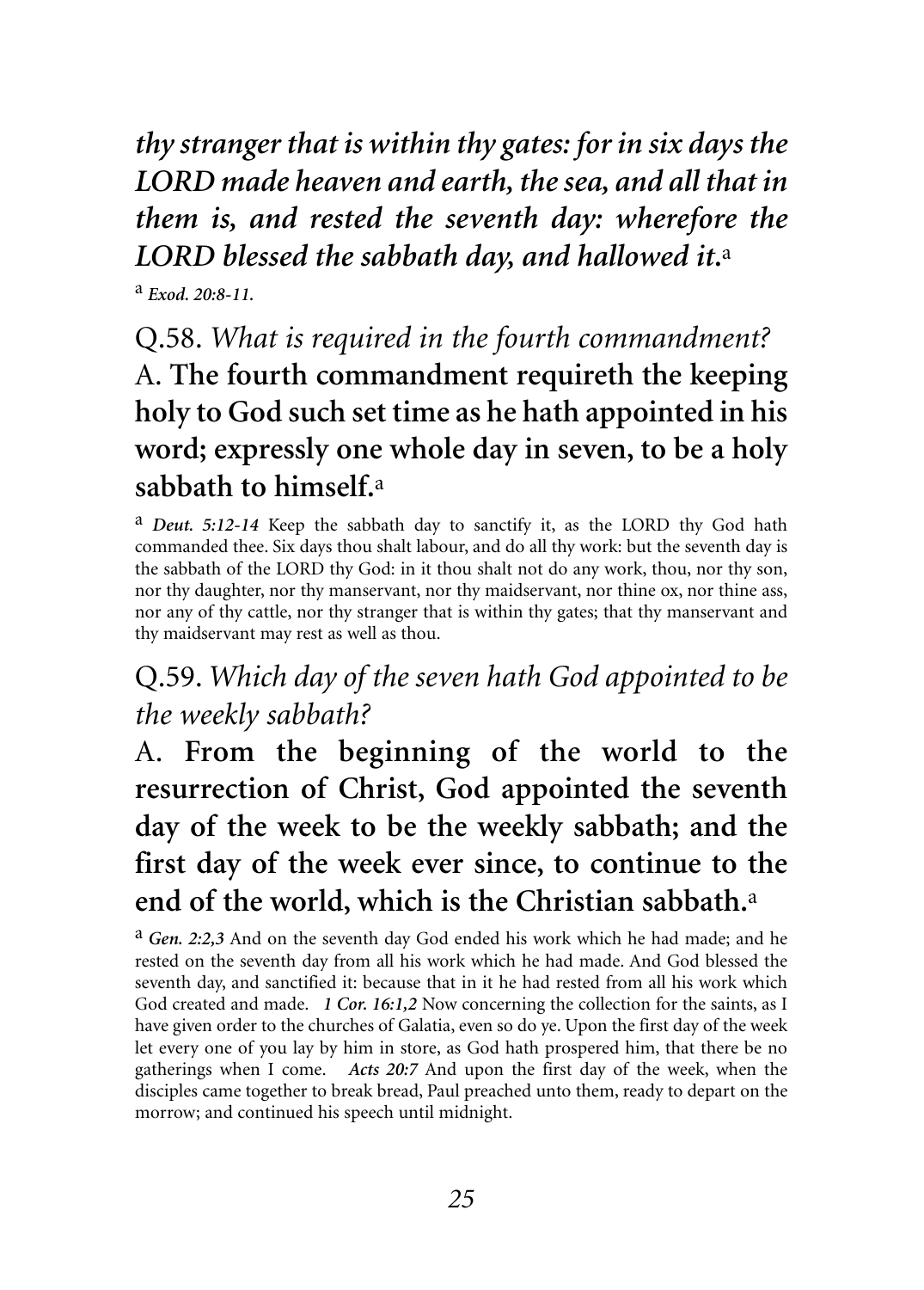*thy stranger that is within thy gates: for in six days the LORD made heaven and earth, the sea, and all that in them is, and rested the seventh day: wherefore the LORD blessed the sabbath day, and hallowed it.*[a]

[a] ***Exod. 20:8-11.***

Q.58. *What is required in the fourth commandment?*
A. **The fourth commandment requireth the keeping holy to God such set time as he hath appointed in his word; expressly one whole day in seven, to be a holy sabbath to himself.**[a]

[a] ***Deut. 5:12-14*** Keep the sabbath day to sanctify it, as the LORD thy God hath commanded thee. Six days thou shalt labour, and do all thy work: but the seventh day is the sabbath of the LORD thy God: in it thou shalt not do any work, thou, nor thy son, nor thy daughter, nor thy manservant, nor thy maidservant, nor thine ox, nor thine ass, nor any of thy cattle, nor thy stranger that is within thy gates; that thy manservant and thy maidservant may rest as well as thou.

Q.59. *Which day of the seven hath God appointed to be the weekly sabbath?*
A. **From the beginning of the world to the resurrection of Christ, God appointed the seventh day of the week to be the weekly sabbath; and the first day of the week ever since, to continue to the end of the world, which is the Christian sabbath.**[a]

[a] ***Gen. 2:2,3*** And on the seventh day God ended his work which he had made; and he rested on the seventh day from all his work which he had made. And God blessed the seventh day, and sanctified it: because that in it he had rested from all his work which God created and made. ***1 Cor. 16:1,2*** Now concerning the collection for the saints, as I have given order to the churches of Galatia, even so do ye. Upon the first day of the week let every one of you lay by him in store, as God hath prospered him, that there be no gatherings when I come. ***Acts 20:7*** And upon the first day of the week, when the disciples came together to break bread, Paul preached unto them, ready to depart on the morrow; and continued his speech until midnight.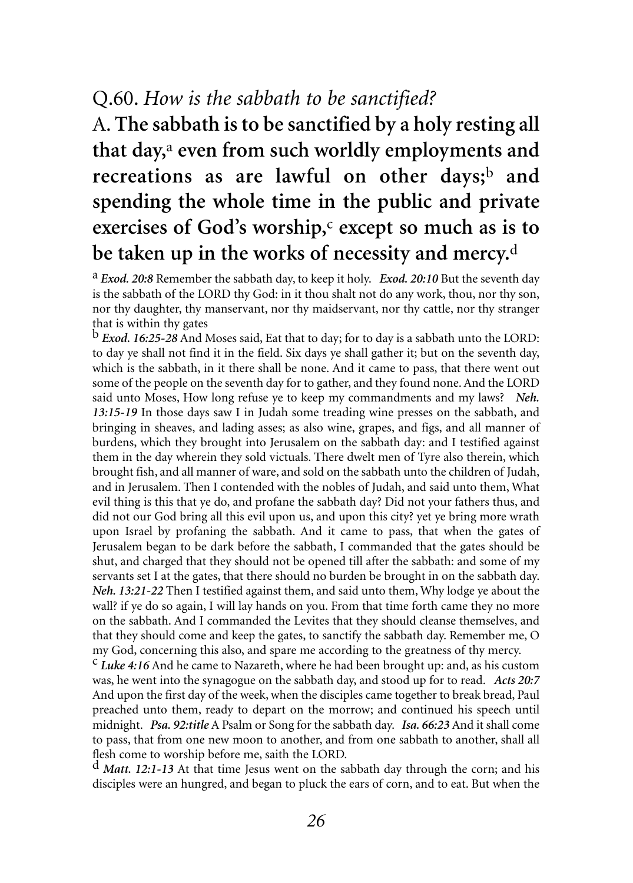## Q.60. *How is the sabbath to be sanctified?*

## A. **The sabbath is to be sanctified by a holy resting all that day,**[a] **even from such worldly employments and recreations as are lawful on other days;**[b] **and spending the whole time in the public and private exercises of God's worship,**[c] **except so much as is to be taken up in the works of necessity and mercy.**[d]

[a] ***Exod. 20:8*** Remember the sabbath day, to keep it holy. ***Exod. 20:10*** But the seventh day is the sabbath of the LORD thy God: in it thou shalt not do any work, thou, nor thy son, nor thy daughter, thy manservant, nor thy maidservant, nor thy cattle, nor thy stranger that is within thy gates

[b] ***Exod. 16:25-28*** And Moses said, Eat that to day; for to day is a sabbath unto the LORD: to day ye shall not find it in the field. Six days ye shall gather it; but on the seventh day, which is the sabbath, in it there shall be none. And it came to pass, that there went out some of the people on the seventh day for to gather, and they found none. And the LORD said unto Moses, How long refuse ye to keep my commandments and my laws? ***Neh. 13:15-19*** In those days saw I in Judah some treading wine presses on the sabbath, and bringing in sheaves, and lading asses; as also wine, grapes, and figs, and all manner of burdens, which they brought into Jerusalem on the sabbath day: and I testified against them in the day wherein they sold victuals. There dwelt men of Tyre also therein, which brought fish, and all manner of ware, and sold on the sabbath unto the children of Judah, and in Jerusalem. Then I contended with the nobles of Judah, and said unto them, What evil thing is this that ye do, and profane the sabbath day? Did not your fathers thus, and did not our God bring all this evil upon us, and upon this city? yet ye bring more wrath upon Israel by profaning the sabbath. And it came to pass, that when the gates of Jerusalem began to be dark before the sabbath, I commanded that the gates should be shut, and charged that they should not be opened till after the sabbath: and some of my servants set I at the gates, that there should no burden be brought in on the sabbath day. ***Neh. 13:21-22*** Then I testified against them, and said unto them, Why lodge ye about the wall? if ye do so again, I will lay hands on you. From that time forth came they no more on the sabbath. And I commanded the Levites that they should cleanse themselves, and that they should come and keep the gates, to sanctify the sabbath day. Remember me, O my God, concerning this also, and spare me according to the greatness of thy mercy.

[c] ***Luke 4:16*** And he came to Nazareth, where he had been brought up: and, as his custom was, he went into the synagogue on the sabbath day, and stood up for to read. ***Acts 20:7*** And upon the first day of the week, when the disciples came together to break bread, Paul preached unto them, ready to depart on the morrow; and continued his speech until midnight. ***Psa. 92:title*** A Psalm or Song for the sabbath day. ***Isa. 66:23*** And it shall come to pass, that from one new moon to another, and from one sabbath to another, shall all flesh come to worship before me, saith the LORD.

[d] ***Matt. 12:1-13*** At that time Jesus went on the sabbath day through the corn; and his disciples were an hungred, and began to pluck the ears of corn, and to eat. But when the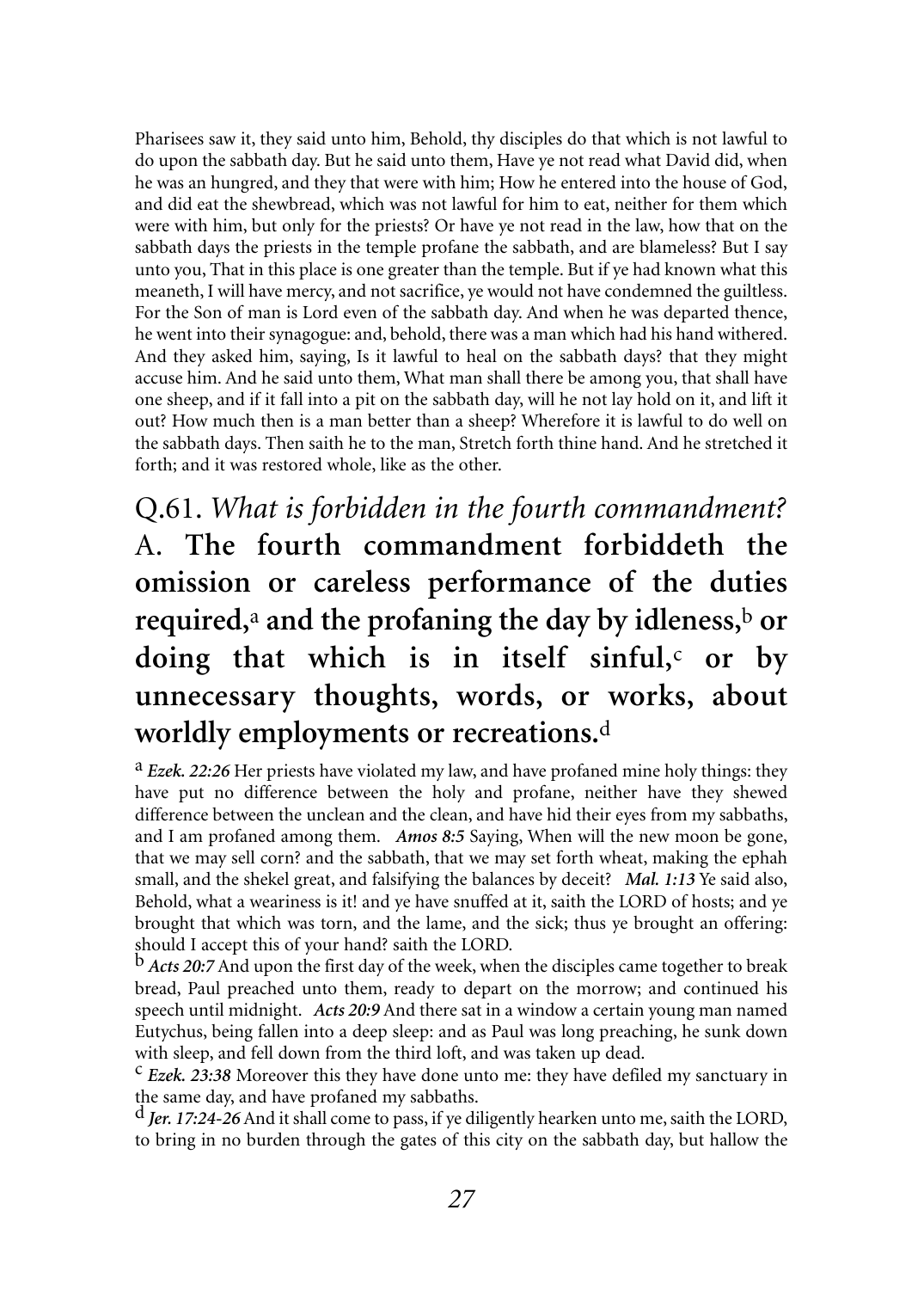Pharisees saw it, they said unto him, Behold, thy disciples do that which is not lawful to do upon the sabbath day. But he said unto them, Have ye not read what David did, when he was an hungred, and they that were with him; How he entered into the house of God, and did eat the shewbread, which was not lawful for him to eat, neither for them which were with him, but only for the priests? Or have ye not read in the law, how that on the sabbath days the priests in the temple profane the sabbath, and are blameless? But I say unto you, That in this place is one greater than the temple. But if ye had known what this meaneth, I will have mercy, and not sacrifice, ye would not have condemned the guiltless. For the Son of man is Lord even of the sabbath day. And when he was departed thence, he went into their synagogue: and, behold, there was a man which had his hand withered. And they asked him, saying, Is it lawful to heal on the sabbath days? that they might accuse him. And he said unto them, What man shall there be among you, that shall have one sheep, and if it fall into a pit on the sabbath day, will he not lay hold on it, and lift it out? How much then is a man better than a sheep? Wherefore it is lawful to do well on the sabbath days. Then saith he to the man, Stretch forth thine hand. And he stretched it forth; and it was restored whole, like as the other.

## Q.61. *What is forbidden in the fourth commandment?* A. **The fourth commandment forbiddeth the omission or careless performance of the duties required,**[a] **and the profaning the day by idleness,**[b] **or doing that which is in itself sinful,**[c] **or by unnecessary thoughts, words, or works, about worldly employments or recreations.**[d]

[a] ***Ezek. 22:26*** Her priests have violated my law, and have profaned mine holy things: they have put no difference between the holy and profane, neither have they shewed difference between the unclean and the clean, and have hid their eyes from my sabbaths, and I am profaned among them. ***Amos 8:5*** Saying, When will the new moon be gone, that we may sell corn? and the sabbath, that we may set forth wheat, making the ephah small, and the shekel great, and falsifying the balances by deceit? ***Mal. 1:13*** Ye said also, Behold, what a weariness is it! and ye have snuffed at it, saith the LORD of hosts; and ye brought that which was torn, and the lame, and the sick; thus ye brought an offering: should I accept this of your hand? saith the LORD.

[b] ***Acts 20:7*** And upon the first day of the week, when the disciples came together to break bread, Paul preached unto them, ready to depart on the morrow; and continued his speech until midnight. ***Acts 20:9*** And there sat in a window a certain young man named Eutychus, being fallen into a deep sleep: and as Paul was long preaching, he sunk down with sleep, and fell down from the third loft, and was taken up dead.

[c] ***Ezek. 23:38*** Moreover this they have done unto me: they have defiled my sanctuary in the same day, and have profaned my sabbaths.

[d] ***Jer. 17:24-26*** And it shall come to pass, if ye diligently hearken unto me, saith the LORD, to bring in no burden through the gates of this city on the sabbath day, but hallow the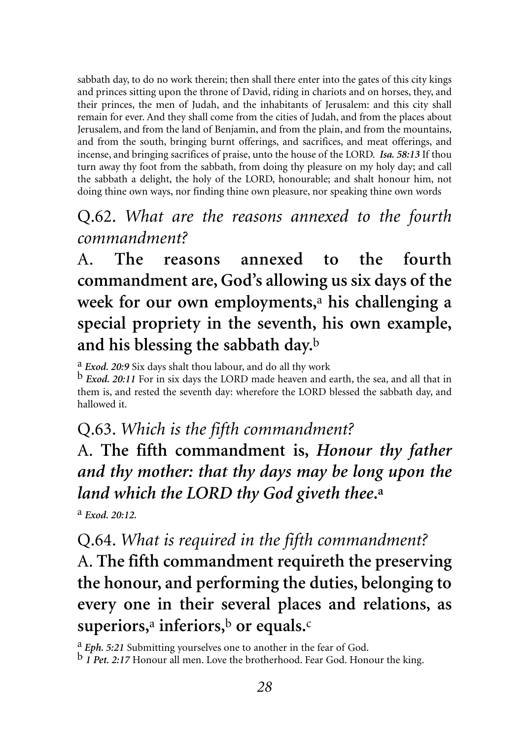sabbath day, to do no work therein; then shall there enter into the gates of this city kings and princes sitting upon the throne of David, riding in chariots and on horses, they, and their princes, the men of Judah, and the inhabitants of Jerusalem: and this city shall remain for ever. And they shall come from the cities of Judah, and from the places about Jerusalem, and from the land of Benjamin, and from the plain, and from the mountains, and from the south, bringing burnt offerings, and sacrifices, and meat offerings, and incense, and bringing sacrifices of praise, unto the house of the LORD. ***Isa. 58:13*** If thou turn away thy foot from the sabbath, from doing thy pleasure on my holy day; and call the sabbath a delight, the holy of the LORD, honourable; and shalt honour him, not doing thine own ways, nor finding thine own pleasure, nor speaking thine own words

## Q.62. *What are the reasons annexed to the fourth commandment?*

A. **The reasons annexed to the fourth commandment are, God's allowing us six days of the week for our own employments,[a] his challenging a special propriety in the seventh, his own example, and his blessing the sabbath day.[b]**

[a] ***Exod. 20:9*** Six days shalt thou labour, and do all thy work

[b] ***Exod. 20:11*** For in six days the LORD made heaven and earth, the sea, and all that in them is, and rested the seventh day: wherefore the LORD blessed the sabbath day, and hallowed it.

## Q.63. *Which is the fifth commandment?*

A. **The fifth commandment is, *Honour thy father and thy mother: that thy days may be long upon the land which the LORD thy God giveth thee*.[a]**

[a] ***Exod. 20:12.***

## Q.64. *What is required in the fifth commandment?*

A. **The fifth commandment requireth the preserving the honour, and performing the duties, belonging to every one in their several places and relations, as superiors,[a] inferiors,[b] or equals.[c]**

[a] ***Eph. 5:21*** Submitting yourselves one to another in the fear of God.

[b] ***1 Pet. 2:17*** Honour all men. Love the brotherhood. Fear God. Honour the king.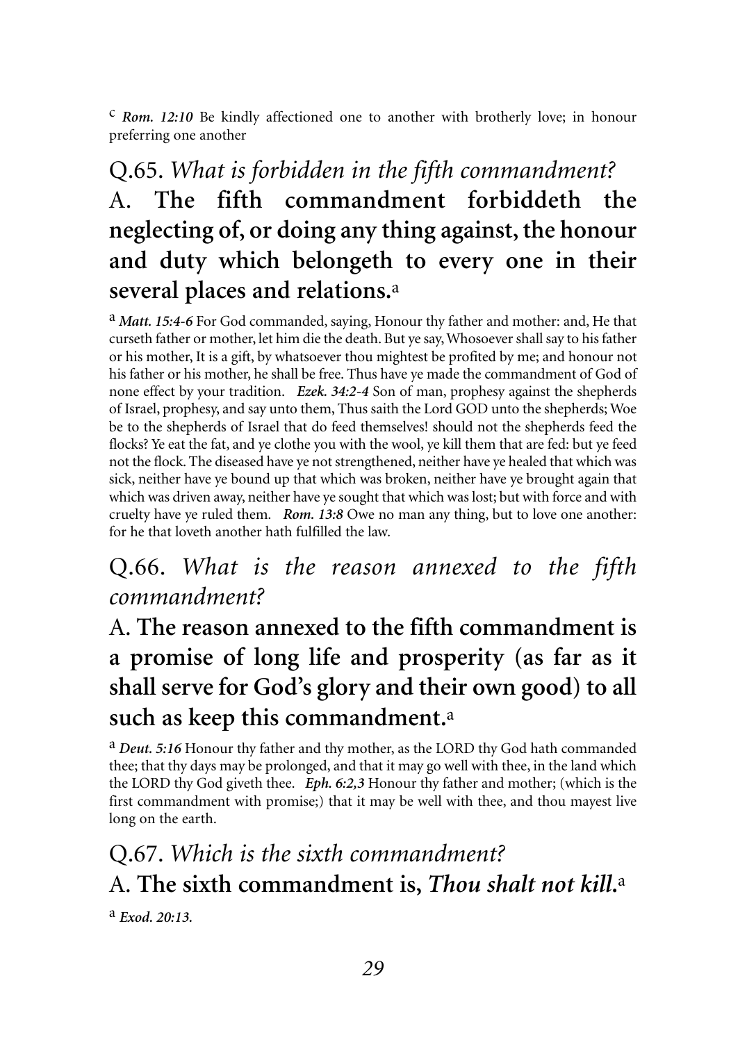[c] ***Rom. 12:10*** Be kindly affectioned one to another with brotherly love; in honour preferring one another

## Q.65. *What is forbidden in the fifth commandment?*

## A. **The fifth commandment forbiddeth the neglecting of, or doing any thing against, the honour and duty which belongeth to every one in their several places and relations.**[a]

[a] ***Matt. 15:4-6*** For God commanded, saying, Honour thy father and mother: and, He that curseth father or mother, let him die the death. But ye say, Whosoever shall say to his father or his mother, It is a gift, by whatsoever thou mightest be profited by me; and honour not his father or his mother, he shall be free. Thus have ye made the commandment of God of none effect by your tradition. ***Ezek. 34:2-4*** Son of man, prophesy against the shepherds of Israel, prophesy, and say unto them, Thus saith the Lord GOD unto the shepherds; Woe be to the shepherds of Israel that do feed themselves! should not the shepherds feed the flocks? Ye eat the fat, and ye clothe you with the wool, ye kill them that are fed: but ye feed not the flock. The diseased have ye not strengthened, neither have ye healed that which was sick, neither have ye bound up that which was broken, neither have ye brought again that which was driven away, neither have ye sought that which was lost; but with force and with cruelty have ye ruled them. ***Rom. 13:8*** Owe no man any thing, but to love one another: for he that loveth another hath fulfilled the law.

## Q.66. *What is the reason annexed to the fifth commandment?*

## A. **The reason annexed to the fifth commandment is a promise of long life and prosperity (as far as it shall serve for God's glory and their own good) to all such as keep this commandment.**[a]

[a] ***Deut. 5:16*** Honour thy father and thy mother, as the LORD thy God hath commanded thee; that thy days may be prolonged, and that it may go well with thee, in the land which the LORD thy God giveth thee. ***Eph. 6:2,3*** Honour thy father and mother; (which is the first commandment with promise;) that it may be well with thee, and thou mayest live long on the earth.

## Q.67. *Which is the sixth commandment?*

## A. **The sixth commandment is, *Thou shalt not kill.***[a]

[a] ***Exod. 20:13.***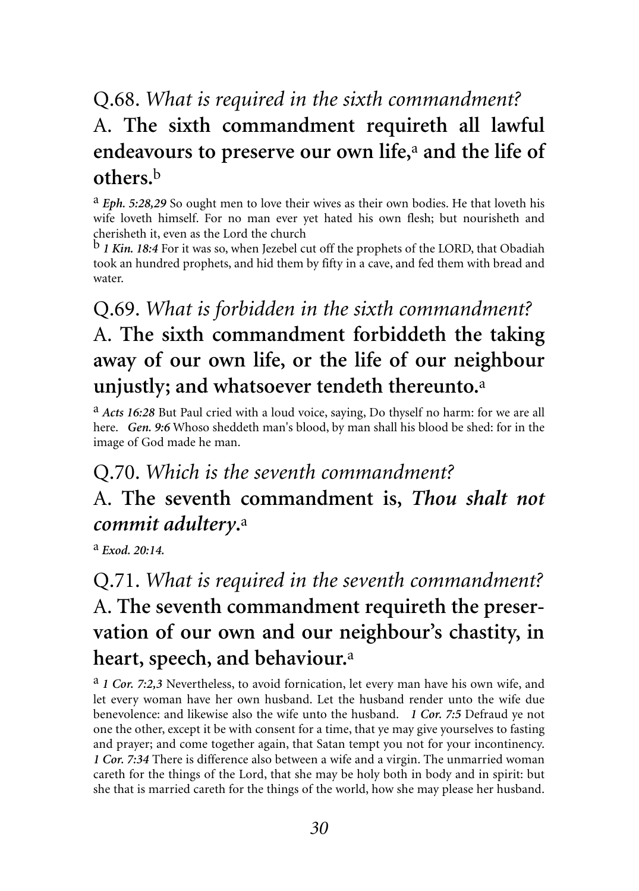Q.68. *What is required in the sixth commandment?*

A. **The sixth commandment requireth all lawful endeavours to preserve our own life,**[a] **and the life of others.**[b]

[a] ***Eph. 5:28,29*** So ought men to love their wives as their own bodies. He that loveth his wife loveth himself. For no man ever yet hated his own flesh; but nourisheth and cherisheth it, even as the Lord the church

[b] ***1 Kin. 18:4*** For it was so, when Jezebel cut off the prophets of the LORD, that Obadiah took an hundred prophets, and hid them by fifty in a cave, and fed them with bread and water.

Q.69. *What is forbidden in the sixth commandment?*

A. **The sixth commandment forbiddeth the taking away of our own life, or the life of our neighbour unjustly; and whatsoever tendeth thereunto.**[a]

[a] ***Acts 16:28*** But Paul cried with a loud voice, saying, Do thyself no harm: for we are all here. ***Gen. 9:6*** Whoso sheddeth man's blood, by man shall his blood be shed: for in the image of God made he man.

Q.70. *Which is the seventh commandment?*

A. **The seventh commandment is, *Thou shalt not commit adultery*.**[a]

[a] ***Exod. 20:14.***

Q.71. *What is required in the seventh commandment?*

A. **The seventh commandment requireth the preservation of our own and our neighbour's chastity, in heart, speech, and behaviour.**[a]

[a] ***1 Cor. 7:2,3*** Nevertheless, to avoid fornication, let every man have his own wife, and let every woman have her own husband. Let the husband render unto the wife due benevolence: and likewise also the wife unto the husband. ***1 Cor. 7:5*** Defraud ye not one the other, except it be with consent for a time, that ye may give yourselves to fasting and prayer; and come together again, that Satan tempt you not for your incontinency. ***1 Cor. 7:34*** There is difference also between a wife and a virgin. The unmarried woman careth for the things of the Lord, that she may be holy both in body and in spirit: but she that is married careth for the things of the world, how she may please her husband.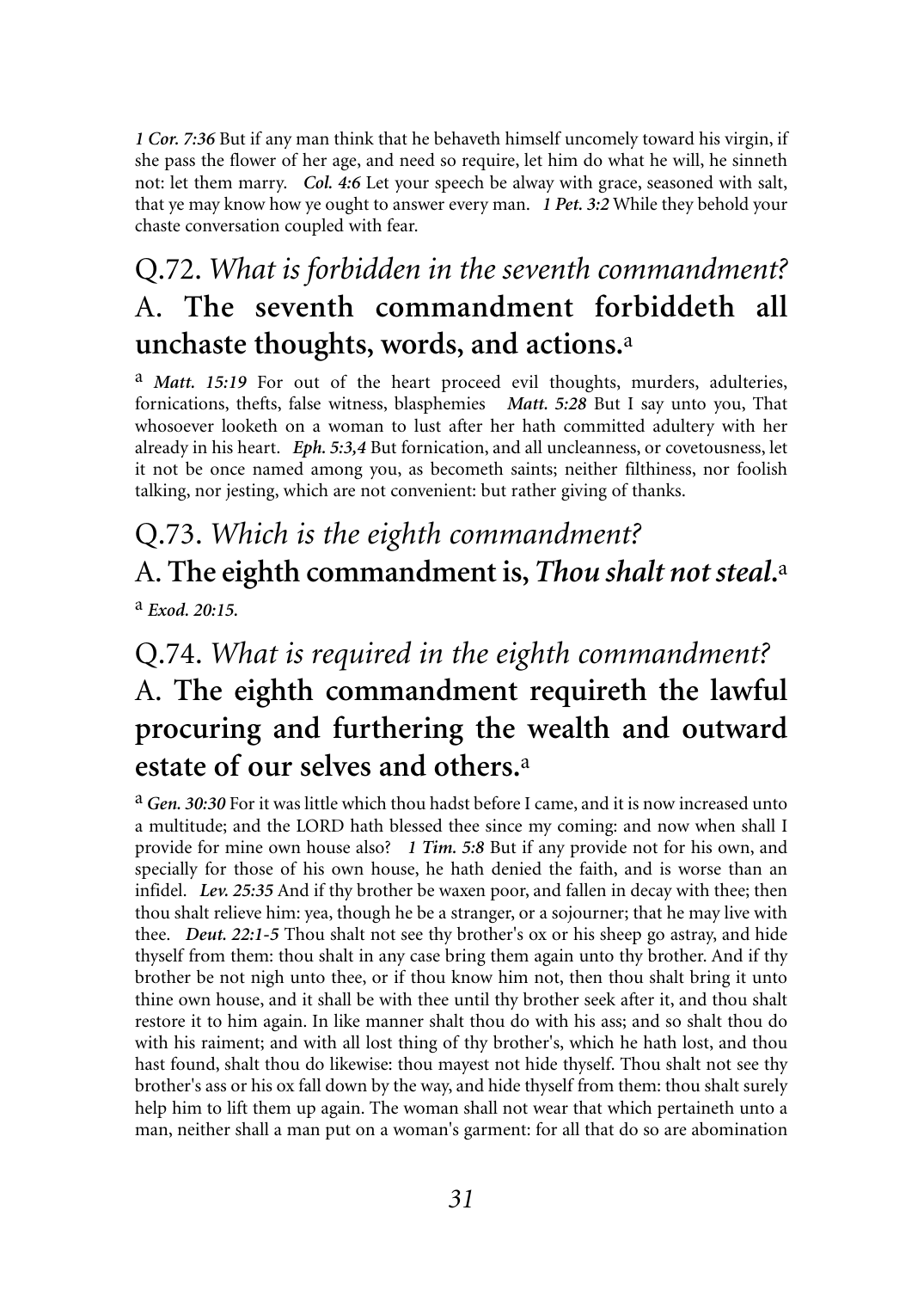*1 Cor. 7:36* But if any man think that he behaveth himself uncomely toward his virgin, if she pass the flower of her age, and need so require, let him do what he will, he sinneth not: let them marry. ***Col. 4:6*** Let your speech be alway with grace, seasoned with salt, that ye may know how ye ought to answer every man. ***1 Pet. 3:2*** While they behold your chaste conversation coupled with fear.

## Q.72. *What is forbidden in the seventh commandment?*

## A. **The seventh commandment forbiddeth all unchaste thoughts, words, and actions.**[a]

[a] ***Matt. 15:19*** For out of the heart proceed evil thoughts, murders, adulteries, fornications, thefts, false witness, blasphemies ***Matt. 5:28*** But I say unto you, That whosoever looketh on a woman to lust after her hath committed adultery with her already in his heart. ***Eph. 5:3,4*** But fornication, and all uncleanness, or covetousness, let it not be once named among you, as becometh saints; neither filthiness, nor foolish talking, nor jesting, which are not convenient: but rather giving of thanks.

## Q.73. *Which is the eighth commandment?*

## A. **The eighth commandment is, *Thou shalt not steal.***[a]

[a] ***Exod. 20:15.***

## Q.74. *What is required in the eighth commandment?*

## A. **The eighth commandment requireth the lawful procuring and furthering the wealth and outward estate of our selves and others.**[a]

[a] ***Gen. 30:30*** For it was little which thou hadst before I came, and it is now increased unto a multitude; and the LORD hath blessed thee since my coming: and now when shall I provide for mine own house also? ***1 Tim. 5:8*** But if any provide not for his own, and specially for those of his own house, he hath denied the faith, and is worse than an infidel. ***Lev. 25:35*** And if thy brother be waxen poor, and fallen in decay with thee; then thou shalt relieve him: yea, though he be a stranger, or a sojourner; that he may live with thee. ***Deut. 22:1-5*** Thou shalt not see thy brother's ox or his sheep go astray, and hide thyself from them: thou shalt in any case bring them again unto thy brother. And if thy brother be not nigh unto thee, or if thou know him not, then thou shalt bring it unto thine own house, and it shall be with thee until thy brother seek after it, and thou shalt restore it to him again. In like manner shalt thou do with his ass; and so shalt thou do with his raiment; and with all lost thing of thy brother's, which he hath lost, and thou hast found, shalt thou do likewise: thou mayest not hide thyself. Thou shalt not see thy brother's ass or his ox fall down by the way, and hide thyself from them: thou shalt surely help him to lift them up again. The woman shall not wear that which pertaineth unto a man, neither shall a man put on a woman's garment: for all that do so are abomination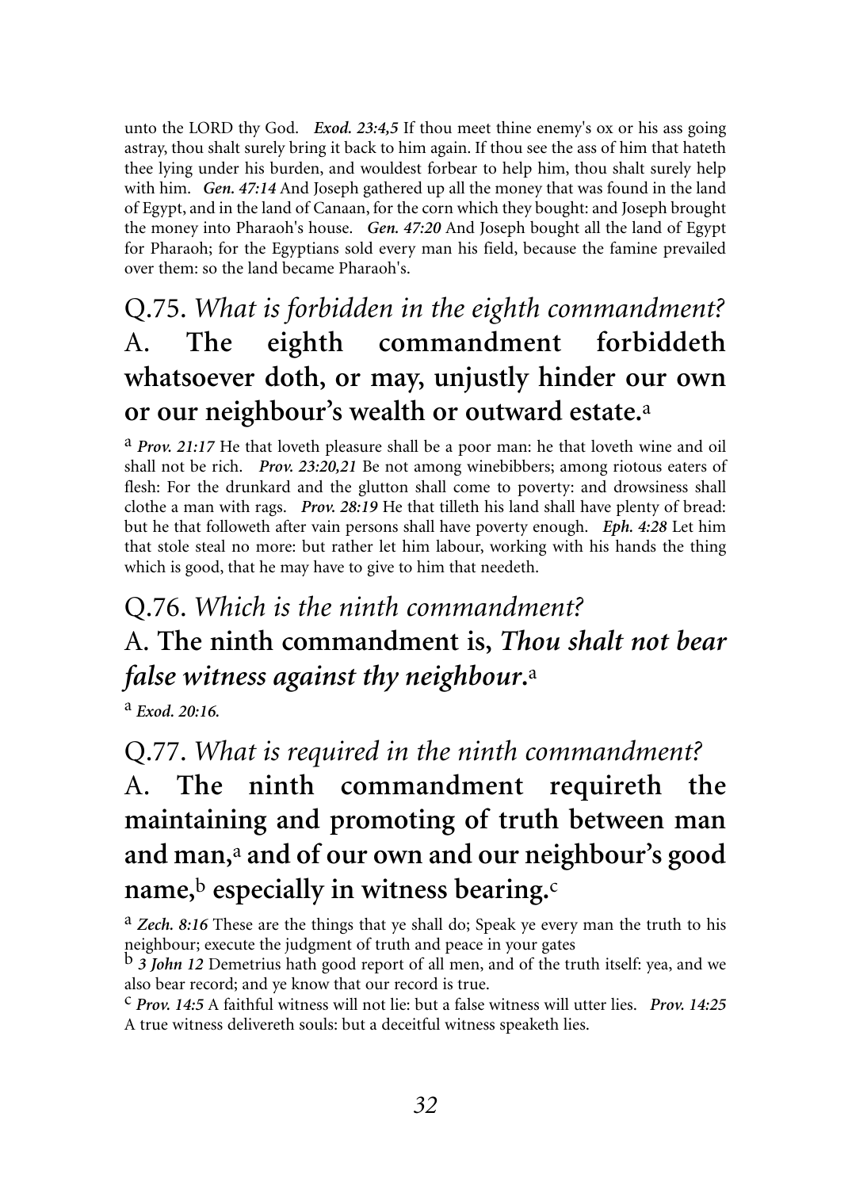unto the LORD thy God. ***Exod. 23:4,5*** If thou meet thine enemy's ox or his ass going astray, thou shalt surely bring it back to him again. If thou see the ass of him that hateth thee lying under his burden, and wouldest forbear to help him, thou shalt surely help with him. ***Gen. 47:14*** And Joseph gathered up all the money that was found in the land of Egypt, and in the land of Canaan, for the corn which they bought: and Joseph brought the money into Pharaoh's house. ***Gen. 47:20*** And Joseph bought all the land of Egypt for Pharaoh; for the Egyptians sold every man his field, because the famine prevailed over them: so the land became Pharaoh's.

## Q.75. *What is forbidden in the eighth commandment?*

## A. **The eighth commandment forbiddeth whatsoever doth, or may, unjustly hinder our own or our neighbour's wealth or outward estate.**[a]

[a] ***Prov. 21:17*** He that loveth pleasure shall be a poor man: he that loveth wine and oil shall not be rich. ***Prov. 23:20,21*** Be not among winebibbers; among riotous eaters of flesh: For the drunkard and the glutton shall come to poverty: and drowsiness shall clothe a man with rags. ***Prov. 28:19*** He that tilleth his land shall have plenty of bread: but he that followeth after vain persons shall have poverty enough. ***Eph. 4:28*** Let him that stole steal no more: but rather let him labour, working with his hands the thing which is good, that he may have to give to him that needeth.

## Q.76. *Which is the ninth commandment?*

## A. **The ninth commandment is, *Thou shalt not bear false witness against thy neighbour*.**[a]

[a] ***Exod. 20:16.***

## Q.77. *What is required in the ninth commandment?*

## A. **The ninth commandment requireth the maintaining and promoting of truth between man and man,**[a] **and of our own and our neighbour's good name,**[b] **especially in witness bearing.**[c]

[a] ***Zech. 8:16*** These are the things that ye shall do; Speak ye every man the truth to his neighbour; execute the judgment of truth and peace in your gates

[b] ***3 John 12*** Demetrius hath good report of all men, and of the truth itself: yea, and we also bear record; and ye know that our record is true.

[c] ***Prov. 14:5*** A faithful witness will not lie: but a false witness will utter lies. ***Prov. 14:25*** A true witness delivereth souls: but a deceitful witness speaketh lies.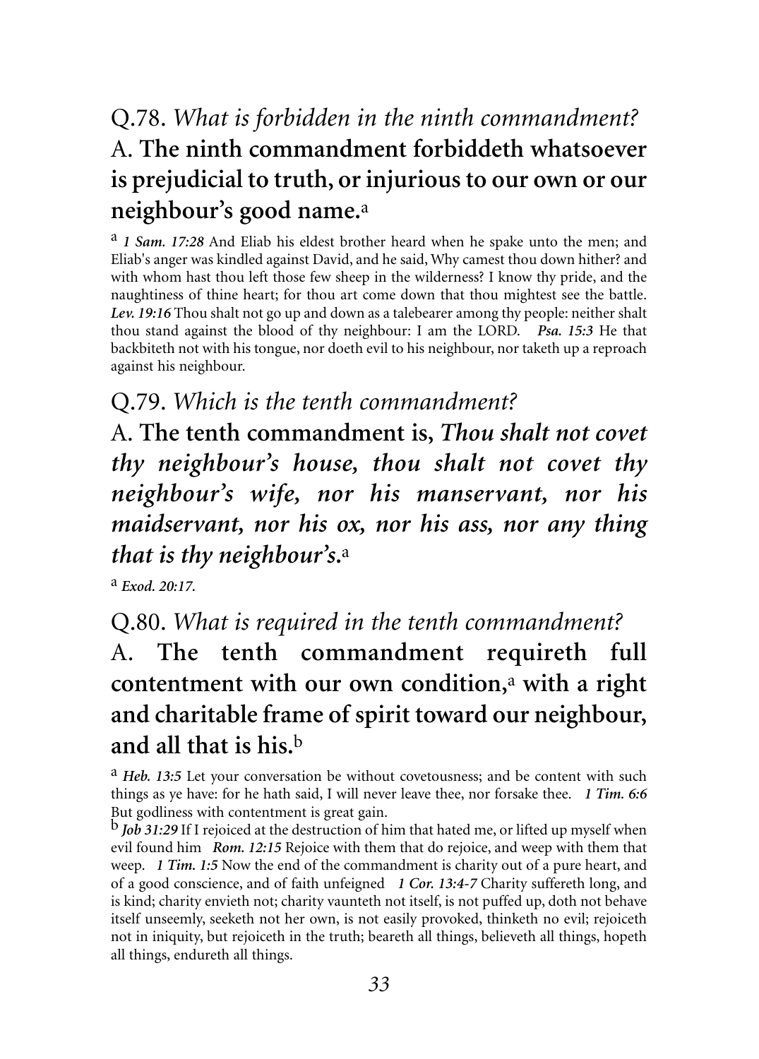## Q.78. *What is forbidden in the ninth commandment?*

## A. **The ninth commandment forbiddeth whatsoever is prejudicial to truth, or injurious to our own or our neighbour's good name.**[a]

[a] ***1 Sam. 17:28*** And Eliab his eldest brother heard when he spake unto the men; and Eliab's anger was kindled against David, and he said, Why camest thou down hither? and with whom hast thou left those few sheep in the wilderness? I know thy pride, and the naughtiness of thine heart; for thou art come down that thou mightest see the battle. ***Lev. 19:16*** Thou shalt not go up and down as a talebearer among thy people: neither shalt thou stand against the blood of thy neighbour: I am the LORD. ***Psa. 15:3*** He that backbiteth not with his tongue, nor doeth evil to his neighbour, nor taketh up a reproach against his neighbour.

## Q.79. *Which is the tenth commandment?*

## A. **The tenth commandment is, *Thou shalt not covet thy neighbour's house, thou shalt not covet thy neighbour's wife, nor his manservant, nor his maidservant, nor his ox, nor his ass, nor any thing that is thy neighbour's*.**[a]

[a] ***Exod. 20:17.***

## Q.80. *What is required in the tenth commandment?*

## A. **The tenth commandment requireth full contentment with our own condition,**[a] **with a right and charitable frame of spirit toward our neighbour, and all that is his.**[b]

[a] ***Heb. 13:5*** Let your conversation be without covetousness; and be content with such things as ye have: for he hath said, I will never leave thee, nor forsake thee. ***1 Tim. 6:6*** But godliness with contentment is great gain.

[b] ***Job 31:29*** If I rejoiced at the destruction of him that hated me, or lifted up myself when evil found him ***Rom. 12:15*** Rejoice with them that do rejoice, and weep with them that weep. ***1 Tim. 1:5*** Now the end of the commandment is charity out of a pure heart, and of a good conscience, and of faith unfeigned ***1 Cor. 13:4-7*** Charity suffereth long, and is kind; charity envieth not; charity vaunteth not itself, is not puffed up, doth not behave itself unseemly, seeketh not her own, is not easily provoked, thinketh no evil; rejoiceth not in iniquity, but rejoiceth in the truth; beareth all things, believeth all things, hopeth all things, endureth all things.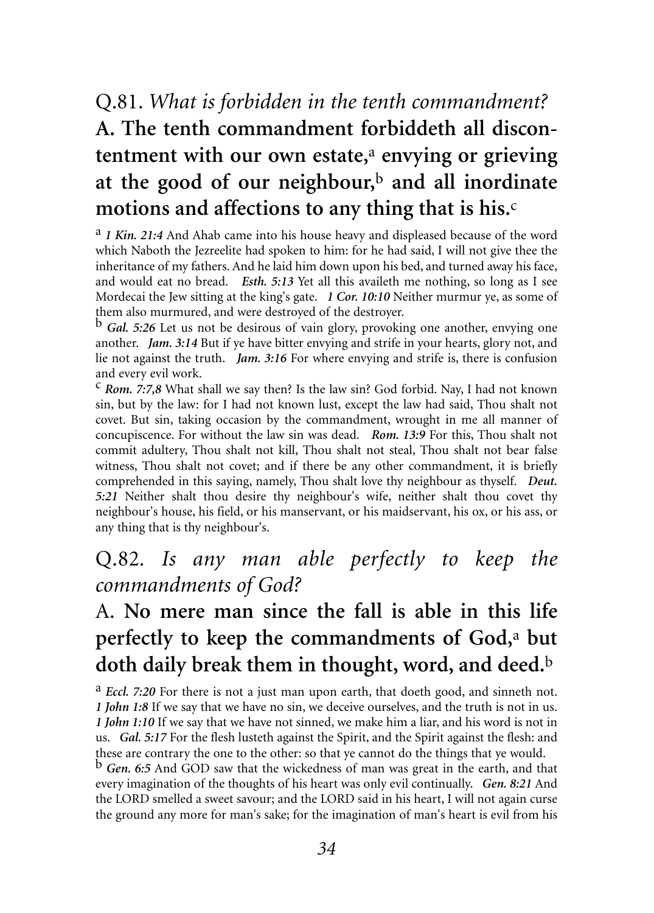## Q.81. *What is forbidden in the tenth commandment?*

**A. The tenth commandment forbiddeth all discontentment with our own estate,[a] envying or grieving at the good of our neighbour,[b] and all inordinate motions and affections to any thing that is his.[c]**

[a] ***1 Kin. 21:4*** And Ahab came into his house heavy and displeased because of the word which Naboth the Jezreelite had spoken to him: for he had said, I will not give thee the inheritance of my fathers. And he laid him down upon his bed, and turned away his face, and would eat no bread. ***Esth. 5:13*** Yet all this availeth me nothing, so long as I see Mordecai the Jew sitting at the king's gate. ***1 Cor. 10:10*** Neither murmur ye, as some of them also murmured, and were destroyed of the destroyer.

[b] ***Gal. 5:26*** Let us not be desirous of vain glory, provoking one another, envying one another. ***Jam. 3:14*** But if ye have bitter envying and strife in your hearts, glory not, and lie not against the truth. ***Jam. 3:16*** For where envying and strife is, there is confusion and every evil work.

[c] ***Rom. 7:7,8*** What shall we say then? Is the law sin? God forbid. Nay, I had not known sin, but by the law: for I had not known lust, except the law had said, Thou shalt not covet. But sin, taking occasion by the commandment, wrought in me all manner of concupiscence. For without the law sin was dead. ***Rom. 13:9*** For this, Thou shalt not commit adultery, Thou shalt not kill, Thou shalt not steal, Thou shalt not bear false witness, Thou shalt not covet; and if there be any other commandment, it is briefly comprehended in this saying, namely, Thou shalt love thy neighbour as thyself. ***Deut. 5:21*** Neither shalt thou desire thy neighbour's wife, neither shalt thou covet thy neighbour's house, his field, or his manservant, or his maidservant, his ox, or his ass, or any thing that is thy neighbour's.

## Q.82. *Is any man able perfectly to keep the commandments of God?*

A. **No mere man since the fall is able in this life perfectly to keep the commandments of God,[a] but doth daily break them in thought, word, and deed.[b]**

[a] ***Eccl. 7:20*** For there is not a just man upon earth, that doeth good, and sinneth not. ***1 John 1:8*** If we say that we have no sin, we deceive ourselves, and the truth is not in us. ***1 John 1:10*** If we say that we have not sinned, we make him a liar, and his word is not in us. ***Gal. 5:17*** For the flesh lusteth against the Spirit, and the Spirit against the flesh: and these are contrary the one to the other: so that ye cannot do the things that ye would.

[b] ***Gen. 6:5*** And GOD saw that the wickedness of man was great in the earth, and that every imagination of the thoughts of his heart was only evil continually. ***Gen. 8:21*** And the LORD smelled a sweet savour; and the LORD said in his heart, I will not again curse the ground any more for man's sake; for the imagination of man's heart is evil from his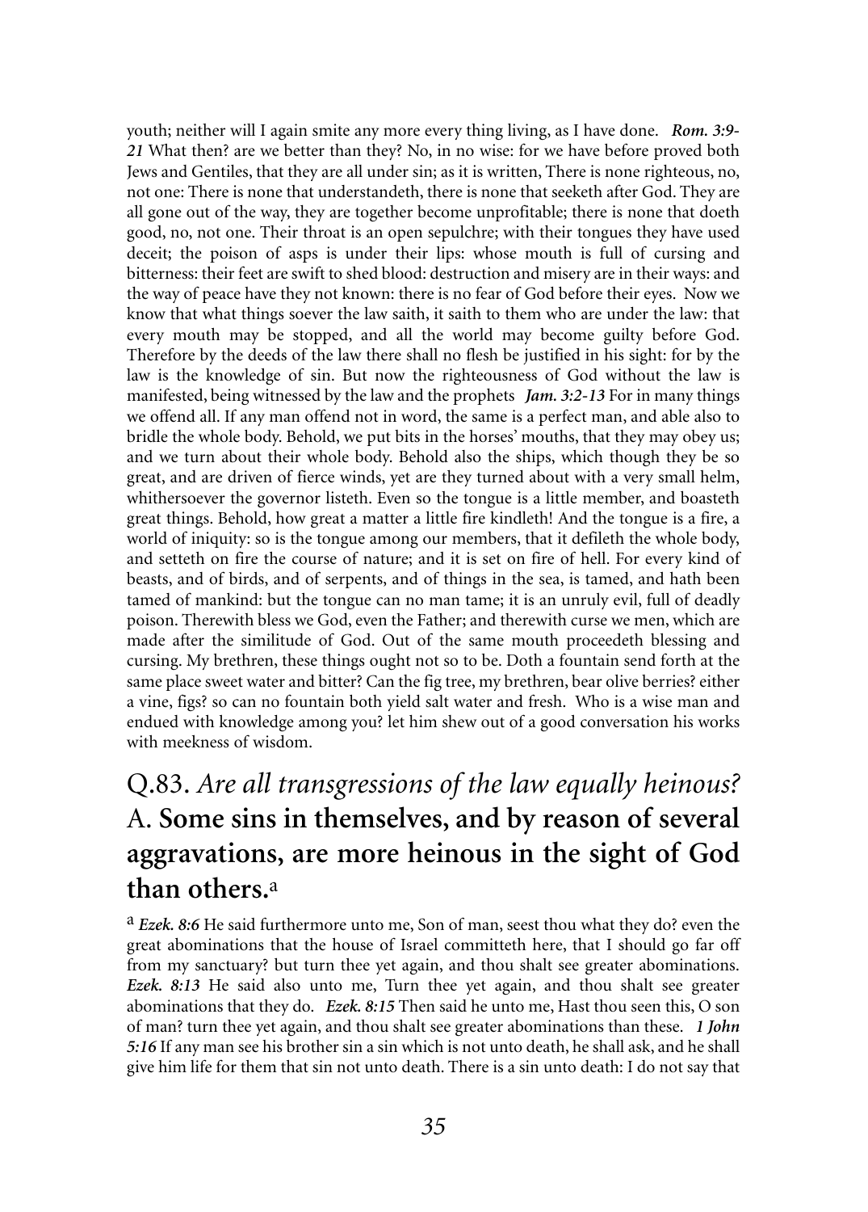youth; neither will I again smite any more every thing living, as I have done. ***Rom. 3:9-21*** What then? are we better than they? No, in no wise: for we have before proved both Jews and Gentiles, that they are all under sin; as it is written, There is none righteous, no, not one: There is none that understandeth, there is none that seeketh after God. They are all gone out of the way, they are together become unprofitable; there is none that doeth good, no, not one. Their throat is an open sepulchre; with their tongues they have used deceit; the poison of asps is under their lips: whose mouth is full of cursing and bitterness: their feet are swift to shed blood: destruction and misery are in their ways: and the way of peace have they not known: there is no fear of God before their eyes. Now we know that what things soever the law saith, it saith to them who are under the law: that every mouth may be stopped, and all the world may become guilty before God. Therefore by the deeds of the law there shall no flesh be justified in his sight: for by the law is the knowledge of sin. But now the righteousness of God without the law is manifested, being witnessed by the law and the prophets ***Jam. 3:2-13*** For in many things we offend all. If any man offend not in word, the same is a perfect man, and able also to bridle the whole body. Behold, we put bits in the horses' mouths, that they may obey us; and we turn about their whole body. Behold also the ships, which though they be so great, and are driven of fierce winds, yet are they turned about with a very small helm, whithersoever the governor listeth. Even so the tongue is a little member, and boasteth great things. Behold, how great a matter a little fire kindleth! And the tongue is a fire, a world of iniquity: so is the tongue among our members, that it defileth the whole body, and setteth on fire the course of nature; and it is set on fire of hell. For every kind of beasts, and of birds, and of serpents, and of things in the sea, is tamed, and hath been tamed of mankind: but the tongue can no man tame; it is an unruly evil, full of deadly poison. Therewith bless we God, even the Father; and therewith curse we men, which are made after the similitude of God. Out of the same mouth proceedeth blessing and cursing. My brethren, these things ought not so to be. Doth a fountain send forth at the same place sweet water and bitter? Can the fig tree, my brethren, bear olive berries? either a vine, figs? so can no fountain both yield salt water and fresh. Who is a wise man and endued with knowledge among you? let him shew out of a good conversation his works with meekness of wisdom.

## Q.83. *Are all transgressions of the law equally heinous?* A. **Some sins in themselves, and by reason of several aggravations, are more heinous in the sight of God than others.**[a]

[a] ***Ezek. 8:6*** He said furthermore unto me, Son of man, seest thou what they do? even the great abominations that the house of Israel committeth here, that I should go far off from my sanctuary? but turn thee yet again, and thou shalt see greater abominations. ***Ezek. 8:13*** He said also unto me, Turn thee yet again, and thou shalt see greater abominations that they do. ***Ezek. 8:15*** Then said he unto me, Hast thou seen this, O son of man? turn thee yet again, and thou shalt see greater abominations than these. ***1 John 5:16*** If any man see his brother sin a sin which is not unto death, he shall ask, and he shall give him life for them that sin not unto death. There is a sin unto death: I do not say that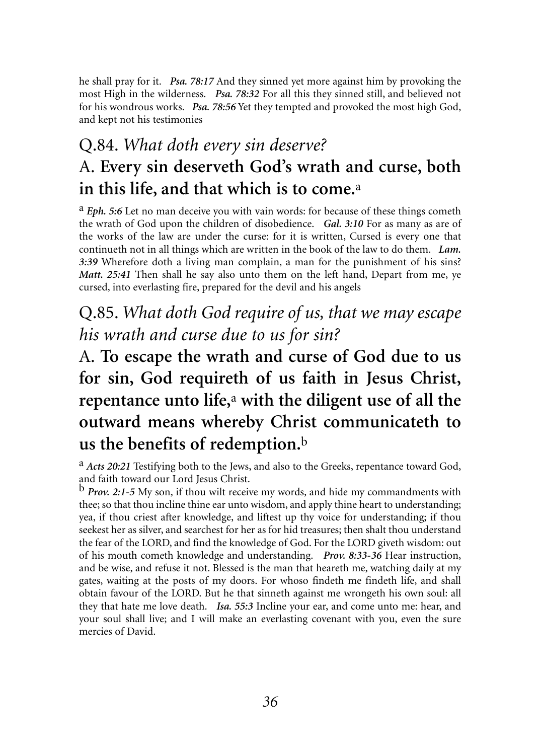he shall pray for it. ***Psa. 78:17*** And they sinned yet more against him by provoking the most High in the wilderness. ***Psa. 78:32*** For all this they sinned still, and believed not for his wondrous works. ***Psa. 78:56*** Yet they tempted and provoked the most high God, and kept not his testimonies

## Q.84. *What doth every sin deserve?*

## A. **Every sin deserveth God's wrath and curse, both in this life, and that which is to come.**[a]

[a] ***Eph. 5:6*** Let no man deceive you with vain words: for because of these things cometh the wrath of God upon the children of disobedience. ***Gal. 3:10*** For as many as are of the works of the law are under the curse: for it is written, Cursed is every one that continueth not in all things which are written in the book of the law to do them. ***Lam. 3:39*** Wherefore doth a living man complain, a man for the punishment of his sins? ***Matt. 25:41*** Then shall he say also unto them on the left hand, Depart from me, ye cursed, into everlasting fire, prepared for the devil and his angels

## Q.85. *What doth God require of us, that we may escape his wrath and curse due to us for sin?*

## A. **To escape the wrath and curse of God due to us for sin, God requireth of us faith in Jesus Christ, repentance unto life,**[a] **with the diligent use of all the outward means whereby Christ communicateth to us the benefits of redemption.**[b]

[a] ***Acts 20:21*** Testifying both to the Jews, and also to the Greeks, repentance toward God, and faith toward our Lord Jesus Christ.

[b] ***Prov. 2:1-5*** My son, if thou wilt receive my words, and hide my commandments with thee; so that thou incline thine ear unto wisdom, and apply thine heart to understanding; yea, if thou criest after knowledge, and liftest up thy voice for understanding; if thou seekest her as silver, and searchest for her as for hid treasures; then shalt thou understand the fear of the LORD, and find the knowledge of God. For the LORD giveth wisdom: out of his mouth cometh knowledge and understanding. ***Prov. 8:33-36*** Hear instruction, and be wise, and refuse it not. Blessed is the man that heareth me, watching daily at my gates, waiting at the posts of my doors. For whoso findeth me findeth life, and shall obtain favour of the LORD. But he that sinneth against me wrongeth his own soul: all they that hate me love death. ***Isa. 55:3*** Incline your ear, and come unto me: hear, and your soul shall live; and I will make an everlasting covenant with you, even the sure mercies of David.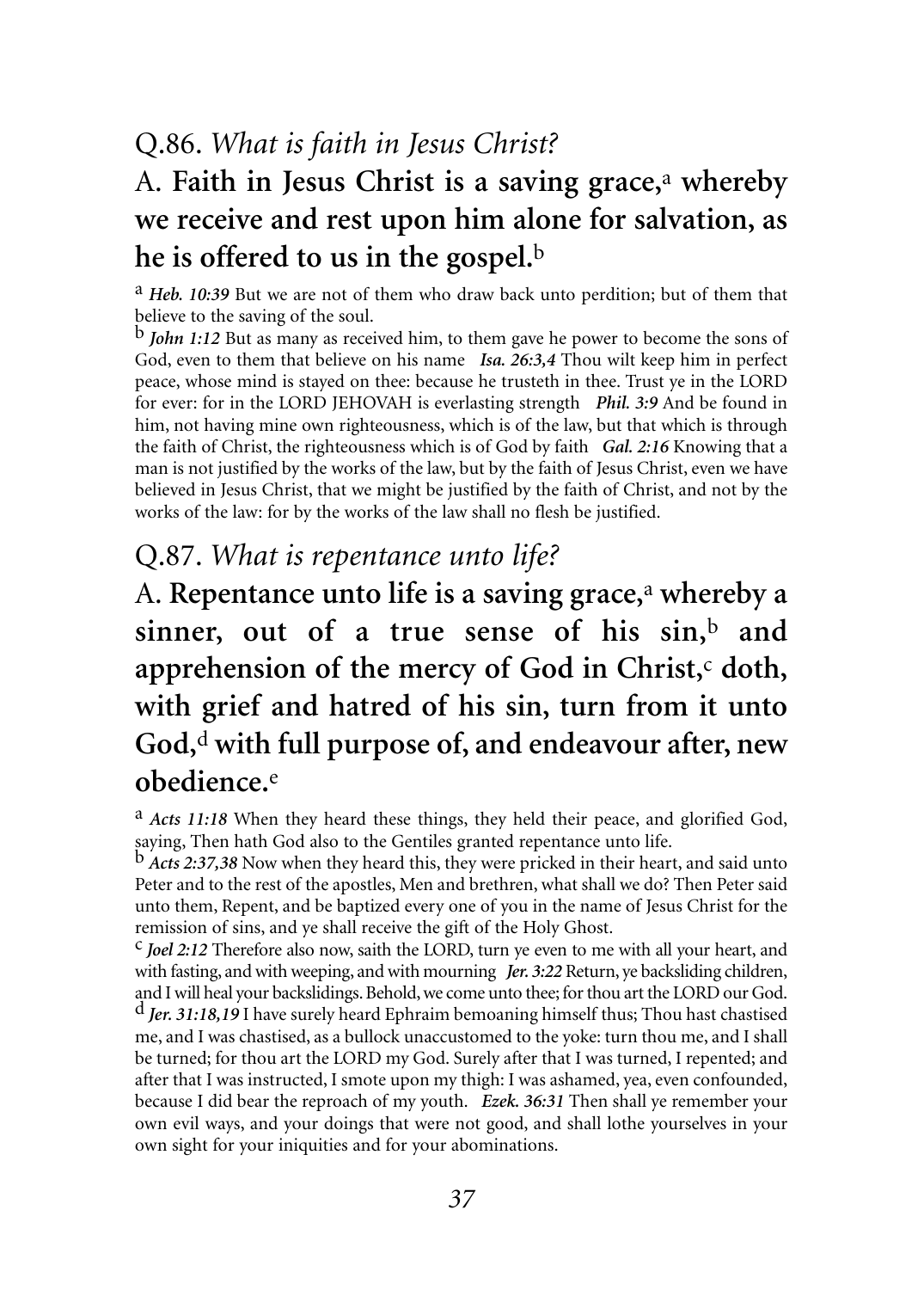## Q.86. *What is faith in Jesus Christ?*

**A. Faith in Jesus Christ is a saving grace,[a] whereby we receive and rest upon him alone for salvation, as he is offered to us in the gospel.[b]**

[a] ***Heb. 10:39*** But we are not of them who draw back unto perdition; but of them that believe to the saving of the soul.

[b] ***John 1:12*** But as many as received him, to them gave he power to become the sons of God, even to them that believe on his name ***Isa. 26:3,4*** Thou wilt keep him in perfect peace, whose mind is stayed on thee: because he trusteth in thee. Trust ye in the LORD for ever: for in the LORD JEHOVAH is everlasting strength ***Phil. 3:9*** And be found in him, not having mine own righteousness, which is of the law, but that which is through the faith of Christ, the righteousness which is of God by faith ***Gal. 2:16*** Knowing that a man is not justified by the works of the law, but by the faith of Jesus Christ, even we have believed in Jesus Christ, that we might be justified by the faith of Christ, and not by the works of the law: for by the works of the law shall no flesh be justified.

## Q.87. *What is repentance unto life?*

**A. Repentance unto life is a saving grace,[a] whereby a sinner, out of a true sense of his sin,[b] and apprehension of the mercy of God in Christ,[c] doth, with grief and hatred of his sin, turn from it unto God,[d] with full purpose of, and endeavour after, new obedience.[e]**

[a] ***Acts 11:18*** When they heard these things, they held their peace, and glorified God, saying, Then hath God also to the Gentiles granted repentance unto life.

[b] ***Acts 2:37,38*** Now when they heard this, they were pricked in their heart, and said unto Peter and to the rest of the apostles, Men and brethren, what shall we do? Then Peter said unto them, Repent, and be baptized every one of you in the name of Jesus Christ for the remission of sins, and ye shall receive the gift of the Holy Ghost.

[c] ***Joel 2:12*** Therefore also now, saith the LORD, turn ye even to me with all your heart, and with fasting, and with weeping, and with mourning ***Jer. 3:22*** Return, ye backsliding children, and I will heal your backslidings. Behold, we come unto thee; for thou art the LORD our God.

[d] ***Jer. 31:18,19*** I have surely heard Ephraim bemoaning himself thus; Thou hast chastised me, and I was chastised, as a bullock unaccustomed to the yoke: turn thou me, and I shall be turned; for thou art the LORD my God. Surely after that I was turned, I repented; and after that I was instructed, I smote upon my thigh: I was ashamed, yea, even confounded, because I did bear the reproach of my youth. ***Ezek. 36:31*** Then shall ye remember your own evil ways, and your doings that were not good, and shall lothe yourselves in your own sight for your iniquities and for your abominations.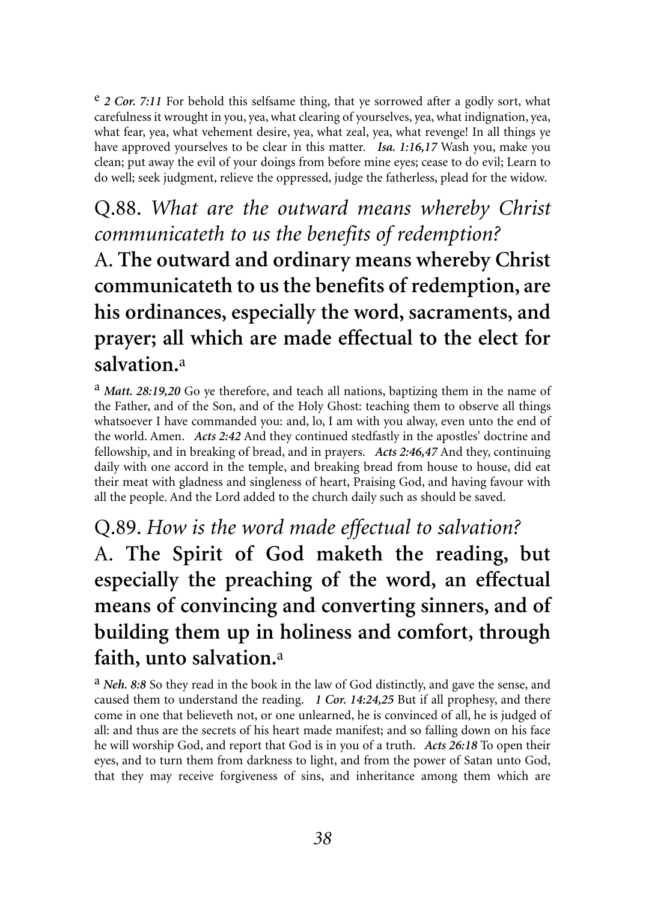[e] ***2 Cor. 7:11*** For behold this selfsame thing, that ye sorrowed after a godly sort, what carefulness it wrought in you, yea, what clearing of yourselves, yea, what indignation, yea, what fear, yea, what vehement desire, yea, what zeal, yea, what revenge! In all things ye have approved yourselves to be clear in this matter. ***Isa. 1:16,17*** Wash you, make you clean; put away the evil of your doings from before mine eyes; cease to do evil; Learn to do well; seek judgment, relieve the oppressed, judge the fatherless, plead for the widow.

## Q.88. *What are the outward means whereby Christ communicateth to us the benefits of redemption?*

## A. **The outward and ordinary means whereby Christ communicateth to us the benefits of redemption, are his ordinances, especially the word, sacraments, and prayer; all which are made effectual to the elect for salvation.**[a]

[a] ***Matt. 28:19,20*** Go ye therefore, and teach all nations, baptizing them in the name of the Father, and of the Son, and of the Holy Ghost: teaching them to observe all things whatsoever I have commanded you: and, lo, I am with you alway, even unto the end of the world. Amen. ***Acts 2:42*** And they continued stedfastly in the apostles' doctrine and fellowship, and in breaking of bread, and in prayers. ***Acts 2:46,47*** And they, continuing daily with one accord in the temple, and breaking bread from house to house, did eat their meat with gladness and singleness of heart, Praising God, and having favour with all the people. And the Lord added to the church daily such as should be saved.

## Q.89. *How is the word made effectual to salvation?*

## A. **The Spirit of God maketh the reading, but especially the preaching of the word, an effectual means of convincing and converting sinners, and of building them up in holiness and comfort, through faith, unto salvation.**[a]

[a] ***Neh. 8:8*** So they read in the book in the law of God distinctly, and gave the sense, and caused them to understand the reading. ***1 Cor. 14:24,25*** But if all prophesy, and there come in one that believeth not, or one unlearned, he is convinced of all, he is judged of all: and thus are the secrets of his heart made manifest; and so falling down on his face he will worship God, and report that God is in you of a truth. ***Acts 26:18*** To open their eyes, and to turn them from darkness to light, and from the power of Satan unto God, that they may receive forgiveness of sins, and inheritance among them which are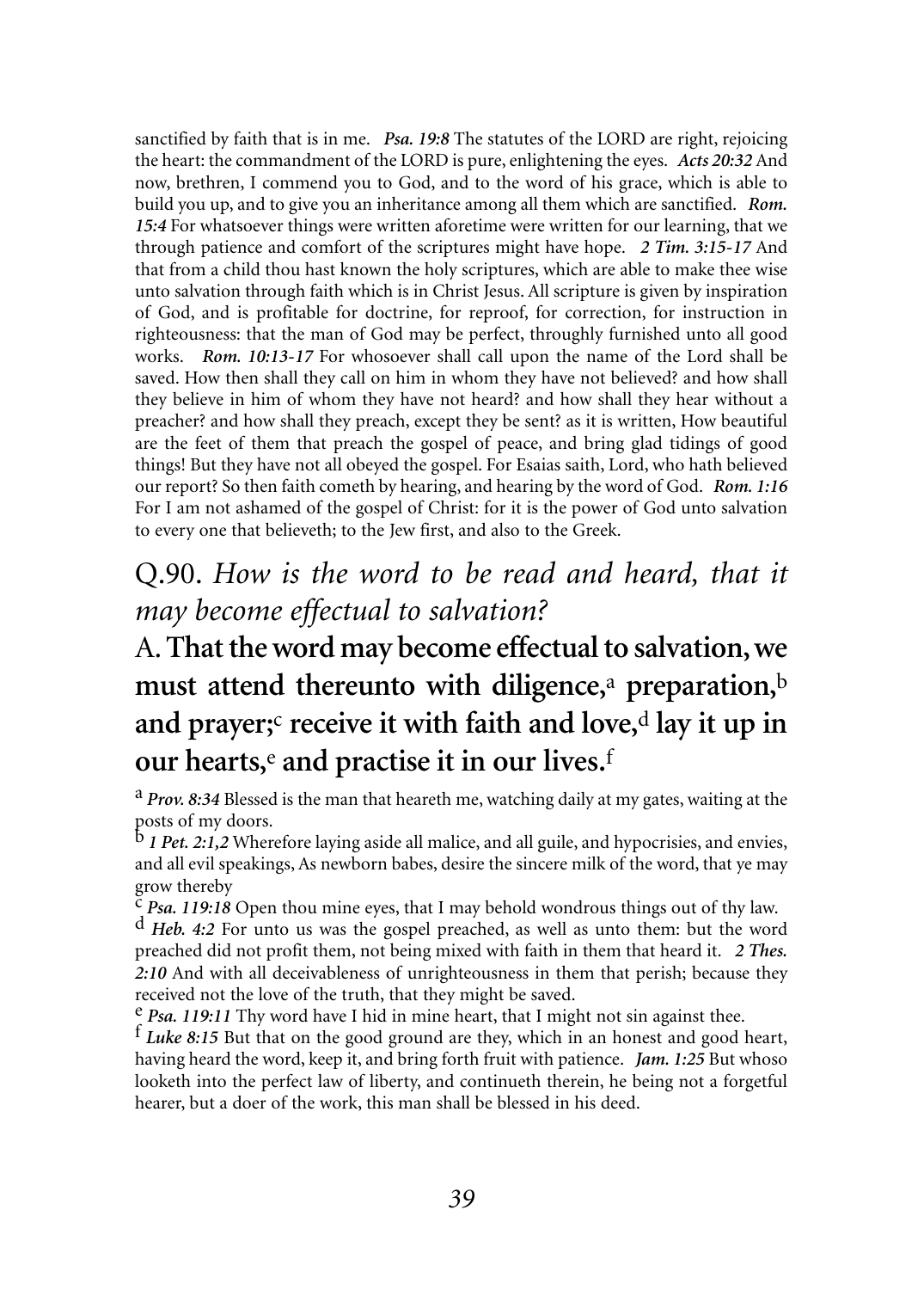sanctified by faith that is in me. ***Psa. 19:8*** The statutes of the LORD are right, rejoicing the heart: the commandment of the LORD is pure, enlightening the eyes. ***Acts 20:32*** And now, brethren, I commend you to God, and to the word of his grace, which is able to build you up, and to give you an inheritance among all them which are sanctified. ***Rom. 15:4*** For whatsoever things were written aforetime were written for our learning, that we through patience and comfort of the scriptures might have hope. ***2 Tim. 3:15-17*** And that from a child thou hast known the holy scriptures, which are able to make thee wise unto salvation through faith which is in Christ Jesus. All scripture is given by inspiration of God, and is profitable for doctrine, for reproof, for correction, for instruction in righteousness: that the man of God may be perfect, throughly furnished unto all good works. ***Rom. 10:13-17*** For whosoever shall call upon the name of the Lord shall be saved. How then shall they call on him in whom they have not believed? and how shall they believe in him of whom they have not heard? and how shall they hear without a preacher? and how shall they preach, except they be sent? as it is written, How beautiful are the feet of them that preach the gospel of peace, and bring glad tidings of good things! But they have not all obeyed the gospel. For Esaias saith, Lord, who hath believed our report? So then faith cometh by hearing, and hearing by the word of God. ***Rom. 1:16*** For I am not ashamed of the gospel of Christ: for it is the power of God unto salvation to every one that believeth; to the Jew first, and also to the Greek.

## Q.90. *How is the word to be read and heard, that it may become effectual to salvation?*

## A. **That the word may become effectual to salvation, we must attend thereunto with diligence,[a] preparation,[b] and prayer;[c] receive it with faith and love,[d] lay it up in our hearts,[e] and practise it in our lives.[f]**

[a] ***Prov. 8:34*** Blessed is the man that heareth me, watching daily at my gates, waiting at the posts of my doors.

[b] ***1 Pet. 2:1,2*** Wherefore laying aside all malice, and all guile, and hypocrisies, and envies, and all evil speakings, As newborn babes, desire the sincere milk of the word, that ye may grow thereby

[c] ***Psa. 119:18*** Open thou mine eyes, that I may behold wondrous things out of thy law.

[d] ***Heb. 4:2*** For unto us was the gospel preached, as well as unto them: but the word preached did not profit them, not being mixed with faith in them that heard it. ***2 Thes. 2:10*** And with all deceivableness of unrighteousness in them that perish; because they received not the love of the truth, that they might be saved.

[e] ***Psa. 119:11*** Thy word have I hid in mine heart, that I might not sin against thee.

[f] ***Luke 8:15*** But that on the good ground are they, which in an honest and good heart, having heard the word, keep it, and bring forth fruit with patience. ***Jam. 1:25*** But whoso looketh into the perfect law of liberty, and continueth therein, he being not a forgetful hearer, but a doer of the work, this man shall be blessed in his deed.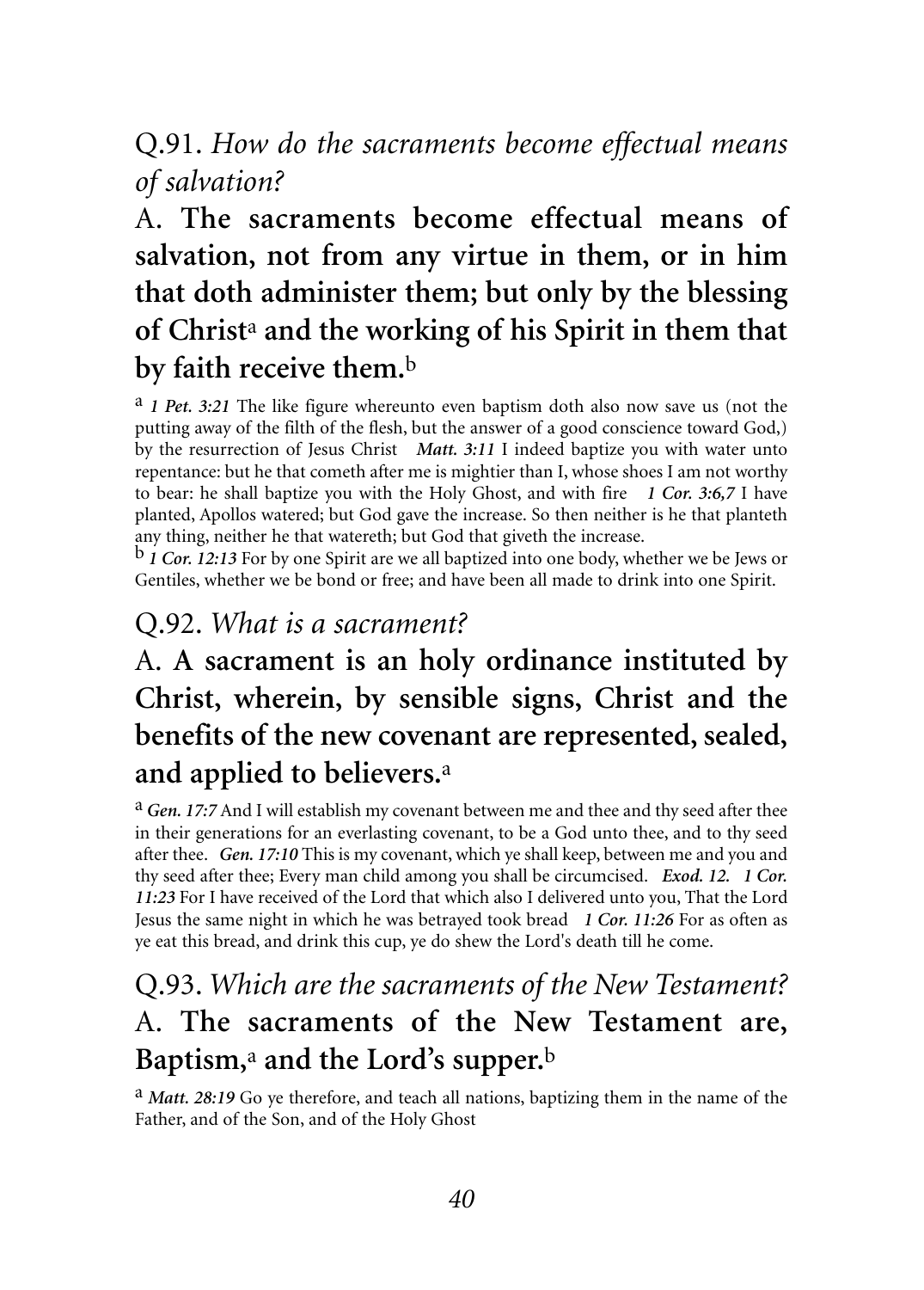Q.91. *How do the sacraments become effectual means of salvation?*

A. **The sacraments become effectual means of salvation, not from any virtue in them, or in him that doth administer them; but only by the blessing of Christ[a] and the working of his Spirit in them that by faith receive them.[b]**

[a] ***1 Pet. 3:21*** The like figure whereunto even baptism doth also now save us (not the putting away of the filth of the flesh, but the answer of a good conscience toward God,) by the resurrection of Jesus Christ ***Matt. 3:11*** I indeed baptize you with water unto repentance: but he that cometh after me is mightier than I, whose shoes I am not worthy to bear: he shall baptize you with the Holy Ghost, and with fire ***1 Cor. 3:6,7*** I have planted, Apollos watered; but God gave the increase. So then neither is he that planteth any thing, neither he that watereth; but God that giveth the increase.

[b] ***1 Cor. 12:13*** For by one Spirit are we all baptized into one body, whether we be Jews or Gentiles, whether we be bond or free; and have been all made to drink into one Spirit.

Q.92. *What is a sacrament?*

A. **A sacrament is an holy ordinance instituted by Christ, wherein, by sensible signs, Christ and the benefits of the new covenant are represented, sealed, and applied to believers.[a]**

[a] ***Gen. 17:7*** And I will establish my covenant between me and thee and thy seed after thee in their generations for an everlasting covenant, to be a God unto thee, and to thy seed after thee. ***Gen. 17:10*** This is my covenant, which ye shall keep, between me and you and thy seed after thee; Every man child among you shall be circumcised. ***Exod. 12.*** ***1 Cor. 11:23*** For I have received of the Lord that which also I delivered unto you, That the Lord Jesus the same night in which he was betrayed took bread ***1 Cor. 11:26*** For as often as ye eat this bread, and drink this cup, ye do shew the Lord's death till he come.

Q.93. *Which are the sacraments of the New Testament?*

A. **The sacraments of the New Testament are, Baptism,[a] and the Lord's supper.[b]**

[a] ***Matt. 28:19*** Go ye therefore, and teach all nations, baptizing them in the name of the Father, and of the Son, and of the Holy Ghost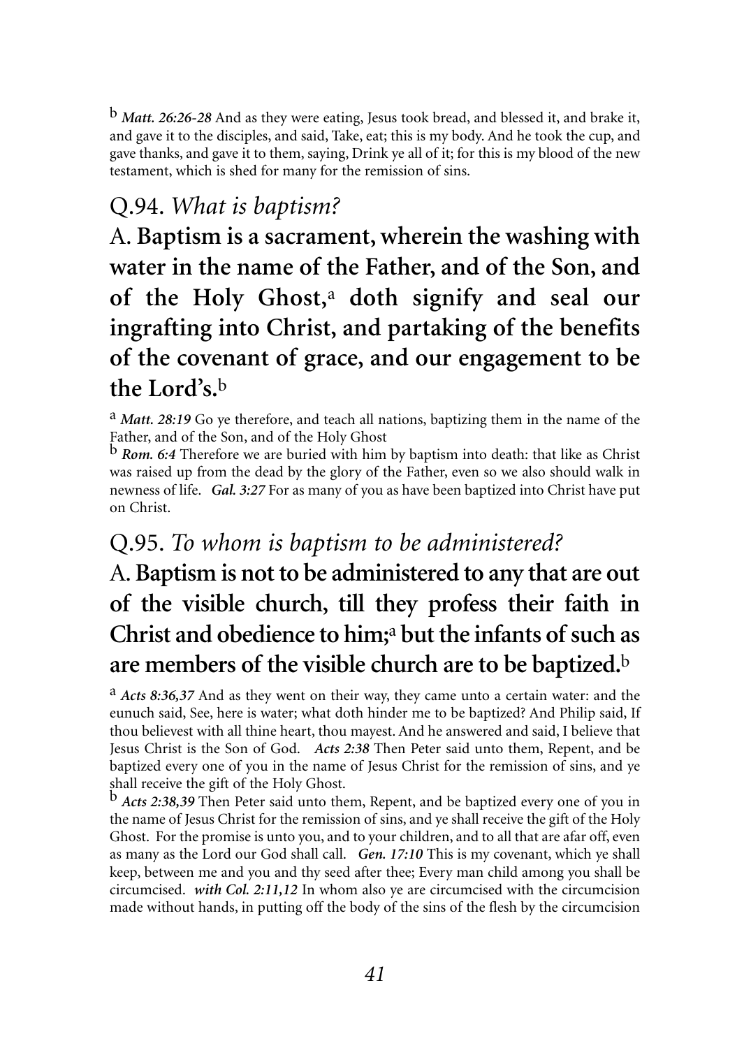[b] ***Matt. 26:26-28*** And as they were eating, Jesus took bread, and blessed it, and brake it, and gave it to the disciples, and said, Take, eat; this is my body. And he took the cup, and gave thanks, and gave it to them, saying, Drink ye all of it; for this is my blood of the new testament, which is shed for many for the remission of sins.

## Q.94. *What is baptism?*

## A. **Baptism is a sacrament, wherein the washing with water in the name of the Father, and of the Son, and of the Holy Ghost,[a] doth signify and seal our ingrafting into Christ, and partaking of the benefits of the covenant of grace, and our engagement to be the Lord's.[b]**

[a] ***Matt. 28:19*** Go ye therefore, and teach all nations, baptizing them in the name of the Father, and of the Son, and of the Holy Ghost

[b] ***Rom. 6:4*** Therefore we are buried with him by baptism into death: that like as Christ was raised up from the dead by the glory of the Father, even so we also should walk in newness of life. ***Gal. 3:27*** For as many of you as have been baptized into Christ have put on Christ.

## Q.95. *To whom is baptism to be administered?*

## A. **Baptism is not to be administered to any that are out of the visible church, till they profess their faith in Christ and obedience to him;[a] but the infants of such as are members of the visible church are to be baptized.[b]**

[a] ***Acts 8:36,37*** And as they went on their way, they came unto a certain water: and the eunuch said, See, here is water; what doth hinder me to be baptized? And Philip said, If thou believest with all thine heart, thou mayest. And he answered and said, I believe that Jesus Christ is the Son of God. ***Acts 2:38*** Then Peter said unto them, Repent, and be baptized every one of you in the name of Jesus Christ for the remission of sins, and ye shall receive the gift of the Holy Ghost.

[b] ***Acts 2:38,39*** Then Peter said unto them, Repent, and be baptized every one of you in the name of Jesus Christ for the remission of sins, and ye shall receive the gift of the Holy Ghost. For the promise is unto you, and to your children, and to all that are afar off, even as many as the Lord our God shall call. ***Gen. 17:10*** This is my covenant, which ye shall keep, between me and you and thy seed after thee; Every man child among you shall be circumcised. ***with Col. 2:11,12*** In whom also ye are circumcised with the circumcision made without hands, in putting off the body of the sins of the flesh by the circumcision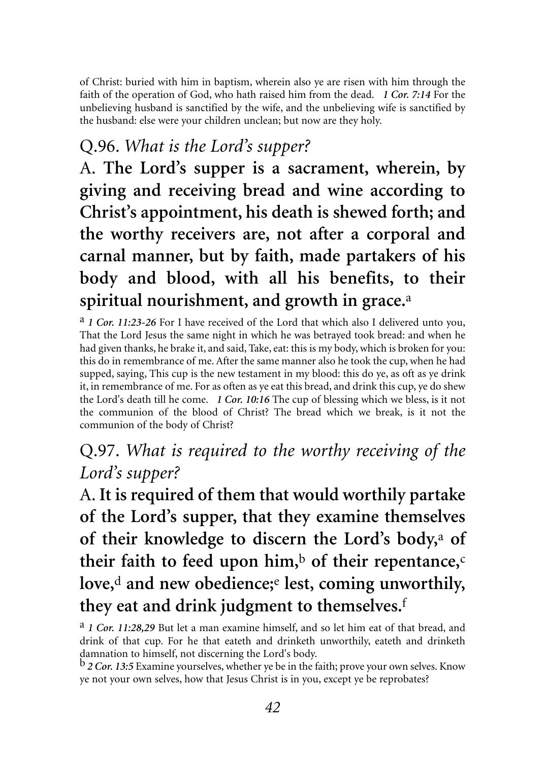of Christ: buried with him in baptism, wherein also ye are risen with him through the faith of the operation of God, who hath raised him from the dead. ***1 Cor. 7:14*** For the unbelieving husband is sanctified by the wife, and the unbelieving wife is sanctified by the husband: else were your children unclean; but now are they holy.

## Q.96. *What is the Lord's supper?*

## A. **The Lord's supper is a sacrament, wherein, by giving and receiving bread and wine according to Christ's appointment, his death is shewed forth; and the worthy receivers are, not after a corporal and carnal manner, but by faith, made partakers of his body and blood, with all his benefits, to their spiritual nourishment, and growth in grace.**[a]

[a] ***1 Cor. 11:23-26*** For I have received of the Lord that which also I delivered unto you, That the Lord Jesus the same night in which he was betrayed took bread: and when he had given thanks, he brake it, and said, Take, eat: this is my body, which is broken for you: this do in remembrance of me. After the same manner also he took the cup, when he had supped, saying, This cup is the new testament in my blood: this do ye, as oft as ye drink it, in remembrance of me. For as often as ye eat this bread, and drink this cup, ye do shew the Lord's death till he come. ***1 Cor. 10:16*** The cup of blessing which we bless, is it not the communion of the blood of Christ? The bread which we break, is it not the communion of the body of Christ?

## Q.97. *What is required to the worthy receiving of the Lord's supper?*

## A. **It is required of them that would worthily partake of the Lord's supper, that they examine themselves of their knowledge to discern the Lord's body,**[a] **of their faith to feed upon him,**[b] **of their repentance,**[c] **love,**[d] **and new obedience;**[e] **lest, coming unworthily, they eat and drink judgment to themselves.**[f]

[a] ***1 Cor. 11:28,29*** But let a man examine himself, and so let him eat of that bread, and drink of that cup. For he that eateth and drinketh unworthily, eateth and drinketh damnation to himself, not discerning the Lord's body.

[b] ***2 Cor. 13:5*** Examine yourselves, whether ye be in the faith; prove your own selves. Know ye not your own selves, how that Jesus Christ is in you, except ye be reprobates?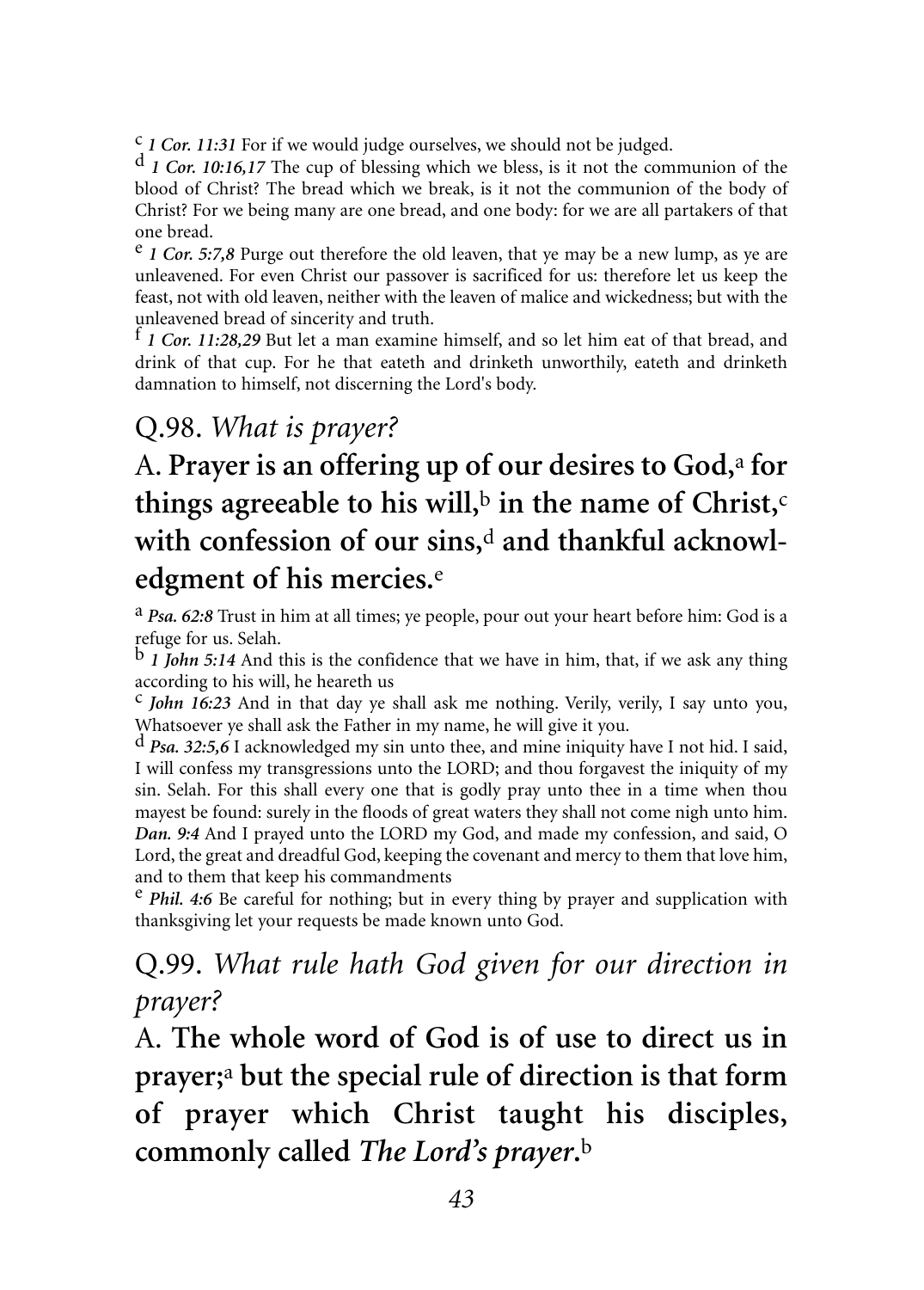[c] ***1 Cor. 11:31*** For if we would judge ourselves, we should not be judged.

[d] ***1 Cor. 10:16,17*** The cup of blessing which we bless, is it not the communion of the blood of Christ? The bread which we break, is it not the communion of the body of Christ? For we being many are one bread, and one body: for we are all partakers of that one bread.

[e] ***1 Cor. 5:7,8*** Purge out therefore the old leaven, that ye may be a new lump, as ye are unleavened. For even Christ our passover is sacrificed for us: therefore let us keep the feast, not with old leaven, neither with the leaven of malice and wickedness; but with the unleavened bread of sincerity and truth.

[f] ***1 Cor. 11:28,29*** But let a man examine himself, and so let him eat of that bread, and drink of that cup. For he that eateth and drinketh unworthily, eateth and drinketh damnation to himself, not discerning the Lord's body.

## Q.98. *What is prayer?*

## A. **Prayer is an offering up of our desires to God,[a] for things agreeable to his will,[b] in the name of Christ,[c] with confession of our sins,[d] and thankful acknowledgment of his mercies.[e]**

[a] ***Psa. 62:8*** Trust in him at all times; ye people, pour out your heart before him: God is a refuge for us. Selah.

[b] ***1 John 5:14*** And this is the confidence that we have in him, that, if we ask any thing according to his will, he heareth us

[c] ***John 16:23*** And in that day ye shall ask me nothing. Verily, verily, I say unto you, Whatsoever ye shall ask the Father in my name, he will give it you.

[d] ***Psa. 32:5,6*** I acknowledged my sin unto thee, and mine iniquity have I not hid. I said, I will confess my transgressions unto the LORD; and thou forgavest the iniquity of my sin. Selah. For this shall every one that is godly pray unto thee in a time when thou mayest be found: surely in the floods of great waters they shall not come nigh unto him. ***Dan. 9:4*** And I prayed unto the LORD my God, and made my confession, and said, O Lord, the great and dreadful God, keeping the covenant and mercy to them that love him, and to them that keep his commandments

[e] ***Phil. 4:6*** Be careful for nothing; but in every thing by prayer and supplication with thanksgiving let your requests be made known unto God.

## Q.99. *What rule hath God given for our direction in prayer?*

## A. **The whole word of God is of use to direct us in prayer;[a] but the special rule of direction is that form of prayer which Christ taught his disciples, commonly called *The Lord's prayer*.[b]**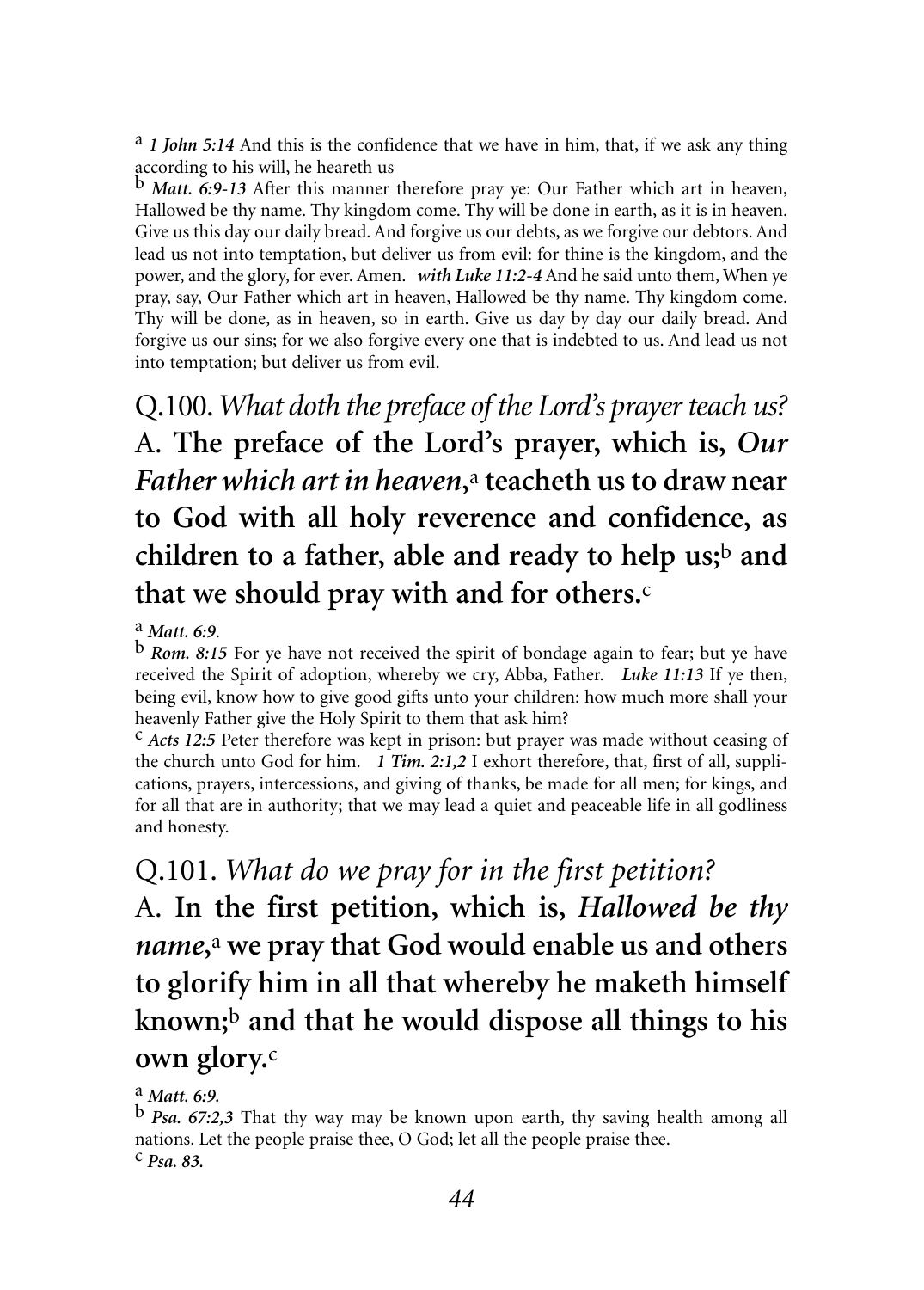[a] ***1 John 5:14*** And this is the confidence that we have in him, that, if we ask any thing according to his will, he heareth us

[b] ***Matt. 6:9-13*** After this manner therefore pray ye: Our Father which art in heaven, Hallowed be thy name. Thy kingdom come. Thy will be done in earth, as it is in heaven. Give us this day our daily bread. And forgive us our debts, as we forgive our debtors. And lead us not into temptation, but deliver us from evil: for thine is the kingdom, and the power, and the glory, for ever. Amen. ***with Luke 11:2-4*** And he said unto them, When ye pray, say, Our Father which art in heaven, Hallowed be thy name. Thy kingdom come. Thy will be done, as in heaven, so in earth. Give us day by day our daily bread. And forgive us our sins; for we also forgive every one that is indebted to us. And lead us not into temptation; but deliver us from evil.

## Q.100. *What doth the preface of the Lord's prayer teach us?*

**A. The preface of the Lord's prayer, which is, *Our Father which art in heaven*,[a] teacheth us to draw near to God with all holy reverence and confidence, as children to a father, able and ready to help us;[b] and that we should pray with and for others.[c]**

[a] ***Matt. 6:9.***

[b] ***Rom. 8:15*** For ye have not received the spirit of bondage again to fear; but ye have received the Spirit of adoption, whereby we cry, Abba, Father. ***Luke 11:13*** If ye then, being evil, know how to give good gifts unto your children: how much more shall your heavenly Father give the Holy Spirit to them that ask him?

[c] ***Acts 12:5*** Peter therefore was kept in prison: but prayer was made without ceasing of the church unto God for him. ***1 Tim. 2:1,2*** I exhort therefore, that, first of all, supplications, prayers, intercessions, and giving of thanks, be made for all men; for kings, and for all that are in authority; that we may lead a quiet and peaceable life in all godliness and honesty.

## Q.101. *What do we pray for in the first petition?*

**A. In the first petition, which is, *Hallowed be thy name*,[a] we pray that God would enable us and others to glorify him in all that whereby he maketh himself known;[b] and that he would dispose all things to his own glory.[c]**

[a] ***Matt. 6:9.***

[b] ***Psa. 67:2,3*** That thy way may be known upon earth, thy saving health among all nations. Let the people praise thee, O God; let all the people praise thee.

[c] ***Psa. 83.***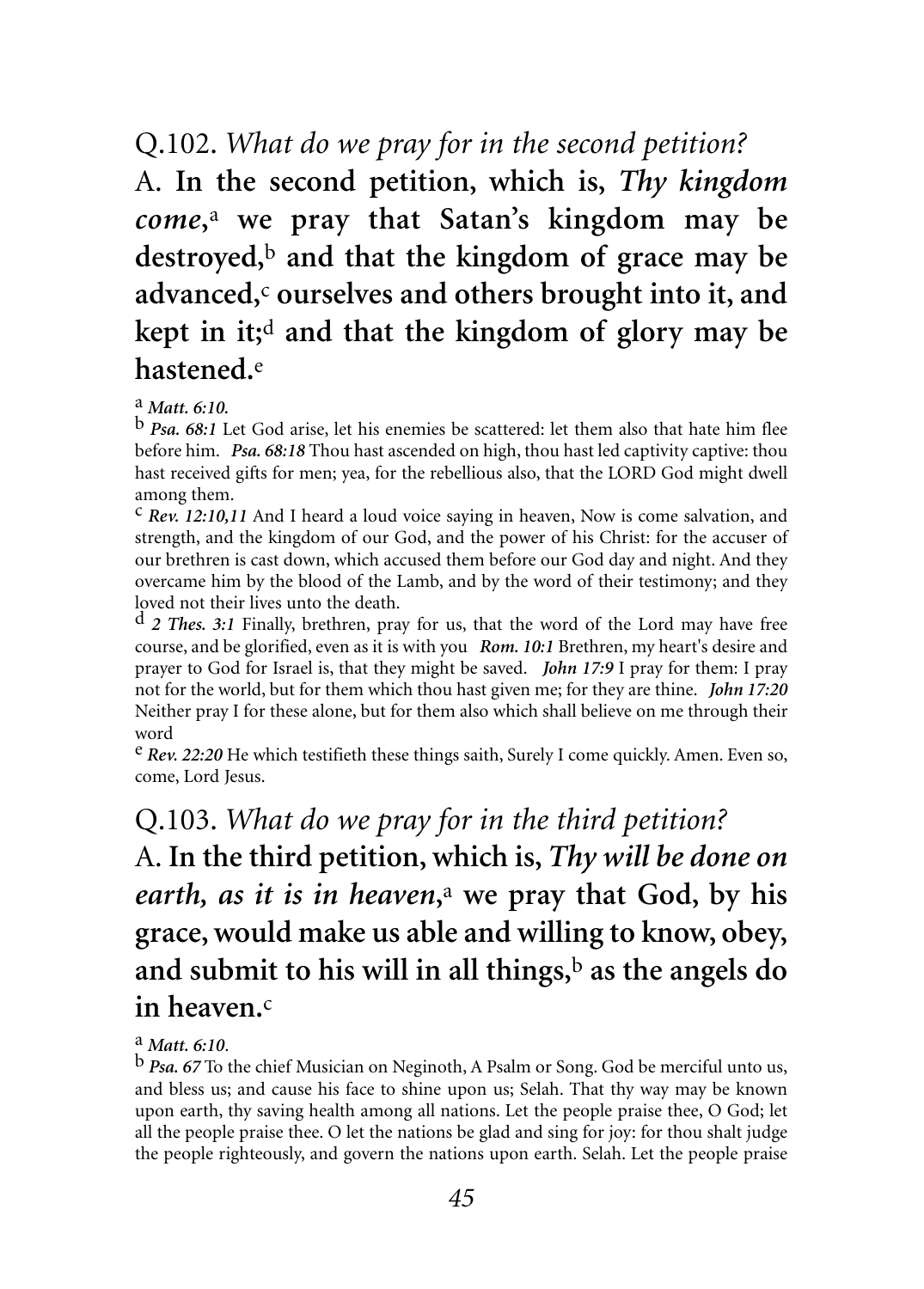## Q.102. *What do we pray for in the second petition?*

**A. In the second petition, which is, *Thy kingdom come*,[a] we pray that Satan's kingdom may be destroyed,[b] and that the kingdom of grace may be advanced,[c] ourselves and others brought into it, and kept in it;[d] and that the kingdom of glory may be hastened.[e]**

[a] ***Matt. 6:10.***

[b] ***Psa. 68:1*** Let God arise, let his enemies be scattered: let them also that hate him flee before him. ***Psa. 68:18*** Thou hast ascended on high, thou hast led captivity captive: thou hast received gifts for men; yea, for the rebellious also, that the LORD God might dwell among them.

[c] ***Rev. 12:10,11*** And I heard a loud voice saying in heaven, Now is come salvation, and strength, and the kingdom of our God, and the power of his Christ: for the accuser of our brethren is cast down, which accused them before our God day and night. And they overcame him by the blood of the Lamb, and by the word of their testimony; and they loved not their lives unto the death.

[d] ***2 Thes. 3:1*** Finally, brethren, pray for us, that the word of the Lord may have free course, and be glorified, even as it is with you ***Rom. 10:1*** Brethren, my heart's desire and prayer to God for Israel is, that they might be saved. ***John 17:9*** I pray for them: I pray not for the world, but for them which thou hast given me; for they are thine. ***John 17:20*** Neither pray I for these alone, but for them also which shall believe on me through their word

[e] ***Rev. 22:20*** He which testifieth these things saith, Surely I come quickly. Amen. Even so, come, Lord Jesus.

## Q.103. *What do we pray for in the third petition?*

**A. In the third petition, which is, *Thy will be done on earth, as it is in heaven*,[a] we pray that God, by his grace, would make us able and willing to know, obey, and submit to his will in all things,[b] as the angels do in heaven.[c]**

[a] ***Matt. 6:10***.

[b] ***Psa. 67*** To the chief Musician on Neginoth, A Psalm or Song. God be merciful unto us, and bless us; and cause his face to shine upon us; Selah. That thy way may be known upon earth, thy saving health among all nations. Let the people praise thee, O God; let all the people praise thee. O let the nations be glad and sing for joy: for thou shalt judge the people righteously, and govern the nations upon earth. Selah. Let the people praise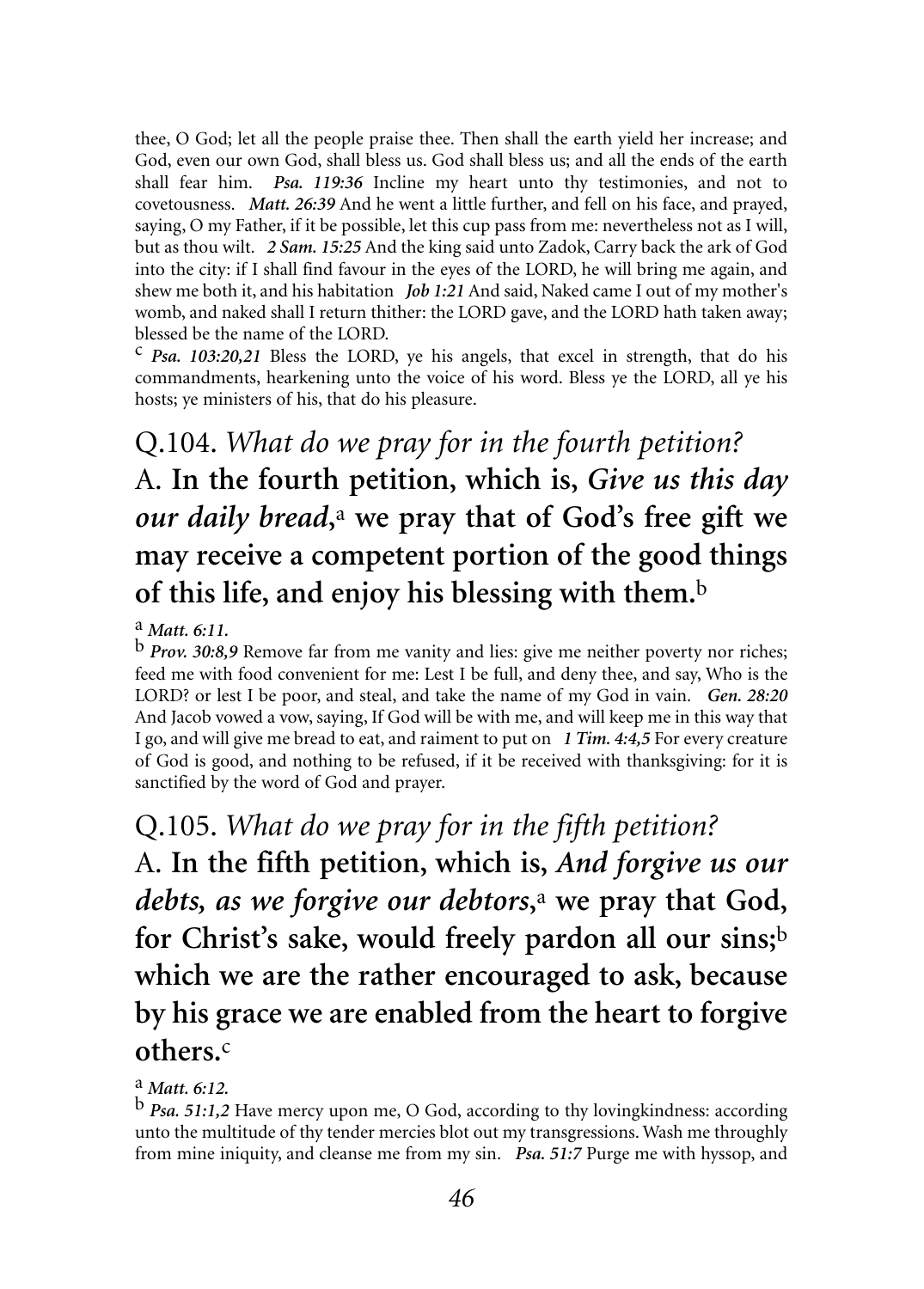thee, O God; let all the people praise thee. Then shall the earth yield her increase; and God, even our own God, shall bless us. God shall bless us; and all the ends of the earth shall fear him. ***Psa. 119:36*** Incline my heart unto thy testimonies, and not to covetousness. ***Matt. 26:39*** And he went a little further, and fell on his face, and prayed, saying, O my Father, if it be possible, let this cup pass from me: nevertheless not as I will, but as thou wilt. ***2 Sam. 15:25*** And the king said unto Zadok, Carry back the ark of God into the city: if I shall find favour in the eyes of the LORD, he will bring me again, and shew me both it, and his habitation ***Job 1:21*** And said, Naked came I out of my mother's womb, and naked shall I return thither: the LORD gave, and the LORD hath taken away; blessed be the name of the LORD.

[c] ***Psa. 103:20,21*** Bless the LORD, ye his angels, that excel in strength, that do his commandments, hearkening unto the voice of his word. Bless ye the LORD, all ye his hosts; ye ministers of his, that do his pleasure.

## Q.104. *What do we pray for in the fourth petition?*

## A. **In the fourth petition, which is, *Give us this day our daily bread*,[a] we pray that of God's free gift we may receive a competent portion of the good things of this life, and enjoy his blessing with them.[b]**

[a] ***Matt. 6:11.***

[b] ***Prov. 30:8,9*** Remove far from me vanity and lies: give me neither poverty nor riches; feed me with food convenient for me: Lest I be full, and deny thee, and say, Who is the LORD? or lest I be poor, and steal, and take the name of my God in vain. ***Gen. 28:20*** And Jacob vowed a vow, saying, If God will be with me, and will keep me in this way that I go, and will give me bread to eat, and raiment to put on ***1 Tim. 4:4,5*** For every creature of God is good, and nothing to be refused, if it be received with thanksgiving: for it is sanctified by the word of God and prayer.

## Q.105. *What do we pray for in the fifth petition?*

## A. **In the fifth petition, which is, *And forgive us our debts, as we forgive our debtors*,[a] we pray that God, for Christ's sake, would freely pardon all our sins;[b] which we are the rather encouraged to ask, because by his grace we are enabled from the heart to forgive others.[c]**

[a] ***Matt. 6:12.***

[b] ***Psa. 51:1,2*** Have mercy upon me, O God, according to thy lovingkindness: according unto the multitude of thy tender mercies blot out my transgressions. Wash me throughly from mine iniquity, and cleanse me from my sin. ***Psa. 51:7*** Purge me with hyssop, and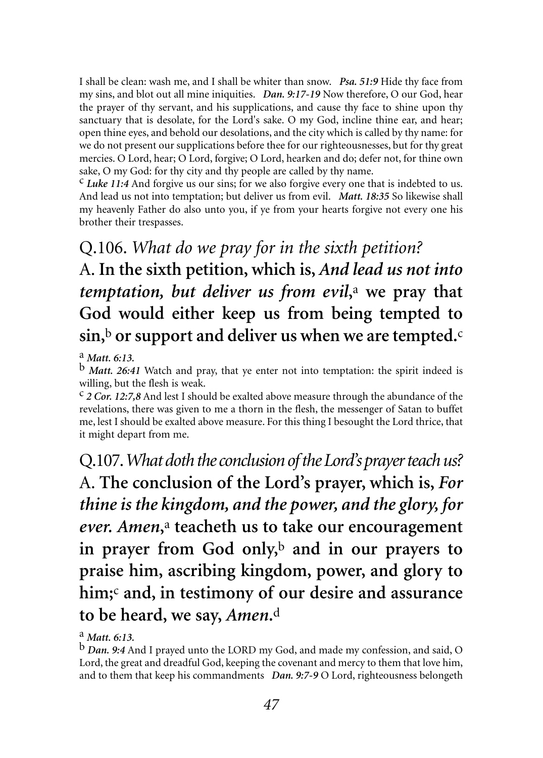I shall be clean: wash me, and I shall be whiter than snow. ***Psa. 51:9*** Hide thy face from my sins, and blot out all mine iniquities. ***Dan. 9:17-19*** Now therefore, O our God, hear the prayer of thy servant, and his supplications, and cause thy face to shine upon thy sanctuary that is desolate, for the Lord's sake. O my God, incline thine ear, and hear; open thine eyes, and behold our desolations, and the city which is called by thy name: for we do not present our supplications before thee for our righteousnesses, but for thy great mercies. O Lord, hear; O Lord, forgive; O Lord, hearken and do; defer not, for thine own sake, O my God: for thy city and thy people are called by thy name.

[c] ***Luke 11:4*** And forgive us our sins; for we also forgive every one that is indebted to us. And lead us not into temptation; but deliver us from evil. ***Matt. 18:35*** So likewise shall my heavenly Father do also unto you, if ye from your hearts forgive not every one his brother their trespasses.

## Q.106. *What do we pray for in the sixth petition?*

**A. In the sixth petition, which is, *And lead us not into temptation, but deliver us from evil*,[a] we pray that God would either keep us from being tempted to sin,[b] or support and deliver us when we are tempted.[c]**

[a] ***Matt. 6:13.***

[b] ***Matt. 26:41*** Watch and pray, that ye enter not into temptation: the spirit indeed is willing, but the flesh is weak.

[c] ***2 Cor. 12:7,8*** And lest I should be exalted above measure through the abundance of the revelations, there was given to me a thorn in the flesh, the messenger of Satan to buffet me, lest I should be exalted above measure. For this thing I besought the Lord thrice, that it might depart from me.

## Q.107. *What doth the conclusion of the Lord's prayer teach us?*

**A. The conclusion of the Lord's prayer, which is, *For thine is the kingdom, and the power, and the glory, for ever. Amen*,[a] teacheth us to take our encouragement in prayer from God only,[b] and in our prayers to praise him, ascribing kingdom, power, and glory to him;[c] and, in testimony of our desire and assurance to be heard, we say, *Amen*.[d]**

[a] ***Matt. 6:13.***

[b] ***Dan. 9:4*** And I prayed unto the LORD my God, and made my confession, and said, O Lord, the great and dreadful God, keeping the covenant and mercy to them that love him, and to them that keep his commandments ***Dan. 9:7-9*** O Lord, righteousness belongeth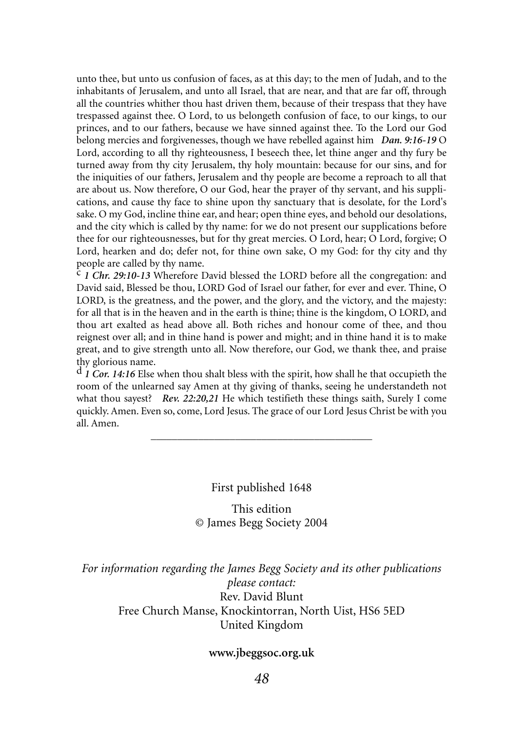unto thee, but unto us confusion of faces, as at this day; to the men of Judah, and to the inhabitants of Jerusalem, and unto all Israel, that are near, and that are far off, through all the countries whither thou hast driven them, because of their trespass that they have trespassed against thee. O Lord, to us belongeth confusion of face, to our kings, to our princes, and to our fathers, because we have sinned against thee. To the Lord our God belong mercies and forgivenesses, though we have rebelled against him ***Dan. 9:16-19*** O Lord, according to all thy righteousness, I beseech thee, let thine anger and thy fury be turned away from thy city Jerusalem, thy holy mountain: because for our sins, and for the iniquities of our fathers, Jerusalem and thy people are become a reproach to all that are about us. Now therefore, O our God, hear the prayer of thy servant, and his supplications, and cause thy face to shine upon thy sanctuary that is desolate, for the Lord's sake. O my God, incline thine ear, and hear; open thine eyes, and behold our desolations, and the city which is called by thy name: for we do not present our supplications before thee for our righteousnesses, but for thy great mercies. O Lord, hear; O Lord, forgive; O Lord, hearken and do; defer not, for thine own sake, O my God: for thy city and thy people are called by thy name.

[c] ***1 Chr. 29:10-13*** Wherefore David blessed the LORD before all the congregation: and David said, Blessed be thou, LORD God of Israel our father, for ever and ever. Thine, O LORD, is the greatness, and the power, and the glory, and the victory, and the majesty: for all that is in the heaven and in the earth is thine; thine is the kingdom, O LORD, and thou art exalted as head above all. Both riches and honour come of thee, and thou reignest over all; and in thine hand is power and might; and in thine hand it is to make great, and to give strength unto all. Now therefore, our God, we thank thee, and praise thy glorious name.

[d] ***1 Cor. 14:16*** Else when thou shalt bless with the spirit, how shall he that occupieth the room of the unlearned say Amen at thy giving of thanks, seeing he understandeth not what thou sayest? ***Rev. 22:20,21*** He which testifieth these things saith, Surely I come quickly. Amen. Even so, come, Lord Jesus. The grace of our Lord Jesus Christ be with you all. Amen.

---

First published 1648

This edition
© James Begg Society 2004

*For information regarding the James Begg Society and its other publications please contact:*
Rev. David Blunt
Free Church Manse, Knockintorran, North Uist, HS6 5ED
United Kingdom

**www.jbeggsoc.org.uk**